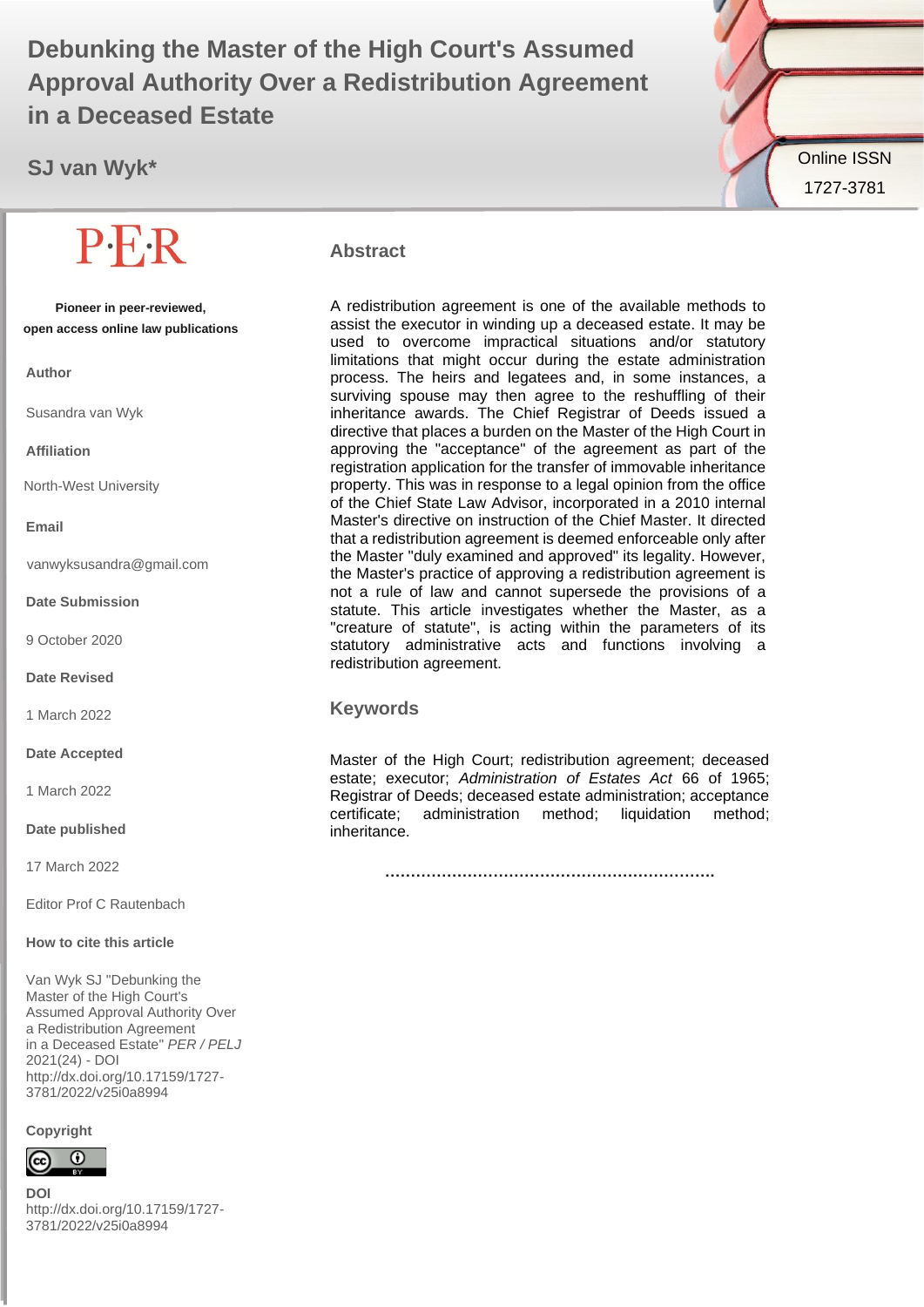# Debunking the Master of the High Court's Assumed Approval Authority Over a Redistribution Agreement in a Deceased Estate

**SJ van Wyk***

Online ISSN 1727-3781

P·E·R

**Pioneer in peer-reviewed, open access online law publications**

**Author**

Susandra van Wyk

**Affiliation**

North-West University

**Email**

vanwyksusandra@gmail.com

**Date Submission**

9 October 2020

**Date Revised**

1 March 2022

**Date Accepted**

1 March 2022

**Date published**

17 March 2022

Editor Prof C Rautenbach

**How to cite this article**

Van Wyk SJ "Debunking the Master of the High Court's Assumed Approval Authority Over a Redistribution Agreement in a Deceased Estate" *PER / PELJ* 2021(24) - DOI http://dx.doi.org/10.17159/1727-3781/2022/v25i0a8994

**Copyright**

**DOI**
http://dx.doi.org/10.17159/1727-3781/2022/v25i0a8994

## Abstract

A redistribution agreement is one of the available methods to assist the executor in winding up a deceased estate. It may be used to overcome impractical situations and/or statutory limitations that might occur during the estate administration process. The heirs and legatees and, in some instances, a surviving spouse may then agree to the reshuffling of their inheritance awards. The Chief Registrar of Deeds issued a directive that places a burden on the Master of the High Court in approving the "acceptance" of the agreement as part of the registration application for the transfer of immovable inheritance property. This was in response to a legal opinion from the office of the Chief State Law Advisor, incorporated in a 2010 internal Master's directive on instruction of the Chief Master. It directed that a redistribution agreement is deemed enforceable only after the Master "duly examined and approved" its legality. However, the Master's practice of approving a redistribution agreement is not a rule of law and cannot supersede the provisions of a statute. This article investigates whether the Master, as a "creature of statute", is acting within the parameters of its statutory administrative acts and functions involving a redistribution agreement.

## Keywords

Master of the High Court; redistribution agreement; deceased estate; executor; *Administration of Estates Act* 66 of 1965; Registrar of Deeds; deceased estate administration; acceptance certificate; administration method; liquidation method; inheritance.

……………………………………………………….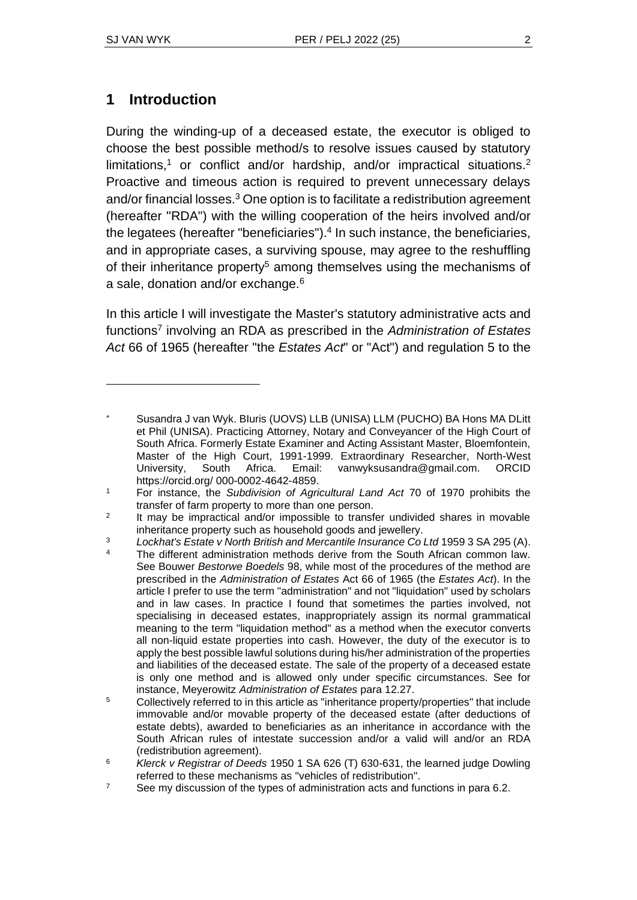## 1 Introduction

During the winding-up of a deceased estate, the executor is obliged to choose the best possible method/s to resolve issues caused by statutory limitations,[1] or conflict and/or hardship, and/or impractical situations.[2] Proactive and timeous action is required to prevent unnecessary delays and/or financial losses.[3] One option is to facilitate a redistribution agreement (hereafter "RDA") with the willing cooperation of the heirs involved and/or the legatees (hereafter "beneficiaries").[4] In such instance, the beneficiaries, and in appropriate cases, a surviving spouse, may agree to the reshuffling of their inheritance property[5] among themselves using the mechanisms of a sale, donation and/or exchange.[6]

In this article I will investigate the Master's statutory administrative acts and functions[7] involving an RDA as prescribed in the *Administration of Estates Act* 66 of 1965 (hereafter "the *Estates Act*" or "Act") and regulation 5 to the

---

\* Susandra J van Wyk. BIuris (UOVS) LLB (UNISA) LLM (PUCHO) BA Hons MA DLitt et Phil (UNISA). Practicing Attorney, Notary and Conveyancer of the High Court of South Africa. Formerly Estate Examiner and Acting Assistant Master, Bloemfontein, Master of the High Court, 1991-1999. Extraordinary Researcher, North-West University, South Africa. Email: vanwyksusandra@gmail.com. ORCID https://orcid.org/ 000-0002-4642-4859.

[1] For instance, the *Subdivision of Agricultural Land Act* 70 of 1970 prohibits the transfer of farm property to more than one person.

[2] It may be impractical and/or impossible to transfer undivided shares in movable inheritance property such as household goods and jewellery.

[3] *Lockhat's Estate v North British and Mercantile Insurance Co Ltd* 1959 3 SA 295 (A).

[4] The different administration methods derive from the South African common law. See Bouwer *Bestorwe Boedels* 98, while most of the procedures of the method are prescribed in the *Administration of Estates* Act 66 of 1965 (the *Estates Act*). In the article I prefer to use the term "administration" and not "liquidation" used by scholars and in law cases. In practice I found that sometimes the parties involved, not specialising in deceased estates, inappropriately assign its normal grammatical meaning to the term "liquidation method" as a method when the executor converts all non-liquid estate properties into cash. However, the duty of the executor is to apply the best possible lawful solutions during his/her administration of the properties and liabilities of the deceased estate. The sale of the property of a deceased estate is only one method and is allowed only under specific circumstances. See for instance, Meyerowitz *Administration of Estates* para 12.27.

[5] Collectively referred to in this article as "inheritance property/properties" that include immovable and/or movable property of the deceased estate (after deductions of estate debts), awarded to beneficiaries as an inheritance in accordance with the South African rules of intestate succession and/or a valid will and/or an RDA (redistribution agreement).

[6] *Klerck v Registrar of Deeds* 1950 1 SA 626 (T) 630-631, the learned judge Dowling referred to these mechanisms as "vehicles of redistribution".

[7] See my discussion of the types of administration acts and functions in para 6.2.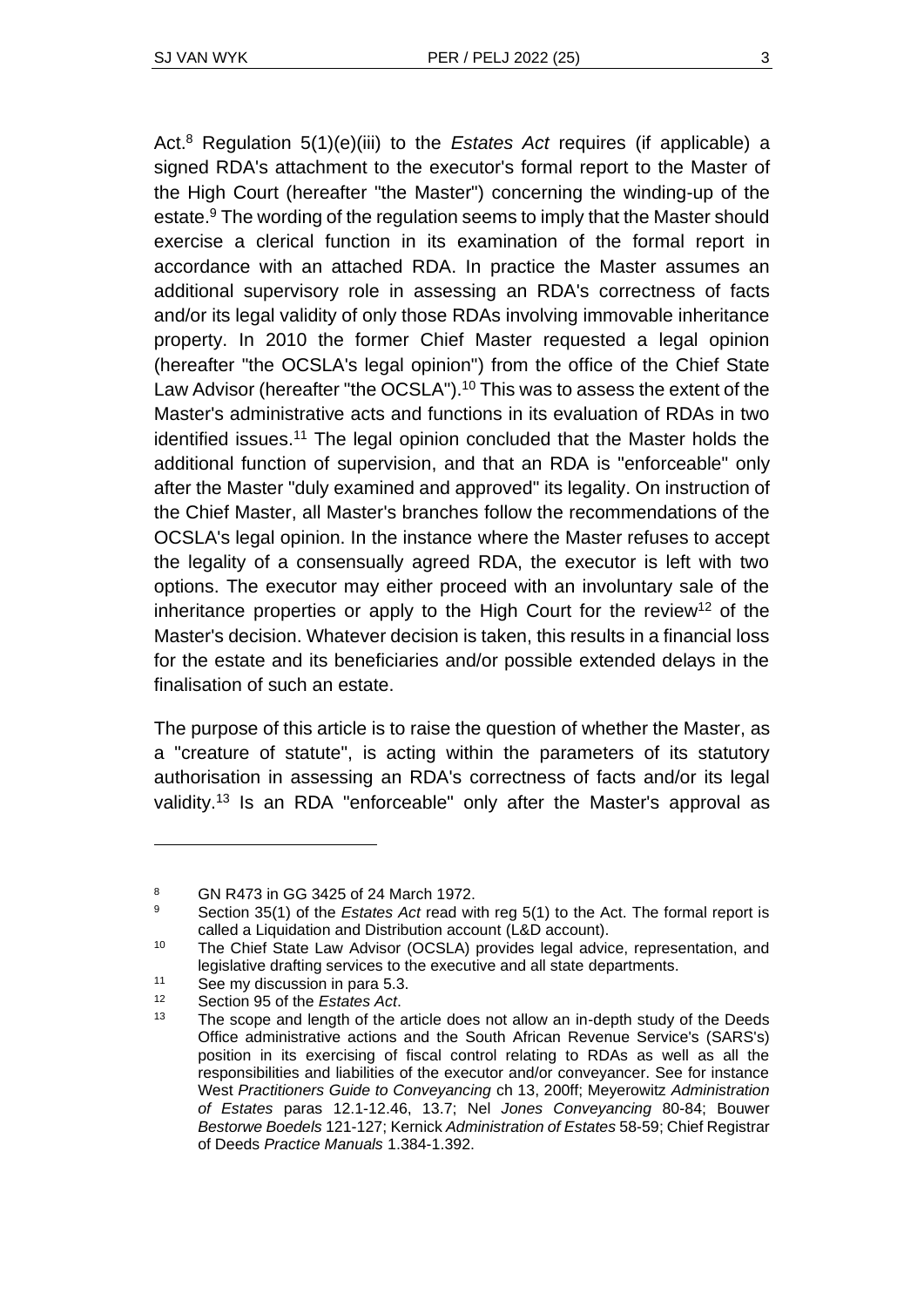Act.[8] Regulation 5(1)(e)(iii) to the *Estates Act* requires (if applicable) a signed RDA's attachment to the executor's formal report to the Master of the High Court (hereafter "the Master") concerning the winding-up of the estate.[9] The wording of the regulation seems to imply that the Master should exercise a clerical function in its examination of the formal report in accordance with an attached RDA. In practice the Master assumes an additional supervisory role in assessing an RDA's correctness of facts and/or its legal validity of only those RDAs involving immovable inheritance property. In 2010 the former Chief Master requested a legal opinion (hereafter "the OCSLA's legal opinion") from the office of the Chief State Law Advisor (hereafter "the OCSLA").[10] This was to assess the extent of the Master's administrative acts and functions in its evaluation of RDAs in two identified issues.[11] The legal opinion concluded that the Master holds the additional function of supervision, and that an RDA is "enforceable" only after the Master "duly examined and approved" its legality. On instruction of the Chief Master, all Master's branches follow the recommendations of the OCSLA's legal opinion. In the instance where the Master refuses to accept the legality of a consensually agreed RDA, the executor is left with two options. The executor may either proceed with an involuntary sale of the inheritance properties or apply to the High Court for the review[12] of the Master's decision. Whatever decision is taken, this results in a financial loss for the estate and its beneficiaries and/or possible extended delays in the finalisation of such an estate.

The purpose of this article is to raise the question of whether the Master, as a "creature of statute", is acting within the parameters of its statutory authorisation in assessing an RDA's correctness of facts and/or its legal validity.[13] Is an RDA "enforceable" only after the Master's approval as

---

[8] GN R473 in GG 3425 of 24 March 1972.

[9] Section 35(1) of the *Estates Act* read with reg 5(1) to the Act. The formal report is called a Liquidation and Distribution account (L&D account).

[10] The Chief State Law Advisor (OCSLA) provides legal advice, representation, and legislative drafting services to the executive and all state departments.

[11] See my discussion in para 5.3.

[12] Section 95 of the *Estates Act*.

[13] The scope and length of the article does not allow an in-depth study of the Deeds Office administrative actions and the South African Revenue Service's (SARS's) position in its exercising of fiscal control relating to RDAs as well as all the responsibilities and liabilities of the executor and/or conveyancer. See for instance West *Practitioners Guide to Conveyancing* ch 13, 200ff; Meyerowitz *Administration of Estates* paras 12.1-12.46, 13.7; Nel *Jones Conveyancing* 80-84; Bouwer *Bestorwe Boedels* 121-127; Kernick *Administration of Estates* 58-59; Chief Registrar of Deeds *Practice Manuals* 1.384-1.392.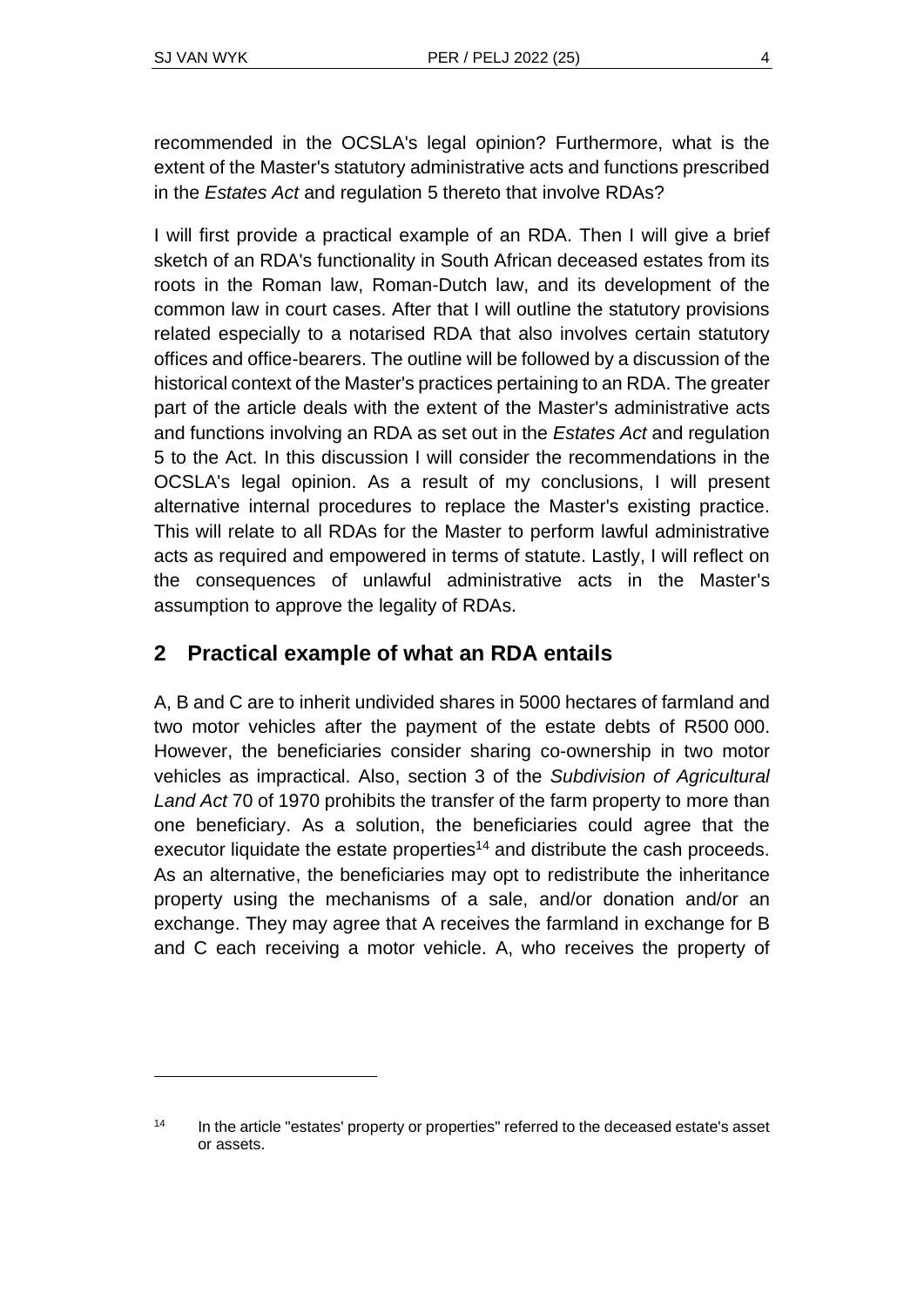recommended in the OCSLA's legal opinion? Furthermore, what is the extent of the Master's statutory administrative acts and functions prescribed in the *Estates Act* and regulation 5 thereto that involve RDAs?

I will first provide a practical example of an RDA. Then I will give a brief sketch of an RDA's functionality in South African deceased estates from its roots in the Roman law, Roman-Dutch law, and its development of the common law in court cases. After that I will outline the statutory provisions related especially to a notarised RDA that also involves certain statutory offices and office-bearers. The outline will be followed by a discussion of the historical context of the Master's practices pertaining to an RDA. The greater part of the article deals with the extent of the Master's administrative acts and functions involving an RDA as set out in the *Estates Act* and regulation 5 to the Act. In this discussion I will consider the recommendations in the OCSLA's legal opinion. As a result of my conclusions, I will present alternative internal procedures to replace the Master's existing practice. This will relate to all RDAs for the Master to perform lawful administrative acts as required and empowered in terms of statute. Lastly, I will reflect on the consequences of unlawful administrative acts in the Master's assumption to approve the legality of RDAs.

## 2 Practical example of what an RDA entails

A, B and C are to inherit undivided shares in 5000 hectares of farmland and two motor vehicles after the payment of the estate debts of R500 000. However, the beneficiaries consider sharing co-ownership in two motor vehicles as impractical. Also, section 3 of the *Subdivision of Agricultural Land Act* 70 of 1970 prohibits the transfer of the farm property to more than one beneficiary. As a solution, the beneficiaries could agree that the executor liquidate the estate properties[14] and distribute the cash proceeds. As an alternative, the beneficiaries may opt to redistribute the inheritance property using the mechanisms of a sale, and/or donation and/or an exchange. They may agree that A receives the farmland in exchange for B and C each receiving a motor vehicle. A, who receives the property of

---

[14] In the article "estates' property or properties" referred to the deceased estate's asset or assets.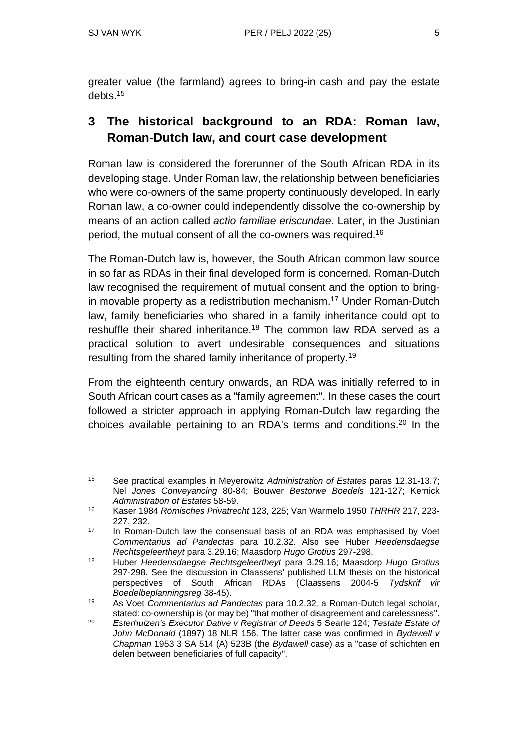greater value (the farmland) agrees to bring-in cash and pay the estate debts.[15]

## 3 The historical background to an RDA: Roman law, Roman-Dutch law, and court case development

Roman law is considered the forerunner of the South African RDA in its developing stage. Under Roman law, the relationship between beneficiaries who were co-owners of the same property continuously developed. In early Roman law, a co-owner could independently dissolve the co-ownership by means of an action called *actio familiae eriscundae*. Later, in the Justinian period, the mutual consent of all the co-owners was required.[16]

The Roman-Dutch law is, however, the South African common law source in so far as RDAs in their final developed form is concerned. Roman-Dutch law recognised the requirement of mutual consent and the option to bring-in movable property as a redistribution mechanism.[17] Under Roman-Dutch law, family beneficiaries who shared in a family inheritance could opt to reshuffle their shared inheritance.[18] The common law RDA served as a practical solution to avert undesirable consequences and situations resulting from the shared family inheritance of property.[19]

From the eighteenth century onwards, an RDA was initially referred to in South African court cases as a "family agreement". In these cases the court followed a stricter approach in applying Roman-Dutch law regarding the choices available pertaining to an RDA's terms and conditions.[20] In the

---

[15] See practical examples in Meyerowitz *Administration of Estates* paras 12.31-13.7; Nel *Jones Conveyancing* 80-84; Bouwer *Bestorwe Boedels* 121-127; Kernick *Administration of Estates* 58-59.

[16] Kaser 1984 *Römisches Privatrecht* 123, 225; Van Warmelo 1950 *THRHR* 217, 223-227, 232.

[17] In Roman-Dutch law the consensual basis of an RDA was emphasised by Voet *Commentarius ad Pandectas* para 10.2.32. Also see Huber *Heedensdaegse Rechtsgeleertheyt* para 3.29.16; Maasdorp *Hugo Grotius* 297-298.

[18] Huber *Heedensdaegse Rechtsgeleertheyt* para 3.29.16; Maasdorp *Hugo Grotius* 297-298. See the discussion in Claassens' published LLM thesis on the historical perspectives of South African RDAs (Claassens 2004-5 *Tydskrif vir Boedelbeplanningsreg* 38-45).

[19] As Voet *Commentarius ad Pandectas* para 10.2.32, a Roman-Dutch legal scholar, stated: co-ownership is (or may be) "that mother of disagreement and carelessness".

[20] *Esterhuizen's Executor Dative v Registrar of Deeds* 5 Searle 124; *Testate Estate of John McDonald* (1897) 18 NLR 156. The latter case was confirmed in *Bydawell v Chapman* 1953 3 SA 514 (A) 523B (the *Bydawell* case) as a "case of schichten en delen between beneficiaries of full capacity".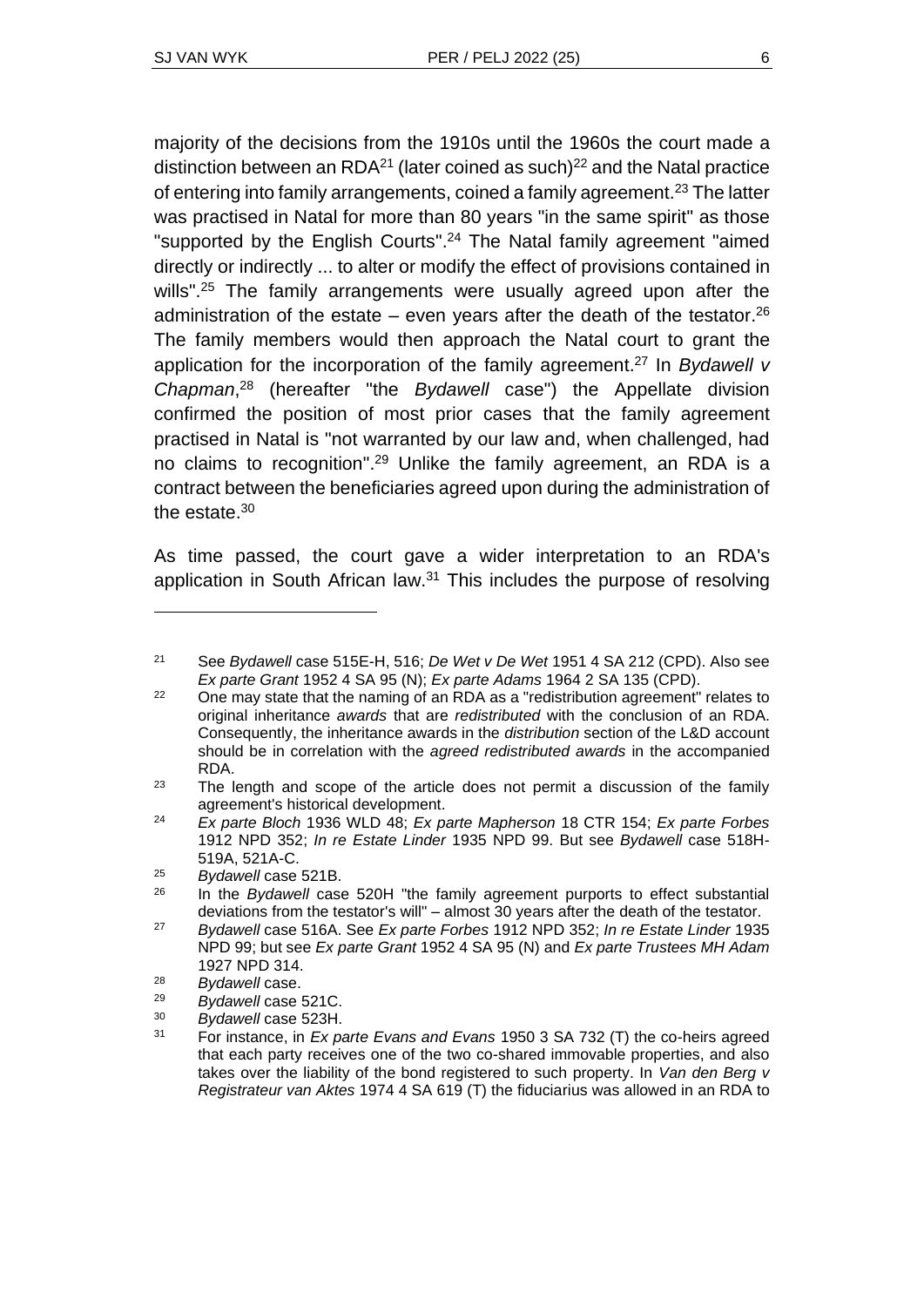majority of the decisions from the 1910s until the 1960s the court made a distinction between an RDA[21] (later coined as such)[22] and the Natal practice of entering into family arrangements, coined a family agreement.[23] The latter was practised in Natal for more than 80 years "in the same spirit" as those "supported by the English Courts".[24] The Natal family agreement "aimed directly or indirectly ... to alter or modify the effect of provisions contained in wills".[25] The family arrangements were usually agreed upon after the administration of the estate – even years after the death of the testator.[26] The family members would then approach the Natal court to grant the application for the incorporation of the family agreement.[27] In *Bydawell v Chapman*,[28] (hereafter "the *Bydawell* case") the Appellate division confirmed the position of most prior cases that the family agreement practised in Natal is "not warranted by our law and, when challenged, had no claims to recognition".[29] Unlike the family agreement, an RDA is a contract between the beneficiaries agreed upon during the administration of the estate.[30]

As time passed, the court gave a wider interpretation to an RDA's application in South African law.[31] This includes the purpose of resolving

---

[21] See *Bydawell* case 515E-H, 516; *De Wet v De Wet* 1951 4 SA 212 (CPD). Also see *Ex parte Grant* 1952 4 SA 95 (N); *Ex parte Adams* 1964 2 SA 135 (CPD).

[22] One may state that the naming of an RDA as a "redistribution agreement" relates to original inheritance *awards* that are *redistributed* with the conclusion of an RDA. Consequently, the inheritance awards in the *distribution* section of the L&D account should be in correlation with the *agreed redistributed awards* in the accompanied RDA.

[23] The length and scope of the article does not permit a discussion of the family agreement's historical development.

[24] *Ex parte Bloch* 1936 WLD 48; *Ex parte Mapherson* 18 CTR 154; *Ex parte Forbes* 1912 NPD 352; *In re Estate Linder* 1935 NPD 99. But see *Bydawell* case 518H-519A, 521A-C.

[25] *Bydawell* case 521B.

[26] In the *Bydawell* case 520H "the family agreement purports to effect substantial deviations from the testator's will" – almost 30 years after the death of the testator.

[27] *Bydawell* case 516A. See *Ex parte Forbes* 1912 NPD 352; *In re Estate Linder* 1935 NPD 99; but see *Ex parte Grant* 1952 4 SA 95 (N) and *Ex parte Trustees MH Adam* 1927 NPD 314.

[28] *Bydawell* case.

[29] *Bydawell* case 521C.

[30] *Bydawell* case 523H.

[31] For instance, in *Ex parte Evans and Evans* 1950 3 SA 732 (T) the co-heirs agreed that each party receives one of the two co-shared immovable properties, and also takes over the liability of the bond registered to such property. In *Van den Berg v Registrateur van Aktes* 1974 4 SA 619 (T) the fiduciarius was allowed in an RDA to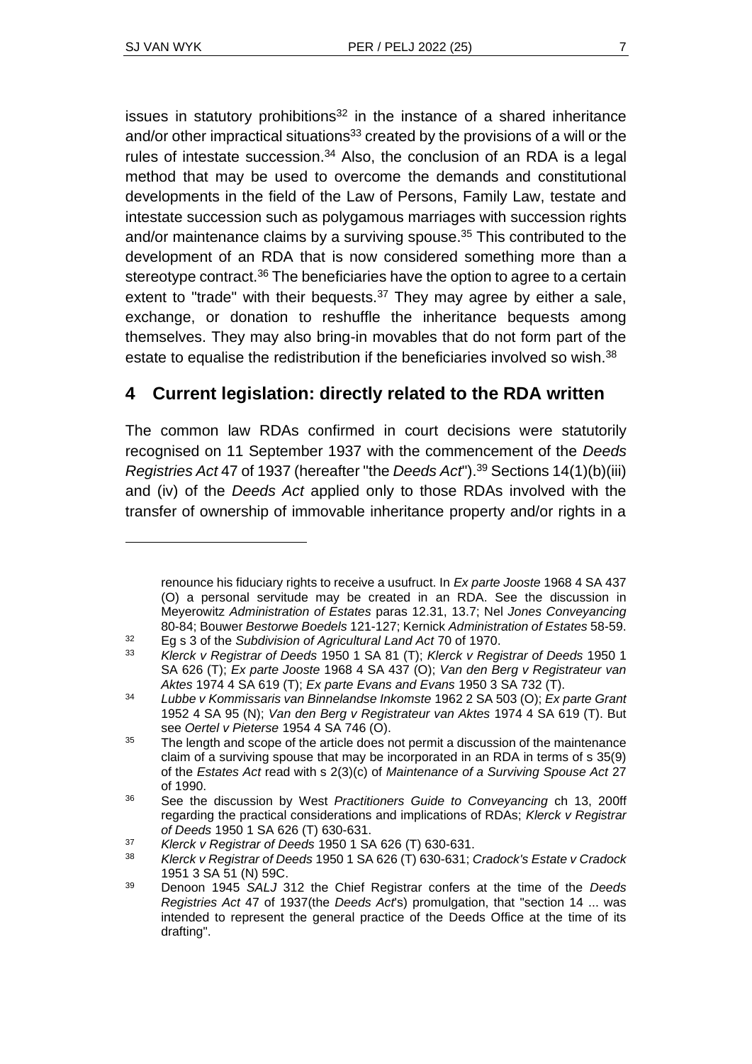issues in statutory prohibitions[32] in the instance of a shared inheritance and/or other impractical situations[33] created by the provisions of a will or the rules of intestate succession.[34] Also, the conclusion of an RDA is a legal method that may be used to overcome the demands and constitutional developments in the field of the Law of Persons, Family Law, testate and intestate succession such as polygamous marriages with succession rights and/or maintenance claims by a surviving spouse.[35] This contributed to the development of an RDA that is now considered something more than a stereotype contract.[36] The beneficiaries have the option to agree to a certain extent to "trade" with their bequests.[37] They may agree by either a sale, exchange, or donation to reshuffle the inheritance bequests among themselves. They may also bring-in movables that do not form part of the estate to equalise the redistribution if the beneficiaries involved so wish.[38]

## 4 Current legislation: directly related to the RDA written

The common law RDAs confirmed in court decisions were statutorily recognised on 11 September 1937 with the commencement of the *Deeds Registries Act* 47 of 1937 (hereafter "the *Deeds Act*").[39] Sections 14(1)(b)(iii) and (iv) of the *Deeds Act* applied only to those RDAs involved with the transfer of ownership of immovable inheritance property and/or rights in a

---

renounce his fiduciary rights to receive a usufruct. In *Ex parte Jooste* 1968 4 SA 437 (O) a personal servitude may be created in an RDA. See the discussion in Meyerowitz *Administration of Estates* paras 12.31, 13.7; Nel *Jones Conveyancing* 80-84; Bouwer *Bestorwe Boedels* 121-127; Kernick *Administration of Estates* 58-59.

32 Eg s 3 of the *Subdivision of Agricultural Land Act* 70 of 1970.

33 *Klerck v Registrar of Deeds* 1950 1 SA 81 (T); *Klerck v Registrar of Deeds* 1950 1 SA 626 (T); *Ex parte Jooste* 1968 4 SA 437 (O); *Van den Berg v Registrateur van Aktes* 1974 4 SA 619 (T); *Ex parte Evans and Evans* 1950 3 SA 732 (T).

34 *Lubbe v Kommissaris van Binnelandse Inkomste* 1962 2 SA 503 (O); *Ex parte Grant* 1952 4 SA 95 (N); *Van den Berg v Registrateur van Aktes* 1974 4 SA 619 (T). But see *Oertel v Pieterse* 1954 4 SA 746 (O).

35 The length and scope of the article does not permit a discussion of the maintenance claim of a surviving spouse that may be incorporated in an RDA in terms of s 35(9) of the *Estates Act* read with s 2(3)(c) of *Maintenance of a Surviving Spouse Act* 27 of 1990.

36 See the discussion by West *Practitioners Guide to Conveyancing* ch 13, 200ff regarding the practical considerations and implications of RDAs; *Klerck v Registrar of Deeds* 1950 1 SA 626 (T) 630-631.

37 *Klerck v Registrar of Deeds* 1950 1 SA 626 (T) 630-631.

38 *Klerck v Registrar of Deeds* 1950 1 SA 626 (T) 630-631; *Cradock's Estate v Cradock* 1951 3 SA 51 (N) 59C.

39 Denoon 1945 *SALJ* 312 the Chief Registrar confers at the time of the *Deeds Registries Act* 47 of 1937(the *Deeds Act*'s) promulgation, that "section 14 ... was intended to represent the general practice of the Deeds Office at the time of its drafting".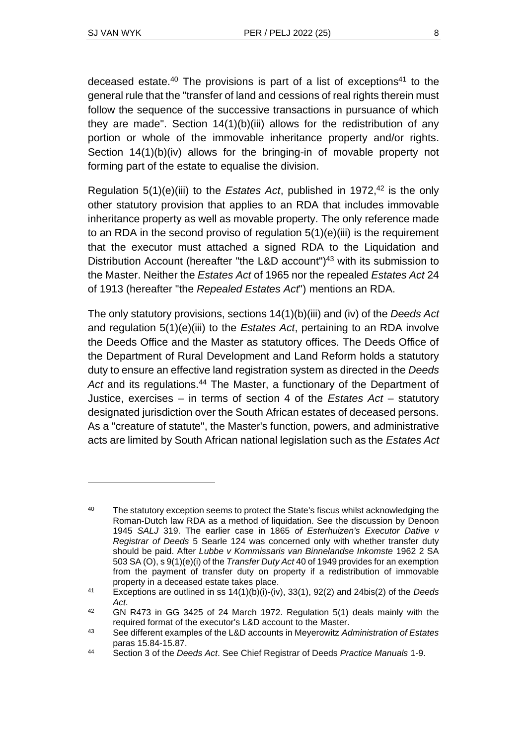deceased estate.[40] The provisions is part of a list of exceptions[41] to the general rule that the "transfer of land and cessions of real rights therein must follow the sequence of the successive transactions in pursuance of which they are made". Section 14(1)(b)(iii) allows for the redistribution of any portion or whole of the immovable inheritance property and/or rights. Section 14(1)(b)(iv) allows for the bringing-in of movable property not forming part of the estate to equalise the division.

Regulation 5(1)(e)(iii) to the *Estates Act*, published in 1972,[42] is the only other statutory provision that applies to an RDA that includes immovable inheritance property as well as movable property. The only reference made to an RDA in the second proviso of regulation 5(1)(e)(iii) is the requirement that the executor must attached a signed RDA to the Liquidation and Distribution Account (hereafter "the L&D account")[43] with its submission to the Master. Neither the *Estates Act* of 1965 nor the repealed *Estates Act* 24 of 1913 (hereafter "the *Repealed Estates Act*") mentions an RDA.

The only statutory provisions, sections 14(1)(b)(iii) and (iv) of the *Deeds Act* and regulation 5(1)(e)(iii) to the *Estates Act*, pertaining to an RDA involve the Deeds Office and the Master as statutory offices. The Deeds Office of the Department of Rural Development and Land Reform holds a statutory duty to ensure an effective land registration system as directed in the *Deeds Act* and its regulations.[44] The Master, a functionary of the Department of Justice, exercises – in terms of section 4 of the *Estates Act* – statutory designated jurisdiction over the South African estates of deceased persons. As a "creature of statute", the Master's function, powers, and administrative acts are limited by South African national legislation such as the *Estates Act*

---

[40] The statutory exception seems to protect the State's fiscus whilst acknowledging the Roman-Dutch law RDA as a method of liquidation. See the discussion by Denoon 1945 *SALJ* 319. The earlier case in 1865 *of Esterhuizen's Executor Dative v Registrar of Deeds* 5 Searle 124 was concerned only with whether transfer duty should be paid. After *Lubbe v Kommissaris van Binnelandse Inkomste* 1962 2 SA 503 SA (O), s 9(1)(e)(i) of the *Transfer Duty Act* 40 of 1949 provides for an exemption from the payment of transfer duty on property if a redistribution of immovable property in a deceased estate takes place.

[41] Exceptions are outlined in ss 14(1)(b)(i)-(iv), 33(1), 92(2) and 24bis(2) of the *Deeds Act*.

[42] GN R473 in GG 3425 of 24 March 1972. Regulation 5(1) deals mainly with the required format of the executor's L&D account to the Master.

[43] See different examples of the L&D accounts in Meyerowitz *Administration of Estates* paras 15.84-15.87.

[44] Section 3 of the *Deeds Act*. See Chief Registrar of Deeds *Practice Manuals* 1-9.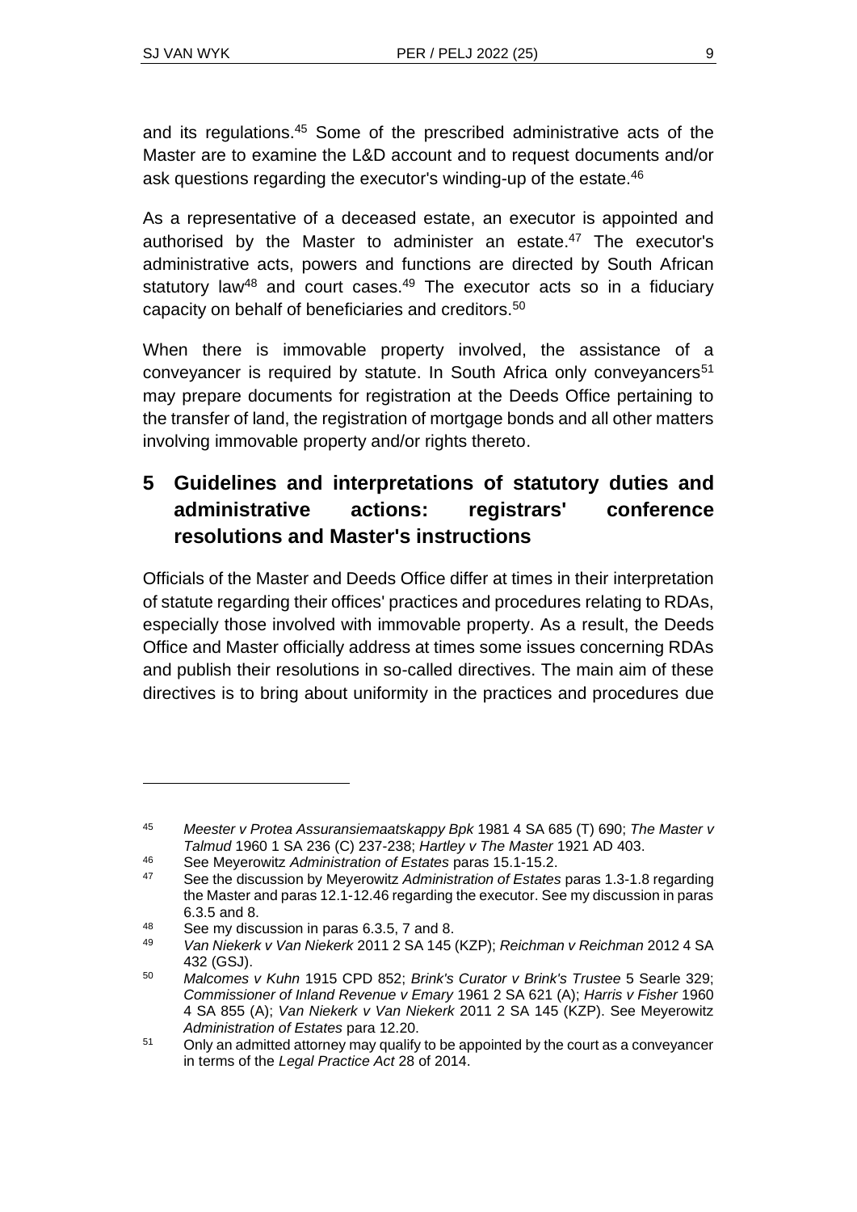and its regulations.[45] Some of the prescribed administrative acts of the Master are to examine the L&D account and to request documents and/or ask questions regarding the executor's winding-up of the estate.[46]

As a representative of a deceased estate, an executor is appointed and authorised by the Master to administer an estate.[47] The executor's administrative acts, powers and functions are directed by South African statutory law[48] and court cases.[49] The executor acts so in a fiduciary capacity on behalf of beneficiaries and creditors.[50]

When there is immovable property involved, the assistance of a conveyancer is required by statute. In South Africa only conveyancers[51] may prepare documents for registration at the Deeds Office pertaining to the transfer of land, the registration of mortgage bonds and all other matters involving immovable property and/or rights thereto.

## 5 Guidelines and interpretations of statutory duties and administrative actions: registrars' conference resolutions and Master's instructions

Officials of the Master and Deeds Office differ at times in their interpretation of statute regarding their offices' practices and procedures relating to RDAs, especially those involved with immovable property. As a result, the Deeds Office and Master officially address at times some issues concerning RDAs and publish their resolutions in so-called directives. The main aim of these directives is to bring about uniformity in the practices and procedures due

---

[45] *Meester v Protea Assuransiemaatskappy Bpk* 1981 4 SA 685 (T) 690; *The Master v Talmud* 1960 1 SA 236 (C) 237-238; *Hartley v The Master* 1921 AD 403.

[46] See Meyerowitz *Administration of Estates* paras 15.1-15.2.

[47] See the discussion by Meyerowitz *Administration of Estates* paras 1.3-1.8 regarding the Master and paras 12.1-12.46 regarding the executor. See my discussion in paras 6.3.5 and 8.

[48] See my discussion in paras 6.3.5, 7 and 8.

[49] *Van Niekerk v Van Niekerk* 2011 2 SA 145 (KZP); *Reichman v Reichman* 2012 4 SA 432 (GSJ).

[50] *Malcomes v Kuhn* 1915 CPD 852; *Brink's Curator v Brink's Trustee* 5 Searle 329; *Commissioner of Inland Revenue v Emary* 1961 2 SA 621 (A); *Harris v Fisher* 1960 4 SA 855 (A); *Van Niekerk v Van Niekerk* 2011 2 SA 145 (KZP). See Meyerowitz *Administration of Estates* para 12.20.

[51] Only an admitted attorney may qualify to be appointed by the court as a conveyancer in terms of the *Legal Practice Act* 28 of 2014.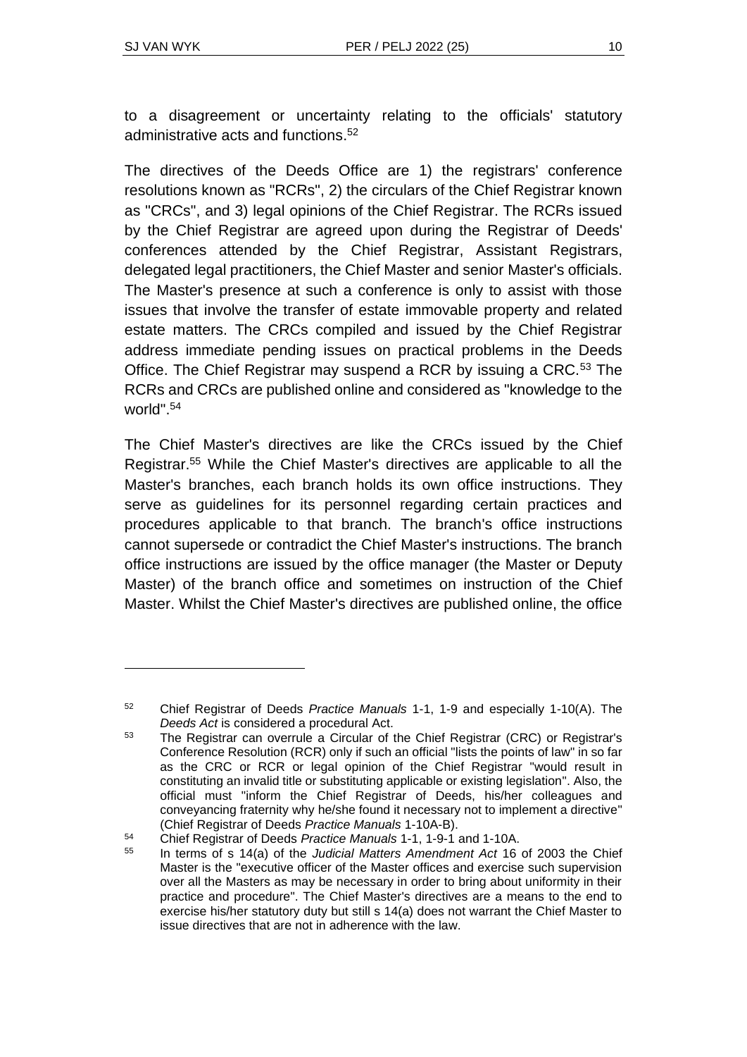to a disagreement or uncertainty relating to the officials' statutory administrative acts and functions.[52]

The directives of the Deeds Office are 1) the registrars' conference resolutions known as "RCRs", 2) the circulars of the Chief Registrar known as "CRCs", and 3) legal opinions of the Chief Registrar. The RCRs issued by the Chief Registrar are agreed upon during the Registrar of Deeds' conferences attended by the Chief Registrar, Assistant Registrars, delegated legal practitioners, the Chief Master and senior Master's officials. The Master's presence at such a conference is only to assist with those issues that involve the transfer of estate immovable property and related estate matters. The CRCs compiled and issued by the Chief Registrar address immediate pending issues on practical problems in the Deeds Office. The Chief Registrar may suspend a RCR by issuing a CRC.[53] The RCRs and CRCs are published online and considered as "knowledge to the world".[54]

The Chief Master's directives are like the CRCs issued by the Chief Registrar.[55] While the Chief Master's directives are applicable to all the Master's branches, each branch holds its own office instructions. They serve as guidelines for its personnel regarding certain practices and procedures applicable to that branch. The branch's office instructions cannot supersede or contradict the Chief Master's instructions. The branch office instructions are issued by the office manager (the Master or Deputy Master) of the branch office and sometimes on instruction of the Chief Master. Whilst the Chief Master's directives are published online, the office

---

[52] Chief Registrar of Deeds *Practice Manuals* 1-1, 1-9 and especially 1-10(A). The *Deeds Act* is considered a procedural Act.

[53] The Registrar can overrule a Circular of the Chief Registrar (CRC) or Registrar's Conference Resolution (RCR) only if such an official "lists the points of law" in so far as the CRC or RCR or legal opinion of the Chief Registrar "would result in constituting an invalid title or substituting applicable or existing legislation". Also, the official must "inform the Chief Registrar of Deeds, his/her colleagues and conveyancing fraternity why he/she found it necessary not to implement a directive" (Chief Registrar of Deeds *Practice Manuals* 1-10A-B).

[54] Chief Registrar of Deeds *Practice Manuals* 1-1, 1-9-1 and 1-10A.

[55] In terms of s 14(a) of the *Judicial Matters Amendment Act* 16 of 2003 the Chief Master is the "executive officer of the Master offices and exercise such supervision over all the Masters as may be necessary in order to bring about uniformity in their practice and procedure". The Chief Master's directives are a means to the end to exercise his/her statutory duty but still s 14(a) does not warrant the Chief Master to issue directives that are not in adherence with the law.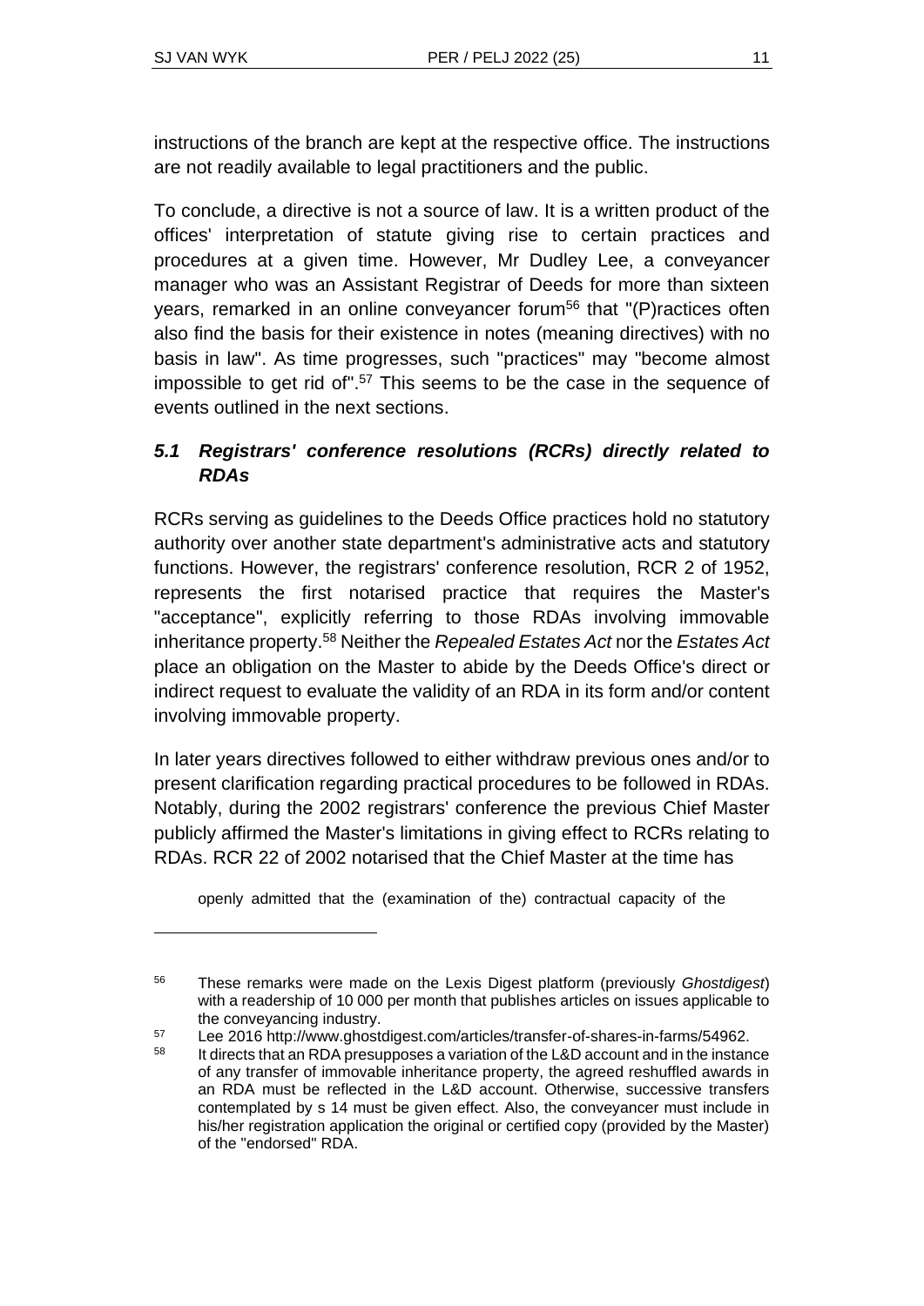instructions of the branch are kept at the respective office. The instructions are not readily available to legal practitioners and the public.

To conclude, a directive is not a source of law. It is a written product of the offices' interpretation of statute giving rise to certain practices and procedures at a given time. However, Mr Dudley Lee, a conveyancer manager who was an Assistant Registrar of Deeds for more than sixteen years, remarked in an online conveyancer forum[56] that "(P)ractices often also find the basis for their existence in notes (meaning directives) with no basis in law". As time progresses, such "practices" may "become almost impossible to get rid of".[57] This seems to be the case in the sequence of events outlined in the next sections.

### *5.1 Registrars' conference resolutions (RCRs) directly related to RDAs*

RCRs serving as guidelines to the Deeds Office practices hold no statutory authority over another state department's administrative acts and statutory functions. However, the registrars' conference resolution, RCR 2 of 1952, represents the first notarised practice that requires the Master's "acceptance", explicitly referring to those RDAs involving immovable inheritance property.[58] Neither the *Repealed Estates Act* nor the *Estates Act* place an obligation on the Master to abide by the Deeds Office's direct or indirect request to evaluate the validity of an RDA in its form and/or content involving immovable property.

In later years directives followed to either withdraw previous ones and/or to present clarification regarding practical procedures to be followed in RDAs. Notably, during the 2002 registrars' conference the previous Chief Master publicly affirmed the Master's limitations in giving effect to RCRs relating to RDAs. RCR 22 of 2002 notarised that the Chief Master at the time has

> openly admitted that the (examination of the) contractual capacity of the

---

56 These remarks were made on the Lexis Digest platform (previously *Ghostdigest*) with a readership of 10 000 per month that publishes articles on issues applicable to the conveyancing industry.

57 Lee 2016 http://www.ghostdigest.com/articles/transfer-of-shares-in-farms/54962.

58 It directs that an RDA presupposes a variation of the L&D account and in the instance of any transfer of immovable inheritance property, the agreed reshuffled awards in an RDA must be reflected in the L&D account. Otherwise, successive transfers contemplated by s 14 must be given effect. Also, the conveyancer must include in his/her registration application the original or certified copy (provided by the Master) of the "endorsed" RDA.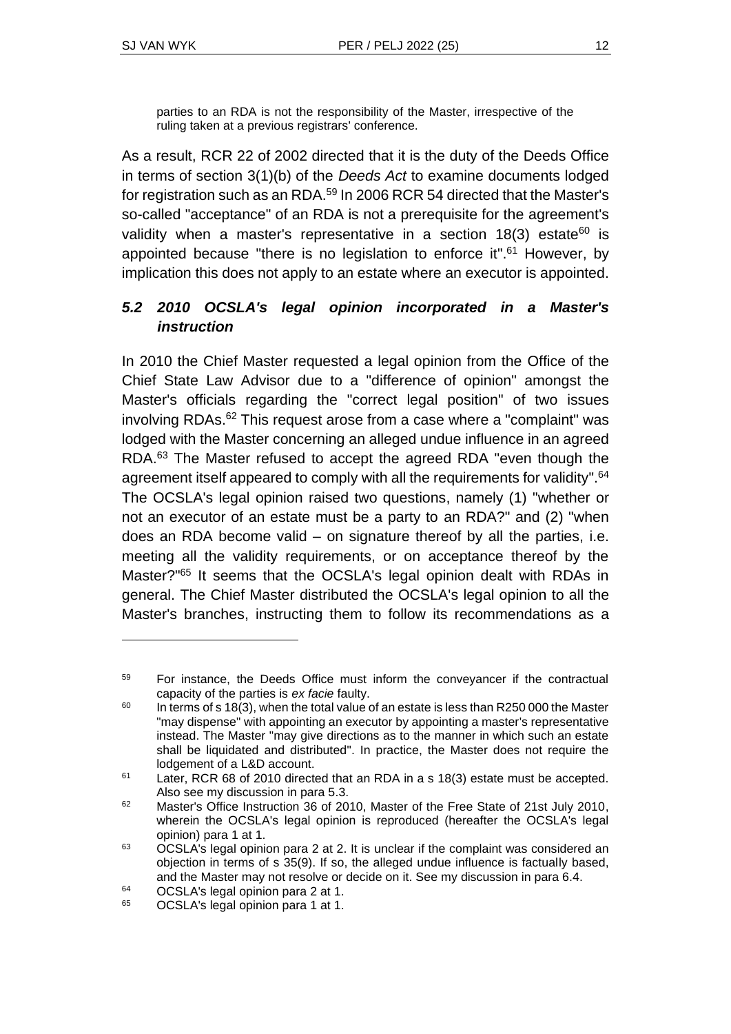> parties to an RDA is not the responsibility of the Master, irrespective of the ruling taken at a previous registrars' conference.

As a result, RCR 22 of 2002 directed that it is the duty of the Deeds Office in terms of section 3(1)(b) of the *Deeds Act* to examine documents lodged for registration such as an RDA.[59] In 2006 RCR 54 directed that the Master's so-called "acceptance" of an RDA is not a prerequisite for the agreement's validity when a master's representative in a section 18(3) estate[60] is appointed because "there is no legislation to enforce it".[61] However, by implication this does not apply to an estate where an executor is appointed.

### *5.2 2010 OCSLA's legal opinion incorporated in a Master's instruction*

In 2010 the Chief Master requested a legal opinion from the Office of the Chief State Law Advisor due to a "difference of opinion" amongst the Master's officials regarding the "correct legal position" of two issues involving RDAs.[62] This request arose from a case where a "complaint" was lodged with the Master concerning an alleged undue influence in an agreed RDA.[63] The Master refused to accept the agreed RDA "even though the agreement itself appeared to comply with all the requirements for validity".[64] The OCSLA's legal opinion raised two questions, namely (1) "whether or not an executor of an estate must be a party to an RDA?" and (2) "when does an RDA become valid – on signature thereof by all the parties, i.e. meeting all the validity requirements, or on acceptance thereof by the Master?"[65] It seems that the OCSLA's legal opinion dealt with RDAs in general. The Chief Master distributed the OCSLA's legal opinion to all the Master's branches, instructing them to follow its recommendations as a

---

[59] For instance, the Deeds Office must inform the conveyancer if the contractual capacity of the parties is *ex facie* faulty.

[60] In terms of s 18(3), when the total value of an estate is less than R250 000 the Master "may dispense" with appointing an executor by appointing a master's representative instead. The Master "may give directions as to the manner in which such an estate shall be liquidated and distributed". In practice, the Master does not require the lodgement of a L&D account.

[61] Later, RCR 68 of 2010 directed that an RDA in a s 18(3) estate must be accepted. Also see my discussion in para 5.3.

[62] Master's Office Instruction 36 of 2010, Master of the Free State of 21st July 2010, wherein the OCSLA's legal opinion is reproduced (hereafter the OCSLA's legal opinion) para 1 at 1.

[63] OCSLA's legal opinion para 2 at 2. It is unclear if the complaint was considered an objection in terms of s 35(9). If so, the alleged undue influence is factually based, and the Master may not resolve or decide on it. See my discussion in para 6.4.

[64] OCSLA's legal opinion para 2 at 1.

[65] OCSLA's legal opinion para 1 at 1.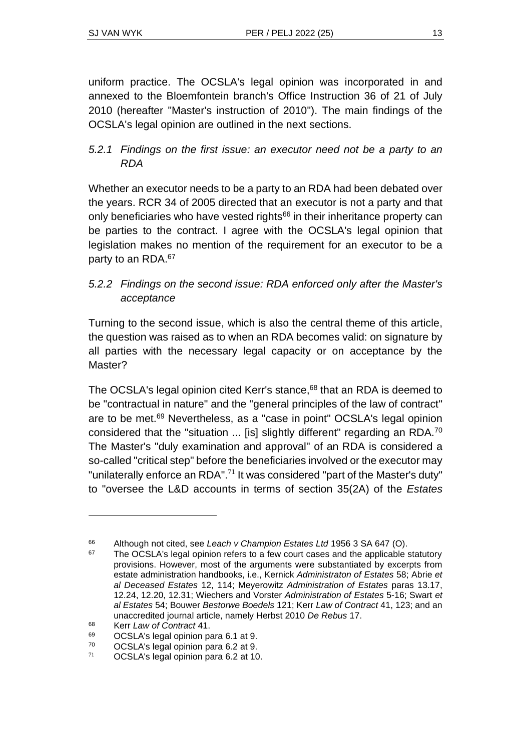uniform practice. The OCSLA's legal opinion was incorporated in and annexed to the Bloemfontein branch's Office Instruction 36 of 21 of July 2010 (hereafter "Master's instruction of 2010"). The main findings of the OCSLA's legal opinion are outlined in the next sections.

### *5.2.1 Findings on the first issue: an executor need not be a party to an RDA*

Whether an executor needs to be a party to an RDA had been debated over the years. RCR 34 of 2005 directed that an executor is not a party and that only beneficiaries who have vested rights[66] in their inheritance property can be parties to the contract. I agree with the OCSLA's legal opinion that legislation makes no mention of the requirement for an executor to be a party to an RDA.[67]

### *5.2.2 Findings on the second issue: RDA enforced only after the Master's acceptance*

Turning to the second issue, which is also the central theme of this article, the question was raised as to when an RDA becomes valid: on signature by all parties with the necessary legal capacity or on acceptance by the Master?

The OCSLA's legal opinion cited Kerr's stance,[68] that an RDA is deemed to be "contractual in nature" and the "general principles of the law of contract" are to be met.[69] Nevertheless, as a "case in point" OCSLA's legal opinion considered that the "situation ... [is] slightly different" regarding an RDA.[70] The Master's "duly examination and approval" of an RDA is considered a so-called "critical step" before the beneficiaries involved or the executor may "unilaterally enforce an RDA".[71] It was considered "part of the Master's duty" to "oversee the L&D accounts in terms of section 35(2A) of the *Estates*

---

[66] Although not cited, see *Leach v Champion Estates Ltd* 1956 3 SA 647 (O).

[67] The OCSLA's legal opinion refers to a few court cases and the applicable statutory provisions. However, most of the arguments were substantiated by excerpts from estate administration handbooks, i.e., Kernick *Administraton of Estates* 58; Abrie *et al Deceased Estates* 12, 114; Meyerowitz *Administration of Estates* paras 13.17, 12.24, 12.20, 12.31; Wiechers and Vorster *Administration of Estates* 5-16; Swart *et al Estates* 54; Bouwer *Bestorwe Boedels* 121; Kerr *Law of Contract* 41, 123; and an unaccredited journal article, namely Herbst 2010 *De Rebus* 17.

[68] Kerr *Law of Contract* 41.

[69] OCSLA's legal opinion para 6.1 at 9.

[70] OCSLA's legal opinion para 6.2 at 9.

[71] OCSLA's legal opinion para 6.2 at 10.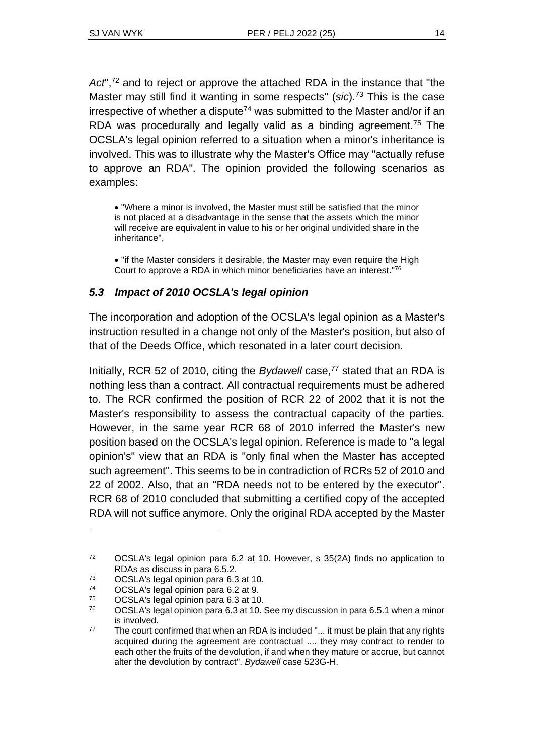*Act*",[72] and to reject or approve the attached RDA in the instance that "the Master may still find it wanting in some respects" (*sic*).[73] This is the case irrespective of whether a dispute[74] was submitted to the Master and/or if an RDA was procedurally and legally valid as a binding agreement.[75] The OCSLA's legal opinion referred to a situation when a minor's inheritance is involved. This was to illustrate why the Master's Office may "actually refuse to approve an RDA". The opinion provided the following scenarios as examples:

> - "Where a minor is involved, the Master must still be satisfied that the minor is not placed at a disadvantage in the sense that the assets which the minor will receive are equivalent in value to his or her original undivided share in the inheritance",
>
> - "if the Master considers it desirable, the Master may even require the High Court to approve a RDA in which minor beneficiaries have an interest."[76]

### *5.3 Impact of 2010 OCSLA's legal opinion*

The incorporation and adoption of the OCSLA's legal opinion as a Master's instruction resulted in a change not only of the Master's position, but also of that of the Deeds Office, which resonated in a later court decision.

Initially, RCR 52 of 2010, citing the *Bydawell* case,[77] stated that an RDA is nothing less than a contract. All contractual requirements must be adhered to. The RCR confirmed the position of RCR 22 of 2002 that it is not the Master's responsibility to assess the contractual capacity of the parties. However, in the same year RCR 68 of 2010 inferred the Master's new position based on the OCSLA's legal opinion. Reference is made to "a legal opinion's" view that an RDA is "only final when the Master has accepted such agreement". This seems to be in contradiction of RCRs 52 of 2010 and 22 of 2002. Also, that an "RDA needs not to be entered by the executor". RCR 68 of 2010 concluded that submitting a certified copy of the accepted RDA will not suffice anymore. Only the original RDA accepted by the Master

---

[72] OCSLA's legal opinion para 6.2 at 10. However, s 35(2A) finds no application to RDAs as discuss in para 6.5.2.

[73] OCSLA's legal opinion para 6.3 at 10.

[74] OCSLA's legal opinion para 6.2 at 9.

[75] OCSLA's legal opinion para 6.3 at 10.

[76] OCSLA's legal opinion para 6.3 at 10. See my discussion in para 6.5.1 when a minor is involved.

[77] The court confirmed that when an RDA is included "... it must be plain that any rights acquired during the agreement are contractual .... they may contract to render to each other the fruits of the devolution, if and when they mature or accrue, but cannot alter the devolution by contract". *Bydawell* case 523G-H.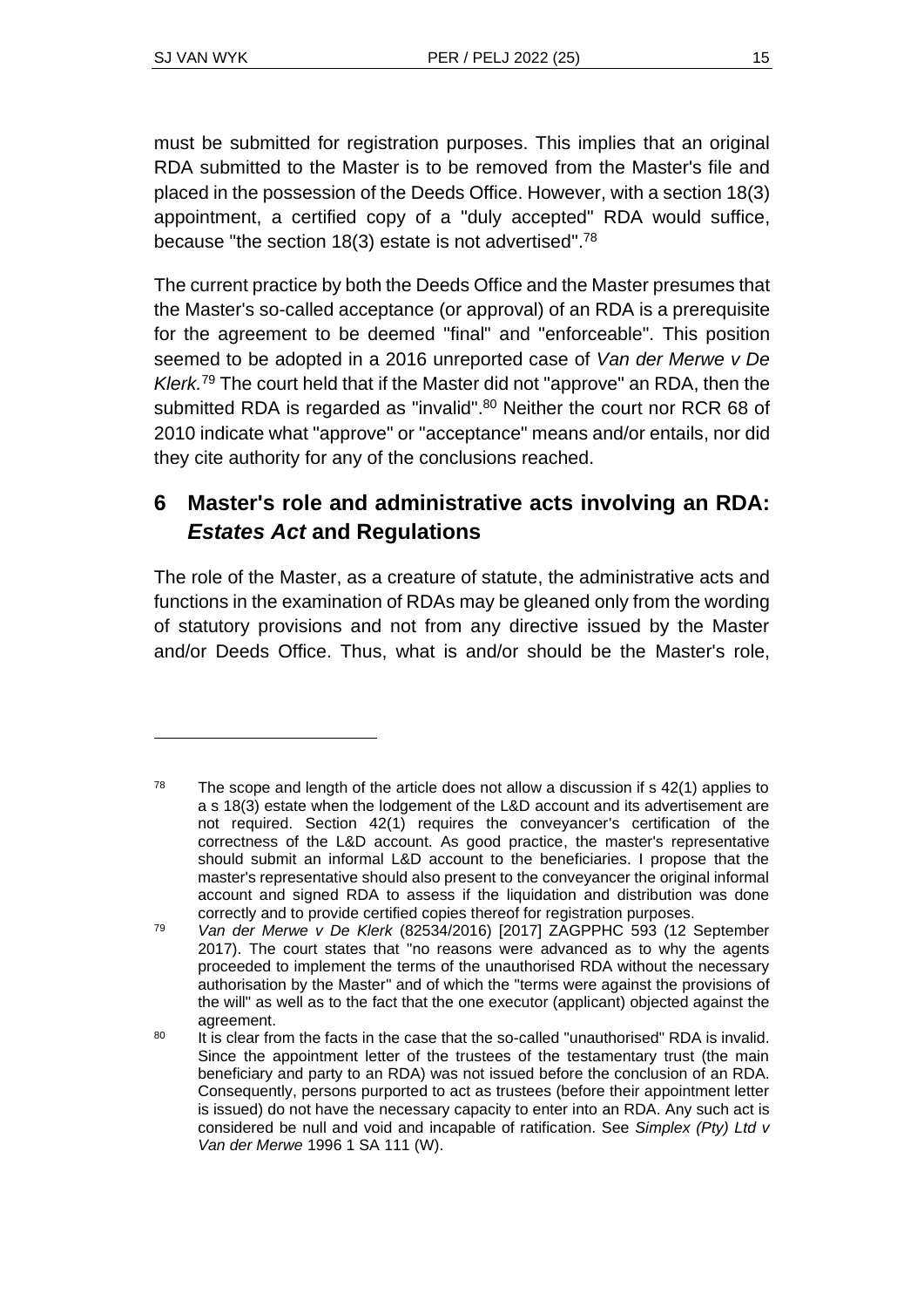must be submitted for registration purposes. This implies that an original RDA submitted to the Master is to be removed from the Master's file and placed in the possession of the Deeds Office. However, with a section 18(3) appointment, a certified copy of a "duly accepted" RDA would suffice, because "the section 18(3) estate is not advertised".[78]

The current practice by both the Deeds Office and the Master presumes that the Master's so-called acceptance (or approval) of an RDA is a prerequisite for the agreement to be deemed "final" and "enforceable". This position seemed to be adopted in a 2016 unreported case of *Van der Merwe v De Klerk*.[79] The court held that if the Master did not "approve" an RDA, then the submitted RDA is regarded as "invalid".[80] Neither the court nor RCR 68 of 2010 indicate what "approve" or "acceptance" means and/or entails, nor did they cite authority for any of the conclusions reached.

## 6 Master's role and administrative acts involving an RDA: *Estates Act* and Regulations

The role of the Master, as a creature of statute, the administrative acts and functions in the examination of RDAs may be gleaned only from the wording of statutory provisions and not from any directive issued by the Master and/or Deeds Office. Thus, what is and/or should be the Master's role,

---

[78] The scope and length of the article does not allow a discussion if s 42(1) applies to a s 18(3) estate when the lodgement of the L&D account and its advertisement are not required. Section 42(1) requires the conveyancer's certification of the correctness of the L&D account. As good practice, the master's representative should submit an informal L&D account to the beneficiaries. I propose that the master's representative should also present to the conveyancer the original informal account and signed RDA to assess if the liquidation and distribution was done correctly and to provide certified copies thereof for registration purposes.

[79] *Van der Merwe v De Klerk* (82534/2016) [2017] ZAGPPHC 593 (12 September 2017). The court states that "no reasons were advanced as to why the agents proceeded to implement the terms of the unauthorised RDA without the necessary authorisation by the Master" and of which the "terms were against the provisions of the will" as well as to the fact that the one executor (applicant) objected against the agreement.

[80] It is clear from the facts in the case that the so-called "unauthorised" RDA is invalid. Since the appointment letter of the trustees of the testamentary trust (the main beneficiary and party to an RDA) was not issued before the conclusion of an RDA. Consequently, persons purported to act as trustees (before their appointment letter is issued) do not have the necessary capacity to enter into an RDA. Any such act is considered be null and void and incapable of ratification. See *Simplex (Pty) Ltd v Van der Merwe* 1996 1 SA 111 (W).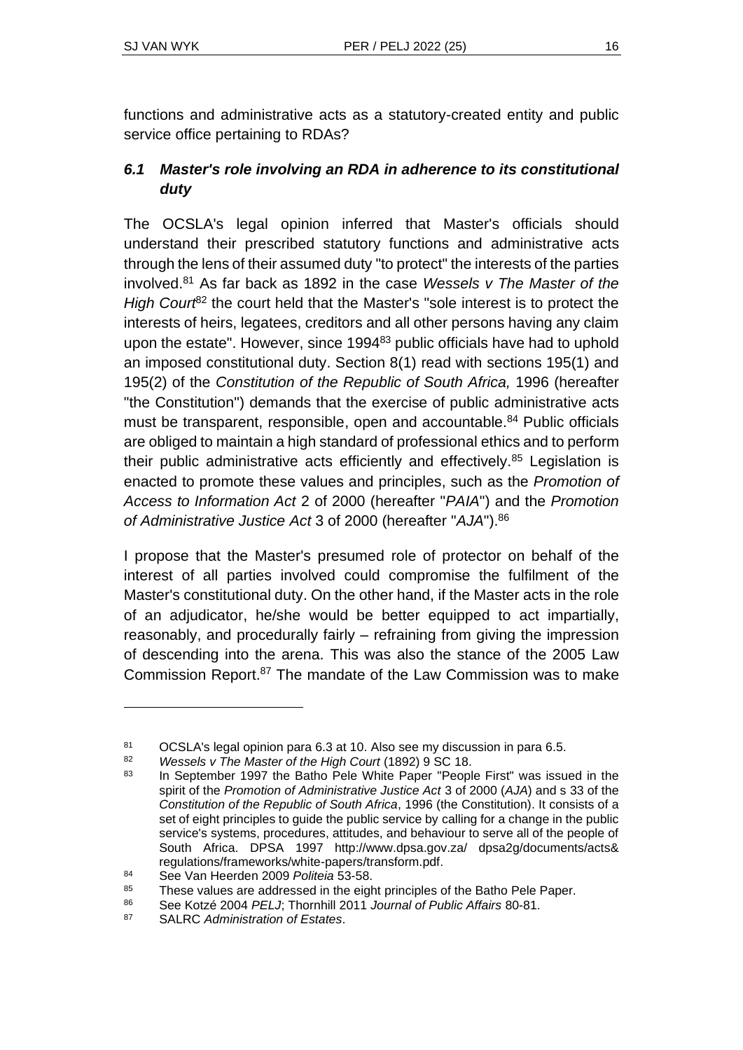functions and administrative acts as a statutory-created entity and public service office pertaining to RDAs?

### *6.1 Master's role involving an RDA in adherence to its constitutional duty*

The OCSLA's legal opinion inferred that Master's officials should understand their prescribed statutory functions and administrative acts through the lens of their assumed duty "to protect" the interests of the parties involved.[81] As far back as 1892 in the case *Wessels v The Master of the High Court*[82] the court held that the Master's "sole interest is to protect the interests of heirs, legatees, creditors and all other persons having any claim upon the estate". However, since 1994[83] public officials have had to uphold an imposed constitutional duty. Section 8(1) read with sections 195(1) and 195(2) of the *Constitution of the Republic of South Africa,* 1996 (hereafter "the Constitution") demands that the exercise of public administrative acts must be transparent, responsible, open and accountable.[84] Public officials are obliged to maintain a high standard of professional ethics and to perform their public administrative acts efficiently and effectively.[85] Legislation is enacted to promote these values and principles, such as the *Promotion of Access to Information Act* 2 of 2000 (hereafter "*PAIA*") and the *Promotion of Administrative Justice Act* 3 of 2000 (hereafter "*AJA*").[86]

I propose that the Master's presumed role of protector on behalf of the interest of all parties involved could compromise the fulfilment of the Master's constitutional duty. On the other hand, if the Master acts in the role of an adjudicator, he/she would be better equipped to act impartially, reasonably, and procedurally fairly – refraining from giving the impression of descending into the arena. This was also the stance of the 2005 Law Commission Report.[87] The mandate of the Law Commission was to make

---

81 OCSLA's legal opinion para 6.3 at 10. Also see my discussion in para 6.5.

82 *Wessels v The Master of the High Court* (1892) 9 SC 18.

83 In September 1997 the Batho Pele White Paper "People First" was issued in the spirit of the *Promotion of Administrative Justice Act* 3 of 2000 (*AJA*) and s 33 of the *Constitution of the Republic of South Africa*, 1996 (the Constitution). It consists of a set of eight principles to guide the public service by calling for a change in the public service's systems, procedures, attitudes, and behaviour to serve all of the people of South Africa. DPSA 1997 http://www.dpsa.gov.za/ dpsa2g/documents/acts& regulations/frameworks/white-papers/transform.pdf.

84 See Van Heerden 2009 *Politeia* 53-58.

85 These values are addressed in the eight principles of the Batho Pele Paper.

86 See Kotzé 2004 *PELJ*; Thornhill 2011 *Journal of Public Affairs* 80-81.

87 SALRC *Administration of Estates*.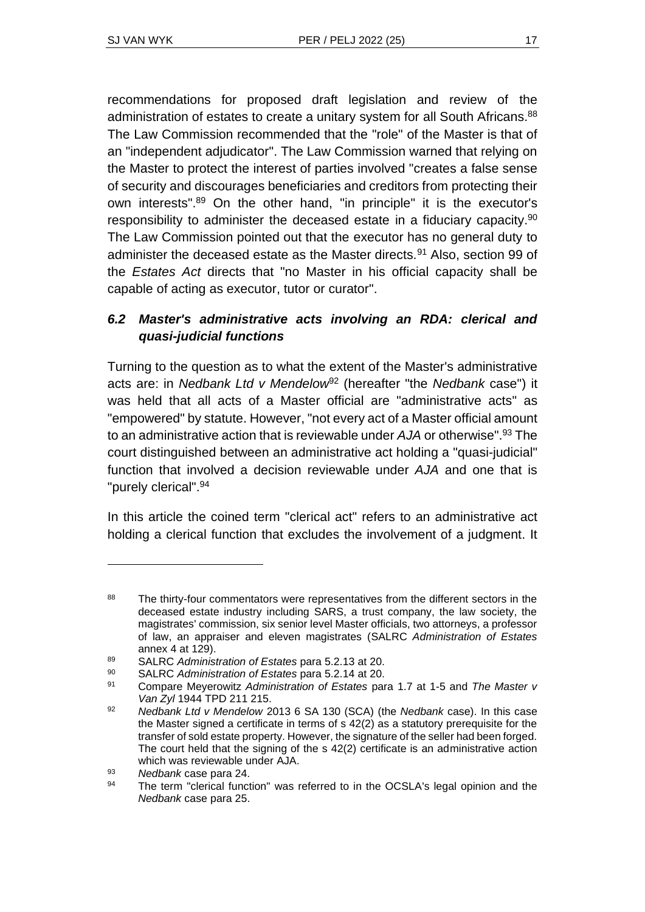recommendations for proposed draft legislation and review of the administration of estates to create a unitary system for all South Africans.[88] The Law Commission recommended that the "role" of the Master is that of an "independent adjudicator". The Law Commission warned that relying on the Master to protect the interest of parties involved "creates a false sense of security and discourages beneficiaries and creditors from protecting their own interests".[89] On the other hand, "in principle" it is the executor's responsibility to administer the deceased estate in a fiduciary capacity.[90] The Law Commission pointed out that the executor has no general duty to administer the deceased estate as the Master directs.[91] Also, section 99 of the *Estates Act* directs that "no Master in his official capacity shall be capable of acting as executor, tutor or curator".

### *6.2 Master's administrative acts involving an RDA: clerical and quasi-judicial functions*

Turning to the question as to what the extent of the Master's administrative acts are: in *Nedbank Ltd v Mendelow*[92] (hereafter "the *Nedbank* case") it was held that all acts of a Master official are "administrative acts" as "empowered" by statute. However, "not every act of a Master official amount to an administrative action that is reviewable under *AJA* or otherwise".[93] The court distinguished between an administrative act holding a "quasi-judicial" function that involved a decision reviewable under *AJA* and one that is "purely clerical".[94]

In this article the coined term "clerical act" refers to an administrative act holding a clerical function that excludes the involvement of a judgment. It

---

[88] The thirty-four commentators were representatives from the different sectors in the deceased estate industry including SARS, a trust company, the law society, the magistrates' commission, six senior level Master officials, two attorneys, a professor of law, an appraiser and eleven magistrates (SALRC *Administration of Estates* annex 4 at 129).

[89] SALRC *Administration of Estates* para 5.2.13 at 20.

[90] SALRC *Administration of Estates* para 5.2.14 at 20.

[91] Compare Meyerowitz *Administration of Estates* para 1.7 at 1-5 and *The Master v Van Zyl* 1944 TPD 211 215.

[92] *Nedbank Ltd v Mendelow* 2013 6 SA 130 (SCA) (the *Nedbank* case). In this case the Master signed a certificate in terms of s 42(2) as a statutory prerequisite for the transfer of sold estate property. However, the signature of the seller had been forged. The court held that the signing of the s 42(2) certificate is an administrative action which was reviewable under AJA.

[93] *Nedbank* case para 24.

[94] The term "clerical function" was referred to in the OCSLA's legal opinion and the *Nedbank* case para 25.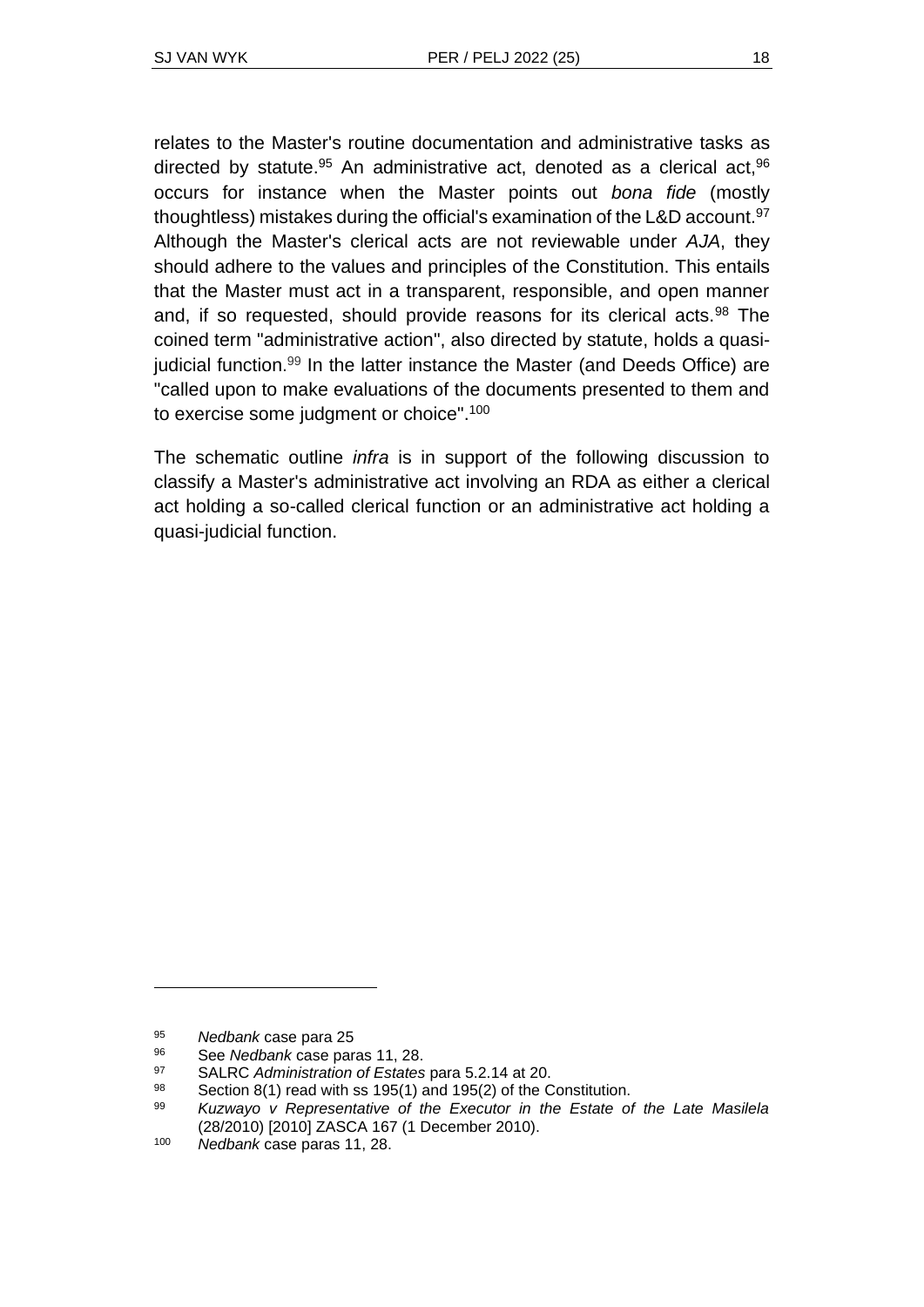relates to the Master's routine documentation and administrative tasks as directed by statute.[95] An administrative act, denoted as a clerical act,[96] occurs for instance when the Master points out *bona fide* (mostly thoughtless) mistakes during the official's examination of the L&D account.[97] Although the Master's clerical acts are not reviewable under *AJA*, they should adhere to the values and principles of the Constitution. This entails that the Master must act in a transparent, responsible, and open manner and, if so requested, should provide reasons for its clerical acts.[98] The coined term "administrative action", also directed by statute, holds a quasi-judicial function.[99] In the latter instance the Master (and Deeds Office) are "called upon to make evaluations of the documents presented to them and to exercise some judgment or choice".[100]

The schematic outline *infra* is in support of the following discussion to classify a Master's administrative act involving an RDA as either a clerical act holding a so-called clerical function or an administrative act holding a quasi-judicial function.

---

[95] *Nedbank* case para 25

[96] See *Nedbank* case paras 11, 28.

[97] SALRC *Administration of Estates* para 5.2.14 at 20.

[98] Section 8(1) read with ss 195(1) and 195(2) of the Constitution.

[99] *Kuzwayo v Representative of the Executor in the Estate of the Late Masilela* (28/2010) [2010] ZASCA 167 (1 December 2010).

[100] *Nedbank* case paras 11, 28.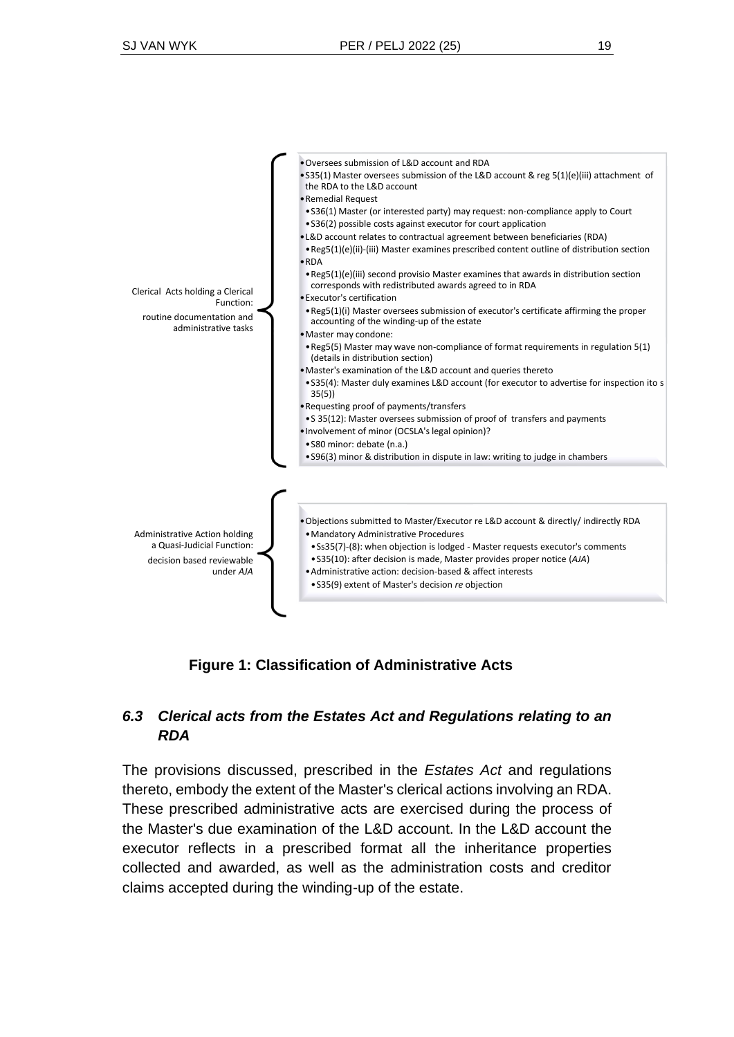Clerical Acts holding a Clerical Function:

routine documentation and administrative tasks

- Oversees submission of L&D account and RDA
- S35(1) Master oversees submission of the L&D account & reg 5(1)(e)(iii) attachment of the RDA to the L&D account
- Remedial Request
  - S36(1) Master (or interested party) may request: non-compliance apply to Court
  - S36(2) possible costs against executor for court application
- L&D account relates to contractual agreement between beneficiaries (RDA)
  - Reg5(1)(e)(ii)-(iii) Master examines prescribed content outline of distribution section
- RDA
  - Reg5(1)(e)(iii) second provisio Master examines that awards in distribution section corresponds with redistributed awards agreed to in RDA
- Executor's certification
  - Reg5(1)(i) Master oversees submission of executor's certificate affirming the proper accounting of the winding-up of the estate
- Master may condone:
  - Reg5(5) Master may wave non-compliance of format requirements in regulation 5(1) (details in distribution section)
- Master's examination of the L&D account and queries thereto
  - S35(4): Master duly examines L&D account (for executor to advertise for inspection ito s 35(5))
- Requesting proof of payments/transfers
  - S 35(12): Master oversees submission of proof of transfers and payments
- Involvement of minor (OCSLA's legal opinion)?
  - S80 minor: debate (n.a.)
  - S96(3) minor & distribution in dispute in law: writing to judge in chambers

Administrative Action holding a Quasi-Judicial Function:

decision based reviewable under *AJA*

- Objections submitted to Master/Executor re L&D account & directly/ indirectly RDA
  - Mandatory Administrative Procedures
    - Ss35(7)-(8): when objection is lodged - Master requests executor's comments
    - S35(10): after decision is made, Master provides proper notice (*AJA*)
  - Administrative action: decision-based & affect interests
    - S35(9) extent of Master's decision *re* objection

**Figure 1: Classification of Administrative Acts**

### *6.3 Clerical acts from the Estates Act and Regulations relating to an RDA*

The provisions discussed, prescribed in the *Estates Act* and regulations thereto, embody the extent of the Master's clerical actions involving an RDA. These prescribed administrative acts are exercised during the process of the Master's due examination of the L&D account. In the L&D account the executor reflects in a prescribed format all the inheritance properties collected and awarded, as well as the administration costs and creditor claims accepted during the winding-up of the estate.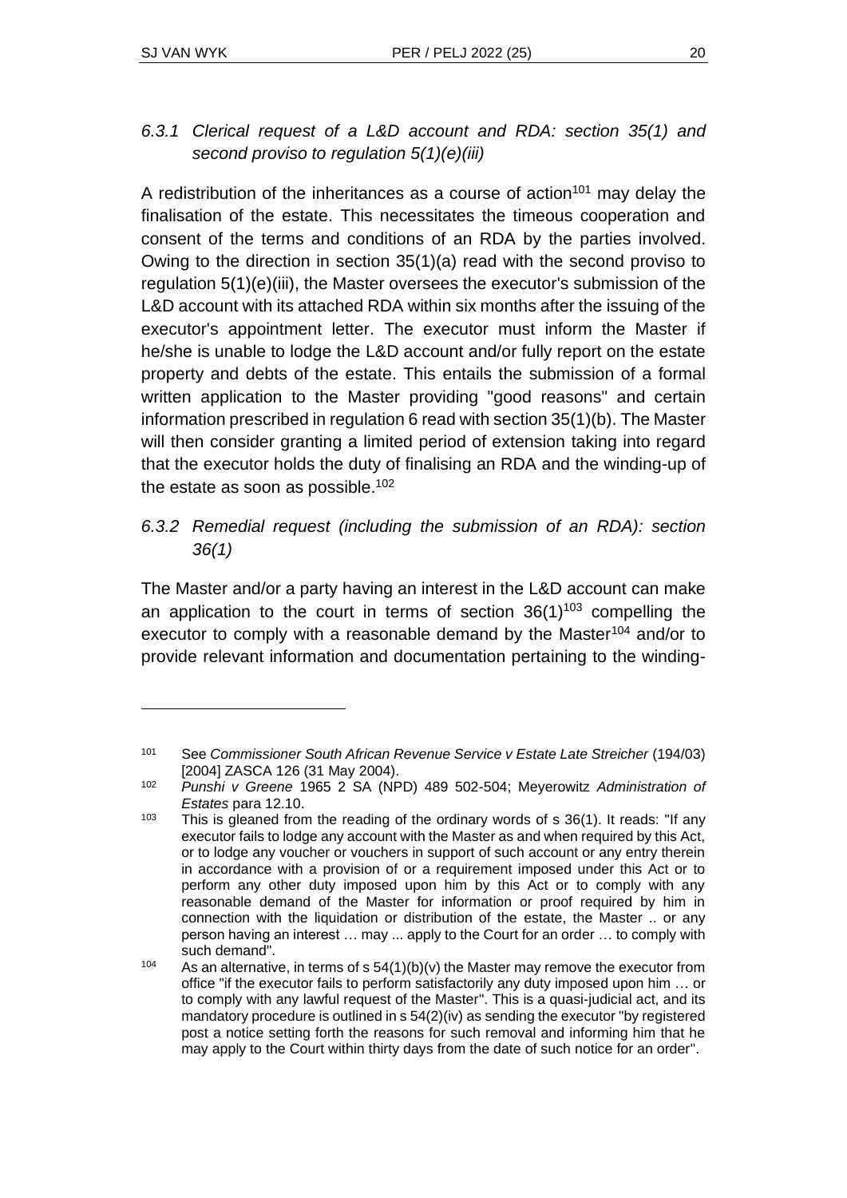### *6.3.1 Clerical request of a L&D account and RDA: section 35(1) and second proviso to regulation 5(1)(e)(iii)*

A redistribution of the inheritances as a course of action[101] may delay the finalisation of the estate. This necessitates the timeous cooperation and consent of the terms and conditions of an RDA by the parties involved. Owing to the direction in section 35(1)(a) read with the second proviso to regulation 5(1)(e)(iii), the Master oversees the executor's submission of the L&D account with its attached RDA within six months after the issuing of the executor's appointment letter. The executor must inform the Master if he/she is unable to lodge the L&D account and/or fully report on the estate property and debts of the estate. This entails the submission of a formal written application to the Master providing "good reasons" and certain information prescribed in regulation 6 read with section 35(1)(b). The Master will then consider granting a limited period of extension taking into regard that the executor holds the duty of finalising an RDA and the winding-up of the estate as soon as possible.[102]

### *6.3.2 Remedial request (including the submission of an RDA): section 36(1)*

The Master and/or a party having an interest in the L&D account can make an application to the court in terms of section 36(1)[103] compelling the executor to comply with a reasonable demand by the Master[104] and/or to provide relevant information and documentation pertaining to the winding-

---

[101] See *Commissioner South African Revenue Service v Estate Late Streicher* (194/03) [2004] ZASCA 126 (31 May 2004).

[102] *Punshi v Greene* 1965 2 SA (NPD) 489 502-504; Meyerowitz *Administration of Estates* para 12.10.

[103] This is gleaned from the reading of the ordinary words of s 36(1). It reads: "If any executor fails to lodge any account with the Master as and when required by this Act, or to lodge any voucher or vouchers in support of such account or any entry therein in accordance with a provision of or a requirement imposed under this Act or to perform any other duty imposed upon him by this Act or to comply with any reasonable demand of the Master for information or proof required by him in connection with the liquidation or distribution of the estate, the Master .. or any person having an interest … may ... apply to the Court for an order … to comply with such demand".

[104] As an alternative, in terms of s 54(1)(b)(v) the Master may remove the executor from office "if the executor fails to perform satisfactorily any duty imposed upon him … or to comply with any lawful request of the Master". This is a quasi-judicial act, and its mandatory procedure is outlined in s 54(2)(iv) as sending the executor "by registered post a notice setting forth the reasons for such removal and informing him that he may apply to the Court within thirty days from the date of such notice for an order".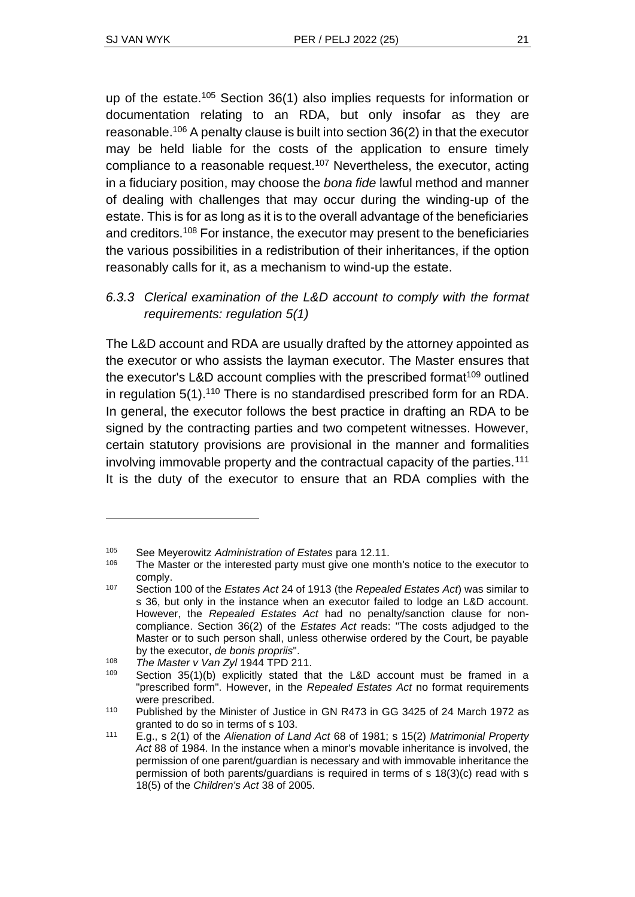up of the estate.[105] Section 36(1) also implies requests for information or documentation relating to an RDA, but only insofar as they are reasonable.[106] A penalty clause is built into section 36(2) in that the executor may be held liable for the costs of the application to ensure timely compliance to a reasonable request.[107] Nevertheless, the executor, acting in a fiduciary position, may choose the *bona fide* lawful method and manner of dealing with challenges that may occur during the winding-up of the estate. This is for as long as it is to the overall advantage of the beneficiaries and creditors.[108] For instance, the executor may present to the beneficiaries the various possibilities in a redistribution of their inheritances, if the option reasonably calls for it, as a mechanism to wind-up the estate.

### *6.3.3 Clerical examination of the L&D account to comply with the format requirements: regulation 5(1)*

The L&D account and RDA are usually drafted by the attorney appointed as the executor or who assists the layman executor. The Master ensures that the executor's L&D account complies with the prescribed format[109] outlined in regulation 5(1).[110] There is no standardised prescribed form for an RDA. In general, the executor follows the best practice in drafting an RDA to be signed by the contracting parties and two competent witnesses. However, certain statutory provisions are provisional in the manner and formalities involving immovable property and the contractual capacity of the parties.[111] It is the duty of the executor to ensure that an RDA complies with the

---

[105] See Meyerowitz *Administration of Estates* para 12.11.

[106] The Master or the interested party must give one month's notice to the executor to comply.

[107] Section 100 of the *Estates Act* 24 of 1913 (the *Repealed Estates Act*) was similar to s 36, but only in the instance when an executor failed to lodge an L&D account. However, the *Repealed Estates Act* had no penalty/sanction clause for non-compliance. Section 36(2) of the *Estates Act* reads: "The costs adjudged to the Master or to such person shall, unless otherwise ordered by the Court, be payable by the executor, *de bonis propriis*".

[108] *The Master v Van Zyl* 1944 TPD 211.

[109] Section 35(1)(b) explicitly stated that the L&D account must be framed in a "prescribed form". However, in the *Repealed Estates Act* no format requirements were prescribed.

[110] Published by the Minister of Justice in GN R473 in GG 3425 of 24 March 1972 as granted to do so in terms of s 103.

[111] E.g., s 2(1) of the *Alienation of Land Act* 68 of 1981; s 15(2) *Matrimonial Property Act* 88 of 1984. In the instance when a minor's movable inheritance is involved, the permission of one parent/guardian is necessary and with immovable inheritance the permission of both parents/guardians is required in terms of s 18(3)(c) read with s 18(5) of the *Children's Act* 38 of 2005.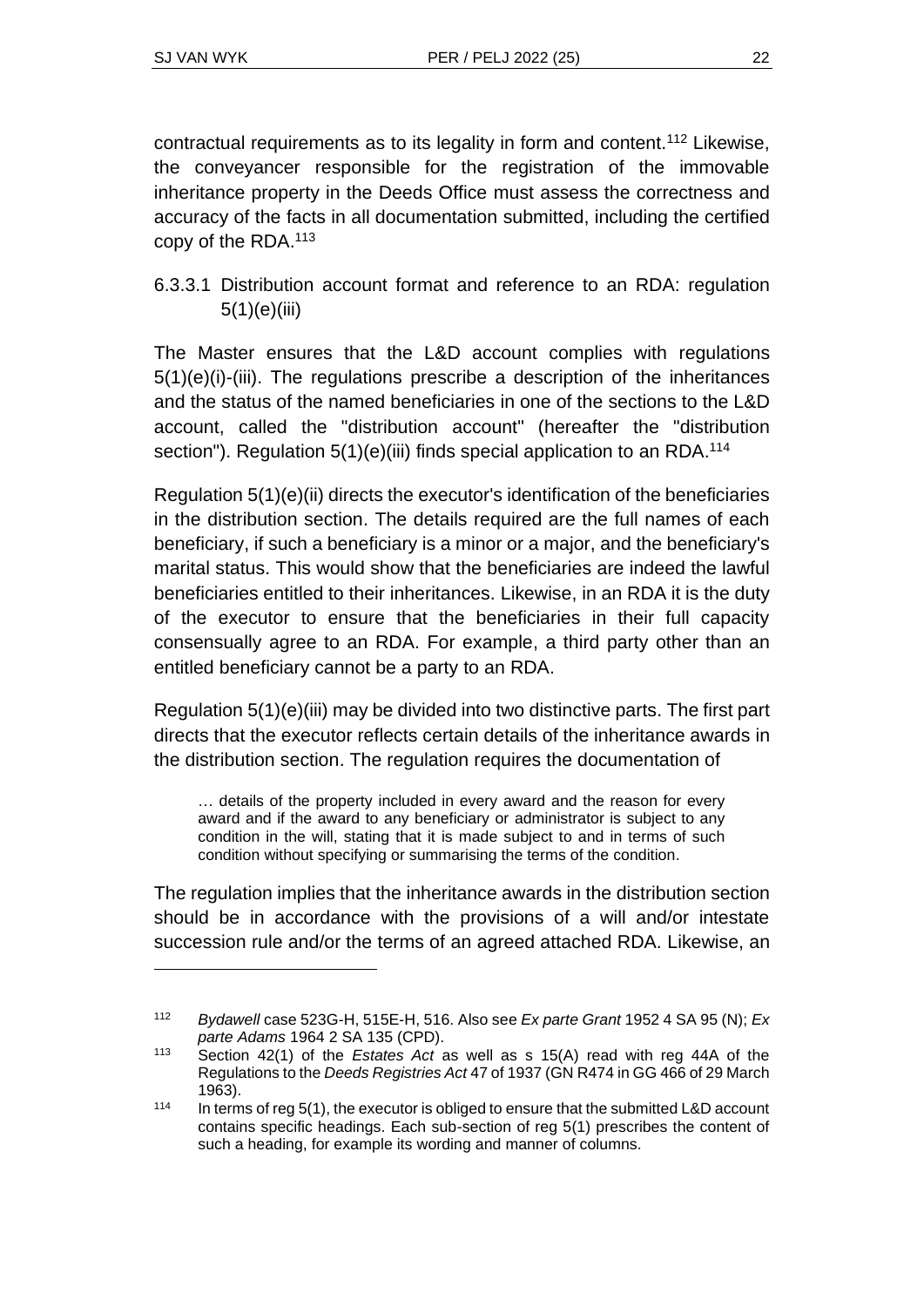contractual requirements as to its legality in form and content.[112] Likewise, the conveyancer responsible for the registration of the immovable inheritance property in the Deeds Office must assess the correctness and accuracy of the facts in all documentation submitted, including the certified copy of the RDA.[113]

#### 6.3.3.1 Distribution account format and reference to an RDA: regulation 5(1)(e)(iii)

The Master ensures that the L&D account complies with regulations 5(1)(e)(i)-(iii). The regulations prescribe a description of the inheritances and the status of the named beneficiaries in one of the sections to the L&D account, called the "distribution account" (hereafter the "distribution section"). Regulation 5(1)(e)(iii) finds special application to an RDA.[114]

Regulation 5(1)(e)(ii) directs the executor's identification of the beneficiaries in the distribution section. The details required are the full names of each beneficiary, if such a beneficiary is a minor or a major, and the beneficiary's marital status. This would show that the beneficiaries are indeed the lawful beneficiaries entitled to their inheritances. Likewise, in an RDA it is the duty of the executor to ensure that the beneficiaries in their full capacity consensually agree to an RDA. For example, a third party other than an entitled beneficiary cannot be a party to an RDA.

Regulation 5(1)(e)(iii) may be divided into two distinctive parts. The first part directs that the executor reflects certain details of the inheritance awards in the distribution section. The regulation requires the documentation of

> … details of the property included in every award and the reason for every award and if the award to any beneficiary or administrator is subject to any condition in the will, stating that it is made subject to and in terms of such condition without specifying or summarising the terms of the condition.

The regulation implies that the inheritance awards in the distribution section should be in accordance with the provisions of a will and/or intestate succession rule and/or the terms of an agreed attached RDA. Likewise, an

---

112 *Bydawell* case 523G-H, 515E-H, 516. Also see *Ex parte Grant* 1952 4 SA 95 (N); *Ex parte Adams* 1964 2 SA 135 (CPD).

113 Section 42(1) of the *Estates Act* as well as s 15(A) read with reg 44A of the Regulations to the *Deeds Registries Act* 47 of 1937 (GN R474 in GG 466 of 29 March 1963).

114 In terms of reg 5(1), the executor is obliged to ensure that the submitted L&D account contains specific headings. Each sub-section of reg 5(1) prescribes the content of such a heading, for example its wording and manner of columns.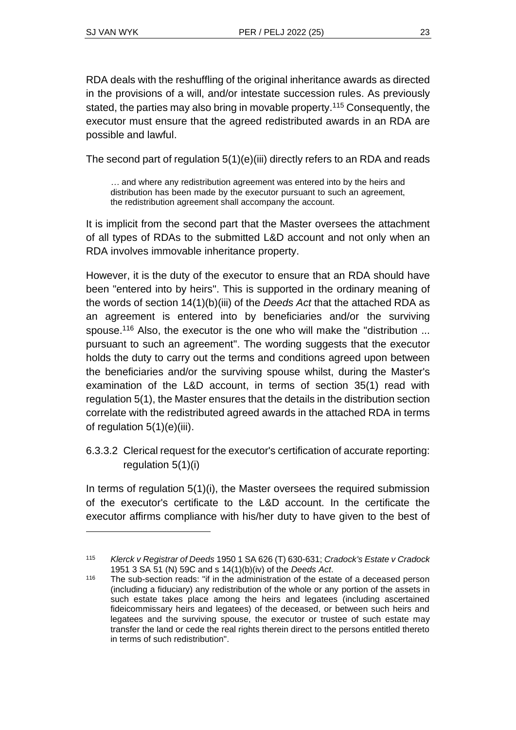RDA deals with the reshuffling of the original inheritance awards as directed in the provisions of a will, and/or intestate succession rules. As previously stated, the parties may also bring in movable property.[115] Consequently, the executor must ensure that the agreed redistributed awards in an RDA are possible and lawful.

The second part of regulation 5(1)(e)(iii) directly refers to an RDA and reads

> … and where any redistribution agreement was entered into by the heirs and distribution has been made by the executor pursuant to such an agreement, the redistribution agreement shall accompany the account.

It is implicit from the second part that the Master oversees the attachment of all types of RDAs to the submitted L&D account and not only when an RDA involves immovable inheritance property.

However, it is the duty of the executor to ensure that an RDA should have been "entered into by heirs". This is supported in the ordinary meaning of the words of section 14(1)(b)(iii) of the *Deeds Act* that the attached RDA as an agreement is entered into by beneficiaries and/or the surviving spouse.[116] Also, the executor is the one who will make the "distribution ... pursuant to such an agreement". The wording suggests that the executor holds the duty to carry out the terms and conditions agreed upon between the beneficiaries and/or the surviving spouse whilst, during the Master's examination of the L&D account, in terms of section 35(1) read with regulation 5(1), the Master ensures that the details in the distribution section correlate with the redistributed agreed awards in the attached RDA in terms of regulation 5(1)(e)(iii).

#### 6.3.3.2 Clerical request for the executor's certification of accurate reporting: regulation 5(1)(i)

In terms of regulation 5(1)(i), the Master oversees the required submission of the executor's certificate to the L&D account. In the certificate the executor affirms compliance with his/her duty to have given to the best of

---

[115] *Klerck v Registrar of Deeds* 1950 1 SA 626 (T) 630-631; *Cradock's Estate v Cradock* 1951 3 SA 51 (N) 59C and s 14(1)(b)(iv) of the *Deeds Act*.

[116] The sub-section reads: "if in the administration of the estate of a deceased person (including a fiduciary) any redistribution of the whole or any portion of the assets in such estate takes place among the heirs and legatees (including ascertained fideicommissary heirs and legatees) of the deceased, or between such heirs and legatees and the surviving spouse, the executor or trustee of such estate may transfer the land or cede the real rights therein direct to the persons entitled thereto in terms of such redistribution".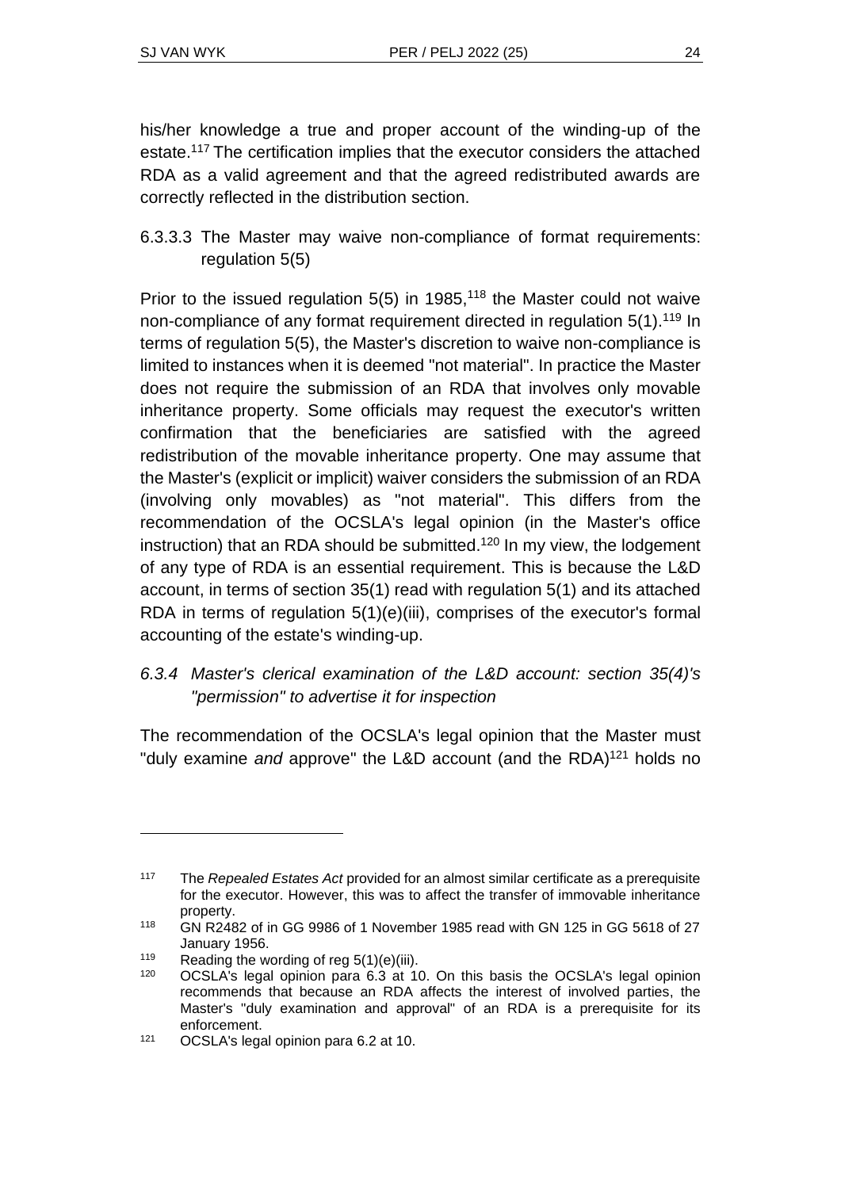his/her knowledge a true and proper account of the winding-up of the estate.[117] The certification implies that the executor considers the attached RDA as a valid agreement and that the agreed redistributed awards are correctly reflected in the distribution section.

#### 6.3.3.3 The Master may waive non-compliance of format requirements: regulation 5(5)

Prior to the issued regulation 5(5) in 1985,[118] the Master could not waive non-compliance of any format requirement directed in regulation 5(1).[119] In terms of regulation 5(5), the Master's discretion to waive non-compliance is limited to instances when it is deemed "not material". In practice the Master does not require the submission of an RDA that involves only movable inheritance property. Some officials may request the executor's written confirmation that the beneficiaries are satisfied with the agreed redistribution of the movable inheritance property. One may assume that the Master's (explicit or implicit) waiver considers the submission of an RDA (involving only movables) as "not material". This differs from the recommendation of the OCSLA's legal opinion (in the Master's office instruction) that an RDA should be submitted.[120] In my view, the lodgement of any type of RDA is an essential requirement. This is because the L&D account, in terms of section 35(1) read with regulation 5(1) and its attached RDA in terms of regulation 5(1)(e)(iii), comprises of the executor's formal accounting of the estate's winding-up.

### *6.3.4 Master's clerical examination of the L&D account: section 35(4)'s "permission" to advertise it for inspection*

The recommendation of the OCSLA's legal opinion that the Master must "duly examine *and* approve" the L&D account (and the RDA)[121] holds no

---

[117] The *Repealed Estates Act* provided for an almost similar certificate as a prerequisite for the executor. However, this was to affect the transfer of immovable inheritance property.

[118] GN R2482 of in GG 9986 of 1 November 1985 read with GN 125 in GG 5618 of 27 January 1956.

[119] Reading the wording of reg 5(1)(e)(iii).

[120] OCSLA's legal opinion para 6.3 at 10. On this basis the OCSLA's legal opinion recommends that because an RDA affects the interest of involved parties, the Master's "duly examination and approval" of an RDA is a prerequisite for its enforcement.

[121] OCSLA's legal opinion para 6.2 at 10.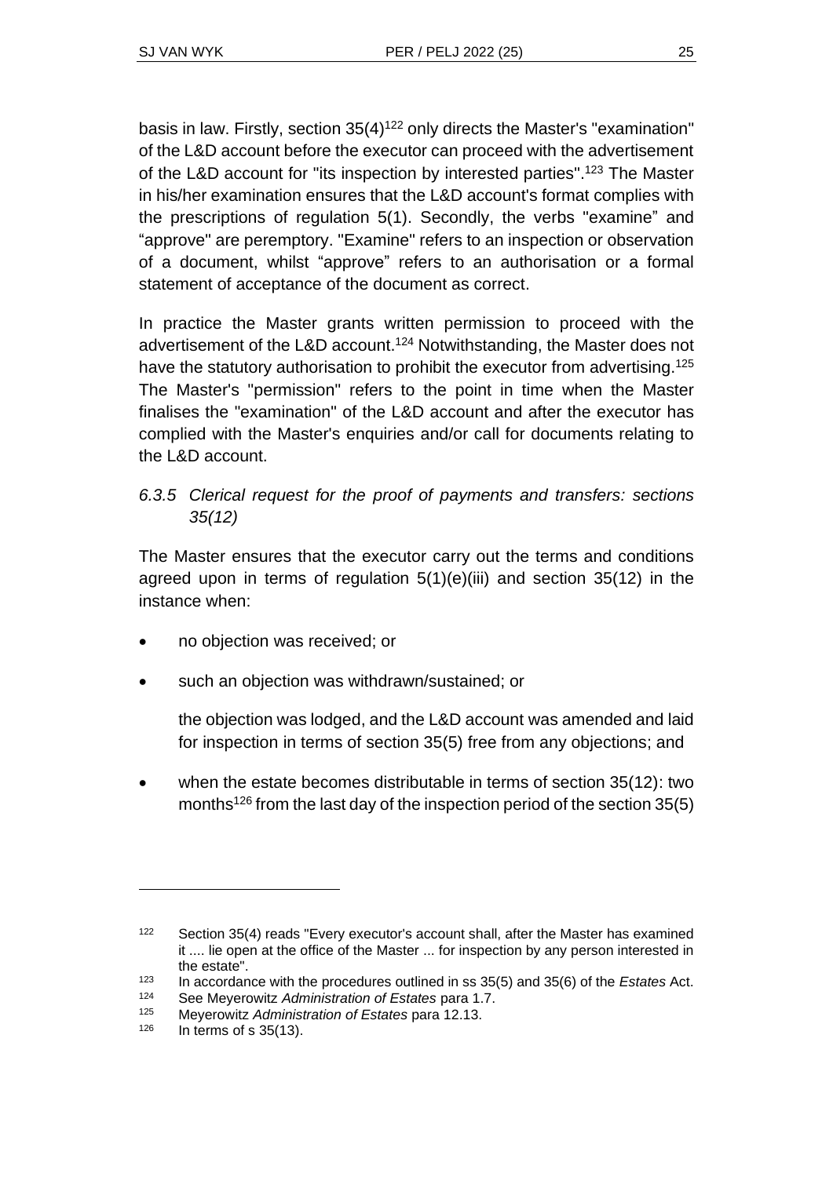basis in law. Firstly, section 35(4)[122] only directs the Master's "examination" of the L&D account before the executor can proceed with the advertisement of the L&D account for "its inspection by interested parties".[123] The Master in his/her examination ensures that the L&D account's format complies with the prescriptions of regulation 5(1). Secondly, the verbs "examine" and "approve" are peremptory. "Examine" refers to an inspection or observation of a document, whilst "approve" refers to an authorisation or a formal statement of acceptance of the document as correct.

In practice the Master grants written permission to proceed with the advertisement of the L&D account.[124] Notwithstanding, the Master does not have the statutory authorisation to prohibit the executor from advertising.[125] The Master's "permission" refers to the point in time when the Master finalises the "examination" of the L&D account and after the executor has complied with the Master's enquiries and/or call for documents relating to the L&D account.

### *6.3.5 Clerical request for the proof of payments and transfers: sections 35(12)*

The Master ensures that the executor carry out the terms and conditions agreed upon in terms of regulation 5(1)(e)(iii) and section 35(12) in the instance when:

- no objection was received; or
- such an objection was withdrawn/sustained; or

  the objection was lodged, and the L&D account was amended and laid for inspection in terms of section 35(5) free from any objections; and
- when the estate becomes distributable in terms of section 35(12): two months[126] from the last day of the inspection period of the section 35(5)

---

[122] Section 35(4) reads "Every executor's account shall, after the Master has examined it .... lie open at the office of the Master ... for inspection by any person interested in the estate".

[123] In accordance with the procedures outlined in ss 35(5) and 35(6) of the *Estates* Act.

[124] See Meyerowitz *Administration of Estates* para 1.7.

[125] Meyerowitz *Administration of Estates* para 12.13.

[126] In terms of s 35(13).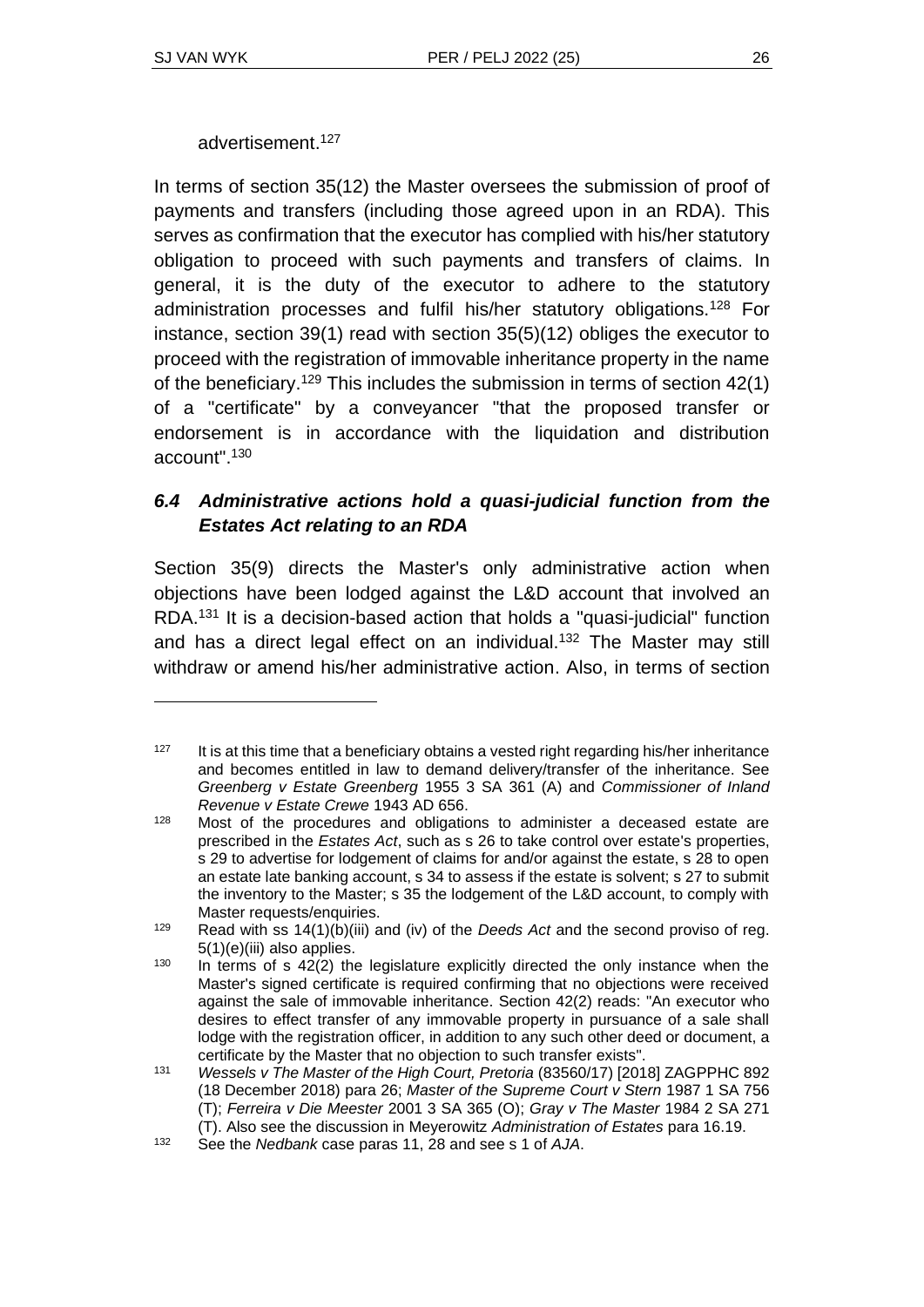advertisement.[127]

In terms of section 35(12) the Master oversees the submission of proof of payments and transfers (including those agreed upon in an RDA). This serves as confirmation that the executor has complied with his/her statutory obligation to proceed with such payments and transfers of claims. In general, it is the duty of the executor to adhere to the statutory administration processes and fulfil his/her statutory obligations.[128] For instance, section 39(1) read with section 35(5)(12) obliges the executor to proceed with the registration of immovable inheritance property in the name of the beneficiary.[129] This includes the submission in terms of section 42(1) of a "certificate" by a conveyancer "that the proposed transfer or endorsement is in accordance with the liquidation and distribution account".[130]

### *6.4 Administrative actions hold a quasi-judicial function from the Estates Act relating to an RDA*

Section 35(9) directs the Master's only administrative action when objections have been lodged against the L&D account that involved an RDA.[131] It is a decision-based action that holds a "quasi-judicial" function and has a direct legal effect on an individual.[132] The Master may still withdraw or amend his/her administrative action. Also, in terms of section

---

[127] It is at this time that a beneficiary obtains a vested right regarding his/her inheritance and becomes entitled in law to demand delivery/transfer of the inheritance. See *Greenberg v Estate Greenberg* 1955 3 SA 361 (A) and *Commissioner of Inland Revenue v Estate Crewe* 1943 AD 656.

[128] Most of the procedures and obligations to administer a deceased estate are prescribed in the *Estates Act*, such as s 26 to take control over estate's properties, s 29 to advertise for lodgement of claims for and/or against the estate, s 28 to open an estate late banking account, s 34 to assess if the estate is solvent; s 27 to submit the inventory to the Master; s 35 the lodgement of the L&D account, to comply with Master requests/enquiries.

[129] Read with ss 14(1)(b)(iii) and (iv) of the *Deeds Act* and the second proviso of reg. 5(1)(e)(iii) also applies.

[130] In terms of s 42(2) the legislature explicitly directed the only instance when the Master's signed certificate is required confirming that no objections were received against the sale of immovable inheritance. Section 42(2) reads: "An executor who desires to effect transfer of any immovable property in pursuance of a sale shall lodge with the registration officer, in addition to any such other deed or document, a certificate by the Master that no objection to such transfer exists".

[131] *Wessels v The Master of the High Court, Pretoria* (83560/17) [2018] ZAGPPHC 892 (18 December 2018) para 26; *Master of the Supreme Court v Stern* 1987 1 SA 756 (T); *Ferreira v Die Meester* 2001 3 SA 365 (O); *Gray v The Master* 1984 2 SA 271 (T). Also see the discussion in Meyerowitz *Administration of Estates* para 16.19.

[132] See the *Nedbank* case paras 11, 28 and see s 1 of *AJA*.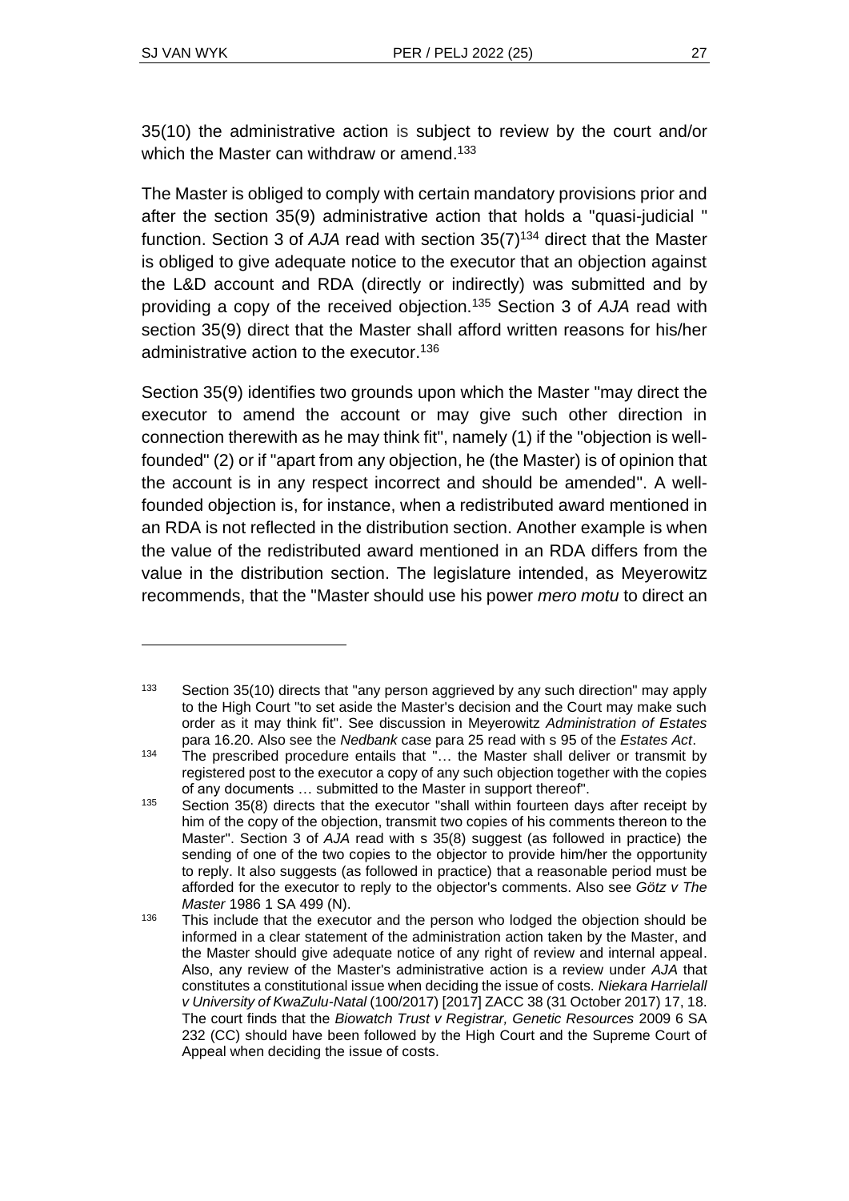35(10) the administrative action is subject to review by the court and/or which the Master can withdraw or amend.[133]

The Master is obliged to comply with certain mandatory provisions prior and after the section 35(9) administrative action that holds a "quasi-judicial " function. Section 3 of *AJA* read with section 35(7)[134] direct that the Master is obliged to give adequate notice to the executor that an objection against the L&D account and RDA (directly or indirectly) was submitted and by providing a copy of the received objection.[135] Section 3 of *AJA* read with section 35(9) direct that the Master shall afford written reasons for his/her administrative action to the executor.[136]

Section 35(9) identifies two grounds upon which the Master "may direct the executor to amend the account or may give such other direction in connection therewith as he may think fit", namely (1) if the "objection is well-founded" (2) or if "apart from any objection, he (the Master) is of opinion that the account is in any respect incorrect and should be amended". A well-founded objection is, for instance, when a redistributed award mentioned in an RDA is not reflected in the distribution section. Another example is when the value of the redistributed award mentioned in an RDA differs from the value in the distribution section. The legislature intended, as Meyerowitz recommends, that the "Master should use his power *mero motu* to direct an

---

[133] Section 35(10) directs that "any person aggrieved by any such direction" may apply to the High Court "to set aside the Master's decision and the Court may make such order as it may think fit". See discussion in Meyerowitz *Administration of Estates* para 16.20. Also see the *Nedbank* case para 25 read with s 95 of the *Estates Act*.

[134] The prescribed procedure entails that "… the Master shall deliver or transmit by registered post to the executor a copy of any such objection together with the copies of any documents … submitted to the Master in support thereof".

[135] Section 35(8) directs that the executor "shall within fourteen days after receipt by him of the copy of the objection, transmit two copies of his comments thereon to the Master". Section 3 of *AJA* read with s 35(8) suggest (as followed in practice) the sending of one of the two copies to the objector to provide him/her the opportunity to reply. It also suggests (as followed in practice) that a reasonable period must be afforded for the executor to reply to the objector's comments. Also see *Götz v The Master* 1986 1 SA 499 (N).

[136] This include that the executor and the person who lodged the objection should be informed in a clear statement of the administration action taken by the Master, and the Master should give adequate notice of any right of review and internal appeal. Also, any review of the Master's administrative action is a review under *AJA* that constitutes a constitutional issue when deciding the issue of costs. *Niekara Harrielall v University of KwaZulu-Natal* (100/2017) [2017] ZACC 38 (31 October 2017) 17, 18. The court finds that the *Biowatch Trust v Registrar, Genetic Resources* 2009 6 SA 232 (CC) should have been followed by the High Court and the Supreme Court of Appeal when deciding the issue of costs.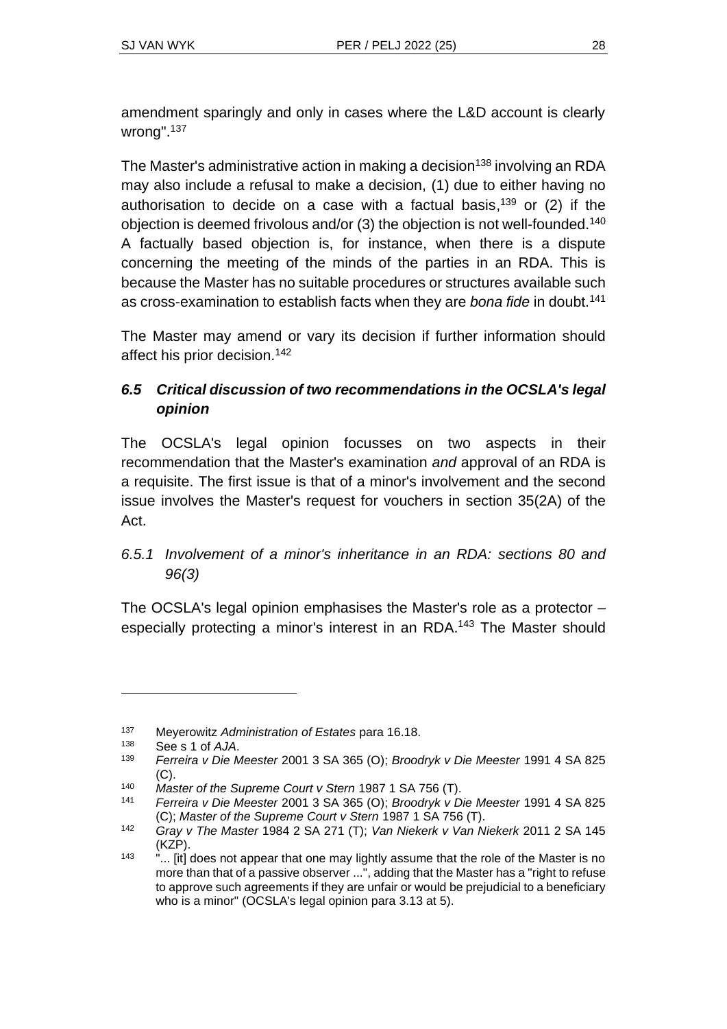amendment sparingly and only in cases where the L&D account is clearly wrong".[137]

The Master's administrative action in making a decision[138] involving an RDA may also include a refusal to make a decision, (1) due to either having no authorisation to decide on a case with a factual basis,[139] or (2) if the objection is deemed frivolous and/or (3) the objection is not well-founded.[140] A factually based objection is, for instance, when there is a dispute concerning the meeting of the minds of the parties in an RDA. This is because the Master has no suitable procedures or structures available such as cross-examination to establish facts when they are *bona fide* in doubt.[141]

The Master may amend or vary its decision if further information should affect his prior decision.[142]

### *6.5 Critical discussion of two recommendations in the OCSLA's legal opinion*

The OCSLA's legal opinion focusses on two aspects in their recommendation that the Master's examination *and* approval of an RDA is a requisite. The first issue is that of a minor's involvement and the second issue involves the Master's request for vouchers in section 35(2A) of the Act.

#### *6.5.1 Involvement of a minor's inheritance in an RDA: sections 80 and 96(3)*

The OCSLA's legal opinion emphasises the Master's role as a protector – especially protecting a minor's interest in an RDA.[143] The Master should

---

[137] Meyerowitz *Administration of Estates* para 16.18.

[138] See s 1 of *AJA*.

[139] *Ferreira v Die Meester* 2001 3 SA 365 (O); *Broodryk v Die Meester* 1991 4 SA 825 (C).

[140] *Master of the Supreme Court v Stern* 1987 1 SA 756 (T).

[141] *Ferreira v Die Meester* 2001 3 SA 365 (O); *Broodryk v Die Meester* 1991 4 SA 825 (C); *Master of the Supreme Court v Stern* 1987 1 SA 756 (T).

[142] *Gray v The Master* 1984 2 SA 271 (T); *Van Niekerk v Van Niekerk* 2011 2 SA 145 (KZP).

[143] "... [it] does not appear that one may lightly assume that the role of the Master is no more than that of a passive observer ...", adding that the Master has a "right to refuse to approve such agreements if they are unfair or would be prejudicial to a beneficiary who is a minor" (OCSLA's legal opinion para 3.13 at 5).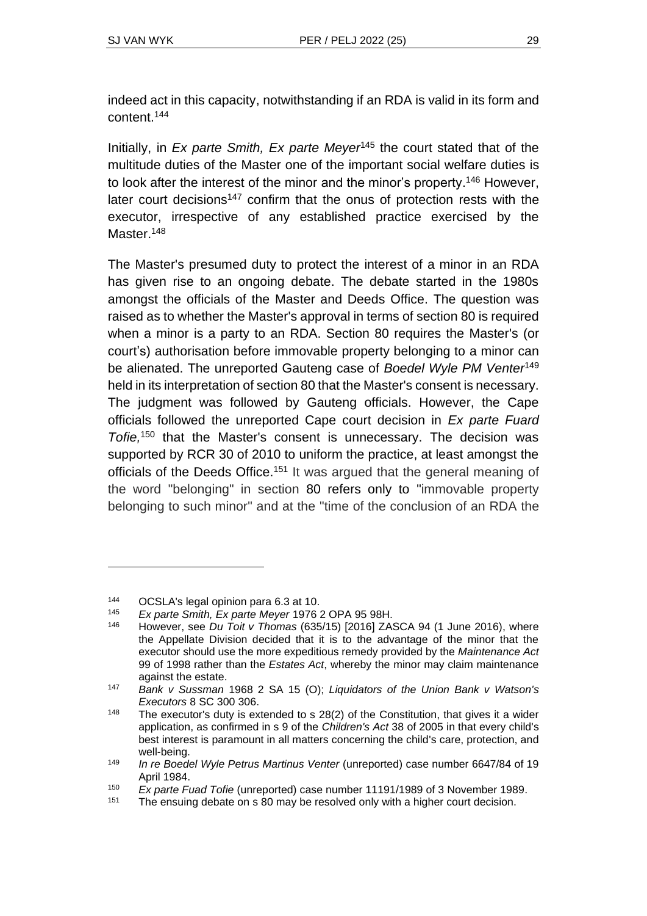indeed act in this capacity, notwithstanding if an RDA is valid in its form and content.[144]

Initially, in *Ex parte Smith, Ex parte Meyer*[145] the court stated that of the multitude duties of the Master one of the important social welfare duties is to look after the interest of the minor and the minor's property.[146] However, later court decisions[147] confirm that the onus of protection rests with the executor, irrespective of any established practice exercised by the Master.[148]

The Master's presumed duty to protect the interest of a minor in an RDA has given rise to an ongoing debate. The debate started in the 1980s amongst the officials of the Master and Deeds Office. The question was raised as to whether the Master's approval in terms of section 80 is required when a minor is a party to an RDA. Section 80 requires the Master's (or court's) authorisation before immovable property belonging to a minor can be alienated. The unreported Gauteng case of *Boedel Wyle PM Venter*[149] held in its interpretation of section 80 that the Master's consent is necessary. The judgment was followed by Gauteng officials. However, the Cape officials followed the unreported Cape court decision in *Ex parte Fuard Tofie,*[150] that the Master's consent is unnecessary. The decision was supported by RCR 30 of 2010 to uniform the practice, at least amongst the officials of the Deeds Office.[151] It was argued that the general meaning of the word "belonging" in section 80 refers only to "immovable property belonging to such minor" and at the "time of the conclusion of an RDA the

---

[144] OCSLA's legal opinion para 6.3 at 10.

[145] *Ex parte Smith, Ex parte Meyer* 1976 2 OPA 95 98H.

[146] However, see *Du Toit v Thomas* (635/15) [2016] ZASCA 94 (1 June 2016), where the Appellate Division decided that it is to the advantage of the minor that the executor should use the more expeditious remedy provided by the *Maintenance Act* 99 of 1998 rather than the *Estates Act*, whereby the minor may claim maintenance against the estate.

[147] *Bank v Sussman* 1968 2 SA 15 (O); *Liquidators of the Union Bank v Watson's Executors* 8 SC 300 306.

[148] The executor's duty is extended to s 28(2) of the Constitution, that gives it a wider application, as confirmed in s 9 of the *Children's Act* 38 of 2005 in that every child's best interest is paramount in all matters concerning the child's care, protection, and well-being.

[149] *In re Boedel Wyle Petrus Martinus Venter* (unreported) case number 6647/84 of 19 April 1984.

[150] *Ex parte Fuad Tofie* (unreported) case number 11191/1989 of 3 November 1989.

[151] The ensuing debate on s 80 may be resolved only with a higher court decision.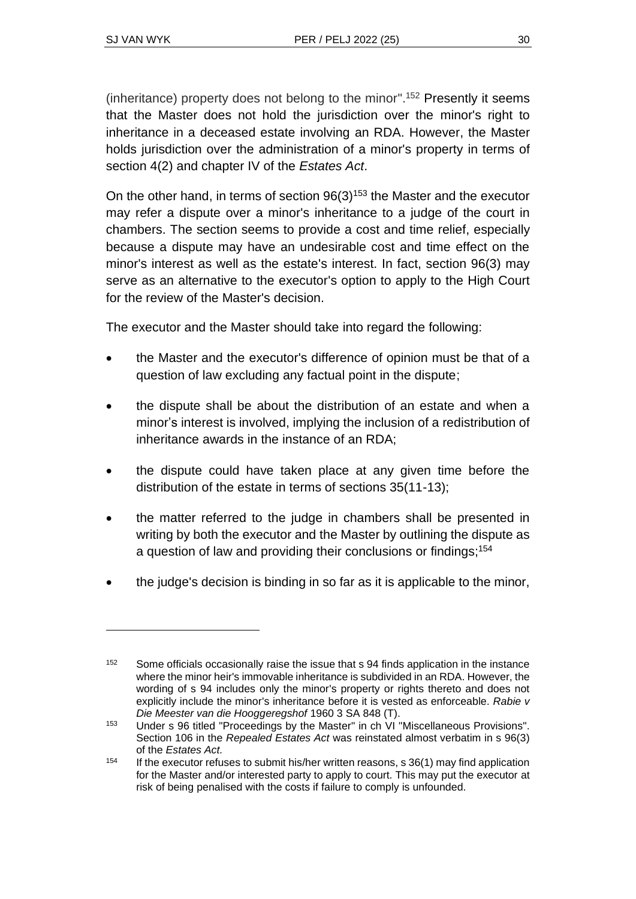(inheritance) property does not belong to the minor".[152] Presently it seems that the Master does not hold the jurisdiction over the minor's right to inheritance in a deceased estate involving an RDA. However, the Master holds jurisdiction over the administration of a minor's property in terms of section 4(2) and chapter IV of the *Estates Act*.

On the other hand, in terms of section 96(3)[153] the Master and the executor may refer a dispute over a minor's inheritance to a judge of the court in chambers. The section seems to provide a cost and time relief, especially because a dispute may have an undesirable cost and time effect on the minor's interest as well as the estate's interest. In fact, section 96(3) may serve as an alternative to the executor's option to apply to the High Court for the review of the Master's decision.

The executor and the Master should take into regard the following:

- the Master and the executor's difference of opinion must be that of a question of law excluding any factual point in the dispute;
- the dispute shall be about the distribution of an estate and when a minor's interest is involved, implying the inclusion of a redistribution of inheritance awards in the instance of an RDA;
- the dispute could have taken place at any given time before the distribution of the estate in terms of sections 35(11-13);
- the matter referred to the judge in chambers shall be presented in writing by both the executor and the Master by outlining the dispute as a question of law and providing their conclusions or findings;[154]
- the judge's decision is binding in so far as it is applicable to the minor,

---

[152] Some officials occasionally raise the issue that s 94 finds application in the instance where the minor heir's immovable inheritance is subdivided in an RDA. However, the wording of s 94 includes only the minor's property or rights thereto and does not explicitly include the minor's inheritance before it is vested as enforceable. *Rabie v Die Meester van die Hooggeregshof* 1960 3 SA 848 (T).

[153] Under s 96 titled "Proceedings by the Master" in ch VI "Miscellaneous Provisions". Section 106 in the *Repealed Estates Act* was reinstated almost verbatim in s 96(3) of the *Estates Act.*

[154] If the executor refuses to submit his/her written reasons, s 36(1) may find application for the Master and/or interested party to apply to court. This may put the executor at risk of being penalised with the costs if failure to comply is unfounded.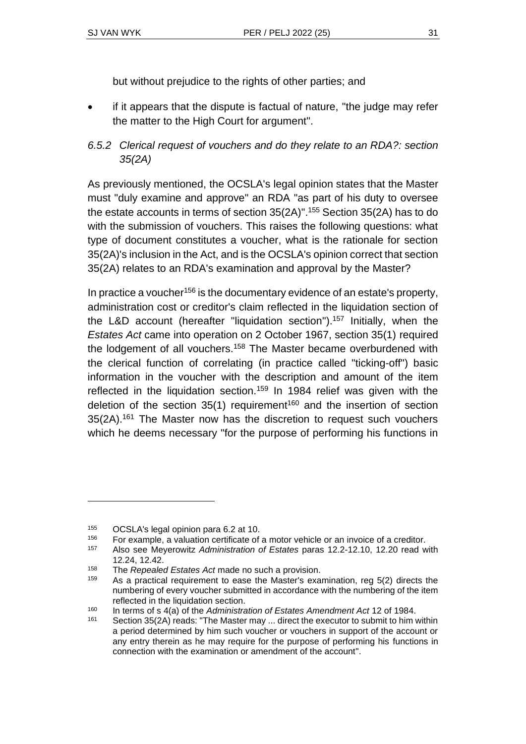but without prejudice to the rights of other parties; and

- if it appears that the dispute is factual of nature, "the judge may refer the matter to the High Court for argument".

### *6.5.2 Clerical request of vouchers and do they relate to an RDA?: section 35(2A)*

As previously mentioned, the OCSLA's legal opinion states that the Master must "duly examine and approve" an RDA "as part of his duty to oversee the estate accounts in terms of section 35(2A)".[155] Section 35(2A) has to do with the submission of vouchers. This raises the following questions: what type of document constitutes a voucher, what is the rationale for section 35(2A)'s inclusion in the Act, and is the OCSLA's opinion correct that section 35(2A) relates to an RDA's examination and approval by the Master?

In practice a voucher[156] is the documentary evidence of an estate's property, administration cost or creditor's claim reflected in the liquidation section of the L&D account (hereafter "liquidation section").[157] Initially, when the *Estates Act* came into operation on 2 October 1967, section 35(1) required the lodgement of all vouchers.[158] The Master became overburdened with the clerical function of correlating (in practice called "ticking-off") basic information in the voucher with the description and amount of the item reflected in the liquidation section.[159] In 1984 relief was given with the deletion of the section 35(1) requirement[160] and the insertion of section 35(2A).[161] The Master now has the discretion to request such vouchers which he deems necessary "for the purpose of performing his functions in

---

155 OCSLA's legal opinion para 6.2 at 10.

156 For example, a valuation certificate of a motor vehicle or an invoice of a creditor.

157 Also see Meyerowitz *Administration of Estates* paras 12.2-12.10, 12.20 read with 12.24, 12.42.

158 The *Repealed Estates Act* made no such a provision.

159 As a practical requirement to ease the Master's examination, reg 5(2) directs the numbering of every voucher submitted in accordance with the numbering of the item reflected in the liquidation section.

160 In terms of s 4(a) of the *Administration of Estates Amendment Act* 12 of 1984.

161 Section 35(2A) reads: "The Master may ... direct the executor to submit to him within a period determined by him such voucher or vouchers in support of the account or any entry therein as he may require for the purpose of performing his functions in connection with the examination or amendment of the account".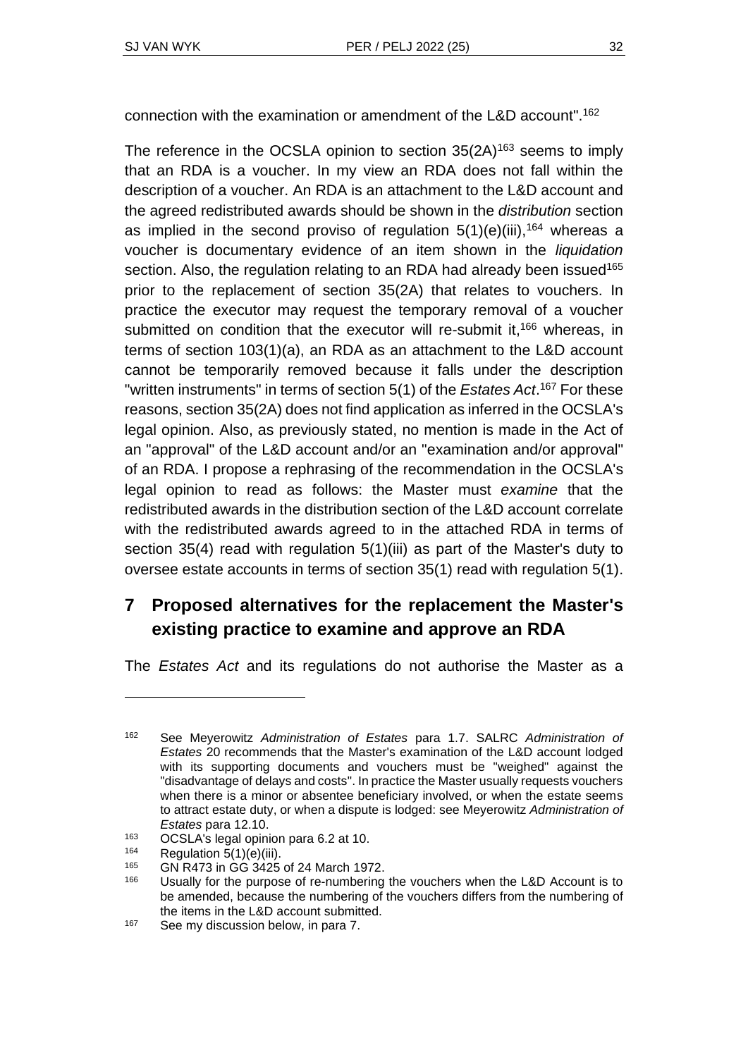connection with the examination or amendment of the L&D account".[162]

The reference in the OCSLA opinion to section 35(2A)[163] seems to imply that an RDA is a voucher. In my view an RDA does not fall within the description of a voucher. An RDA is an attachment to the L&D account and the agreed redistributed awards should be shown in the *distribution* section as implied in the second proviso of regulation 5(1)(e)(iii),[164] whereas a voucher is documentary evidence of an item shown in the *liquidation* section. Also, the regulation relating to an RDA had already been issued[165] prior to the replacement of section 35(2A) that relates to vouchers. In practice the executor may request the temporary removal of a voucher submitted on condition that the executor will re-submit it,[166] whereas, in terms of section 103(1)(a), an RDA as an attachment to the L&D account cannot be temporarily removed because it falls under the description "written instruments" in terms of section 5(1) of the *Estates Act*.[167] For these reasons, section 35(2A) does not find application as inferred in the OCSLA's legal opinion. Also, as previously stated, no mention is made in the Act of an "approval" of the L&D account and/or an "examination and/or approval" of an RDA. I propose a rephrasing of the recommendation in the OCSLA's legal opinion to read as follows: the Master must *examine* that the redistributed awards in the distribution section of the L&D account correlate with the redistributed awards agreed to in the attached RDA in terms of section 35(4) read with regulation 5(1)(iii) as part of the Master's duty to oversee estate accounts in terms of section 35(1) read with regulation 5(1).

## 7 Proposed alternatives for the replacement the Master's existing practice to examine and approve an RDA

The *Estates Act* and its regulations do not authorise the Master as a

---

162 See Meyerowitz *Administration of Estates* para 1.7. SALRC *Administration of Estates* 20 recommends that the Master's examination of the L&D account lodged with its supporting documents and vouchers must be "weighed" against the "disadvantage of delays and costs". In practice the Master usually requests vouchers when there is a minor or absentee beneficiary involved, or when the estate seems to attract estate duty, or when a dispute is lodged: see Meyerowitz *Administration of Estates* para 12.10.

163 OCSLA's legal opinion para 6.2 at 10.

164 Regulation 5(1)(e)(iii).

165 GN R473 in GG 3425 of 24 March 1972.

166 Usually for the purpose of re-numbering the vouchers when the L&D Account is to be amended, because the numbering of the vouchers differs from the numbering of the items in the L&D account submitted.

167 See my discussion below, in para 7.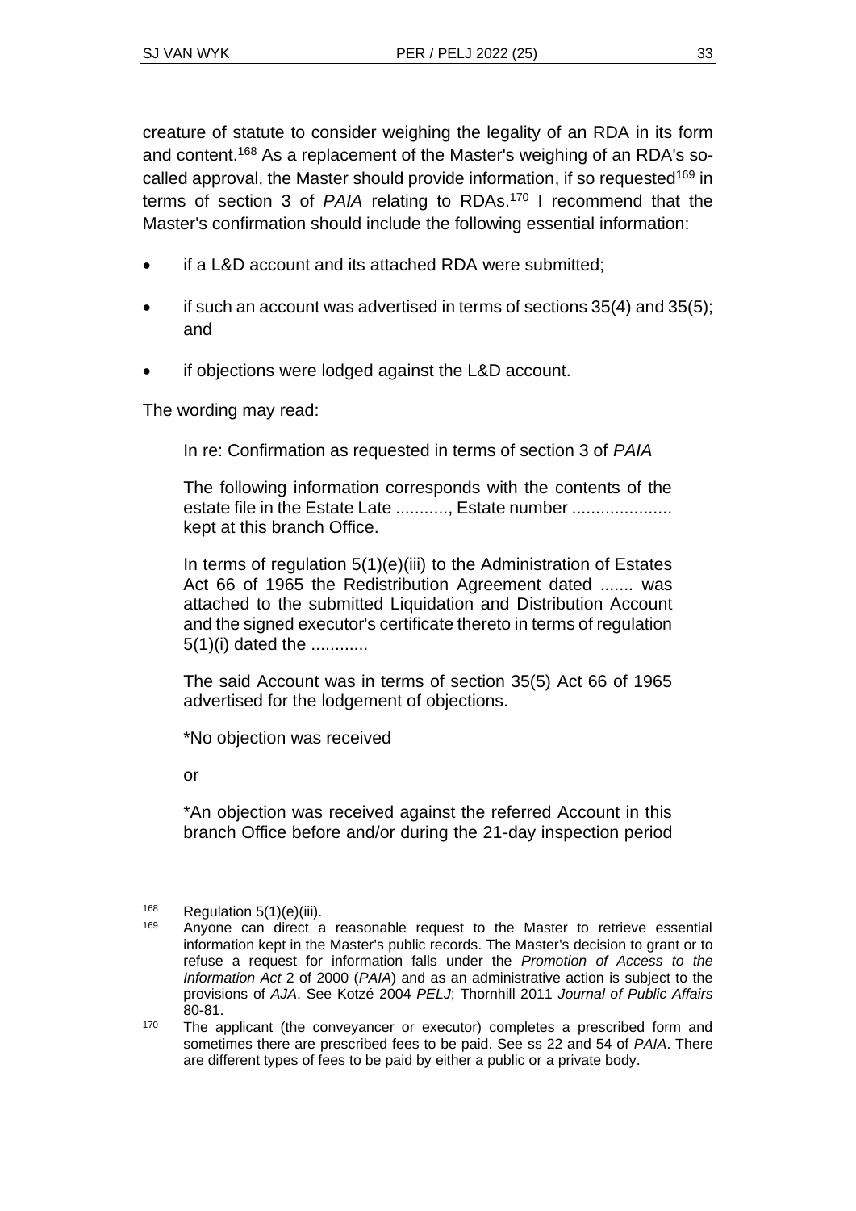creature of statute to consider weighing the legality of an RDA in its form and content.[168] As a replacement of the Master's weighing of an RDA's so-called approval, the Master should provide information, if so requested[169] in terms of section 3 of *PAIA* relating to RDAs.[170] I recommend that the Master's confirmation should include the following essential information:

- if a L&D account and its attached RDA were submitted;
- if such an account was advertised in terms of sections 35(4) and 35(5); and
- if objections were lodged against the L&D account.

The wording may read:

> In re: Confirmation as requested in terms of section 3 of *PAIA*
>
> The following information corresponds with the contents of the estate file in the Estate Late ..........., Estate number .................... kept at this branch Office.
>
> In terms of regulation 5(1)(e)(iii) to the Administration of Estates Act 66 of 1965 the Redistribution Agreement dated ....... was attached to the submitted Liquidation and Distribution Account and the signed executor's certificate thereto in terms of regulation 5(1)(i) dated the ............
>
> The said Account was in terms of section 35(5) Act 66 of 1965 advertised for the lodgement of objections.
>
> *No objection was received
>
> or
>
> *An objection was received against the referred Account in this branch Office before and/or during the 21-day inspection period

---

[168] Regulation 5(1)(e)(iii).

[169] Anyone can direct a reasonable request to the Master to retrieve essential information kept in the Master's public records. The Master's decision to grant or to refuse a request for information falls under the *Promotion of Access to the Information Act* 2 of 2000 (*PAIA*) and as an administrative action is subject to the provisions of *AJA*. See Kotzé 2004 *PELJ*; Thornhill 2011 *Journal of Public Affairs* 80-81.

[170] The applicant (the conveyancer or executor) completes a prescribed form and sometimes there are prescribed fees to be paid. See ss 22 and 54 of *PAIA*. There are different types of fees to be paid by either a public or a private body.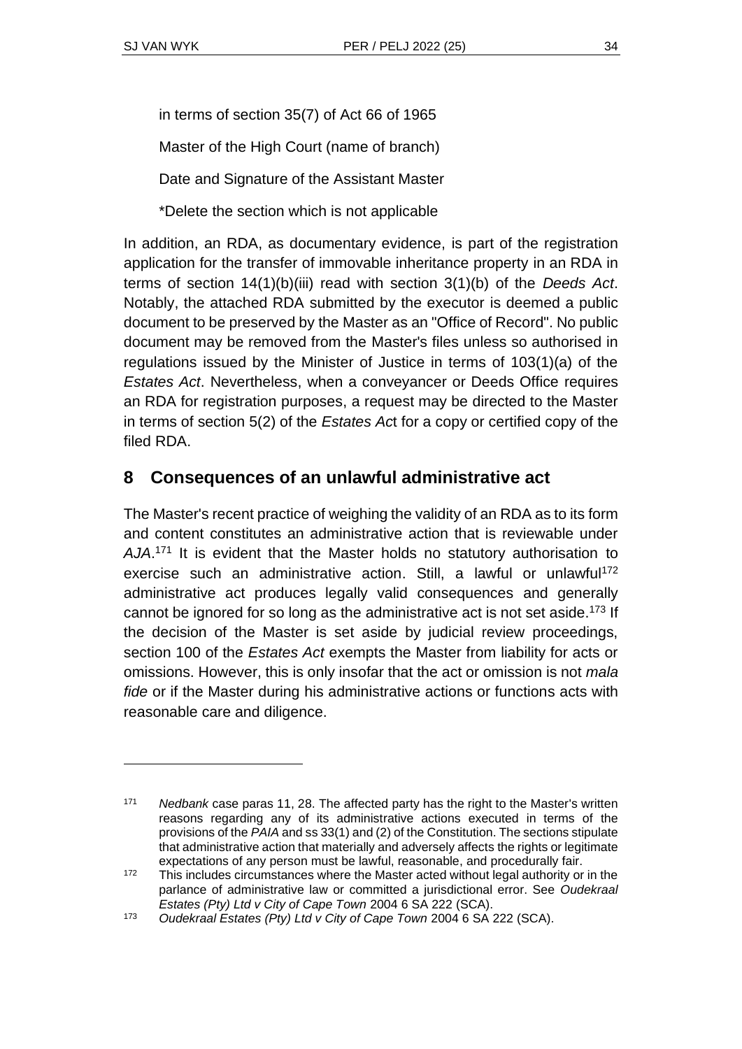in terms of section 35(7) of Act 66 of 1965

Master of the High Court (name of branch)

Date and Signature of the Assistant Master

*Delete the section which is not applicable

In addition, an RDA, as documentary evidence, is part of the registration application for the transfer of immovable inheritance property in an RDA in terms of section 14(1)(b)(iii) read with section 3(1)(b) of the *Deeds Act*. Notably, the attached RDA submitted by the executor is deemed a public document to be preserved by the Master as an "Office of Record". No public document may be removed from the Master's files unless so authorised in regulations issued by the Minister of Justice in terms of 103(1)(a) of the *Estates Act*. Nevertheless, when a conveyancer or Deeds Office requires an RDA for registration purposes, a request may be directed to the Master in terms of section 5(2) of the *Estates Act* for a copy or certified copy of the filed RDA.

## 8 Consequences of an unlawful administrative act

The Master's recent practice of weighing the validity of an RDA as to its form and content constitutes an administrative action that is reviewable under *AJA*.[171] It is evident that the Master holds no statutory authorisation to exercise such an administrative action. Still, a lawful or unlawful[172] administrative act produces legally valid consequences and generally cannot be ignored for so long as the administrative act is not set aside.[173] If the decision of the Master is set aside by judicial review proceedings, section 100 of the *Estates Act* exempts the Master from liability for acts or omissions. However, this is only insofar that the act or omission is not *mala fide* or if the Master during his administrative actions or functions acts with reasonable care and diligence.

---

[171] *Nedbank* case paras 11, 28. The affected party has the right to the Master's written reasons regarding any of its administrative actions executed in terms of the provisions of the *PAIA* and ss 33(1) and (2) of the Constitution. The sections stipulate that administrative action that materially and adversely affects the rights or legitimate expectations of any person must be lawful, reasonable, and procedurally fair.

[172] This includes circumstances where the Master acted without legal authority or in the parlance of administrative law or committed a jurisdictional error. See *Oudekraal Estates (Pty) Ltd v City of Cape Town* 2004 6 SA 222 (SCA).

[173] *Oudekraal Estates (Pty) Ltd v City of Cape Town* 2004 6 SA 222 (SCA).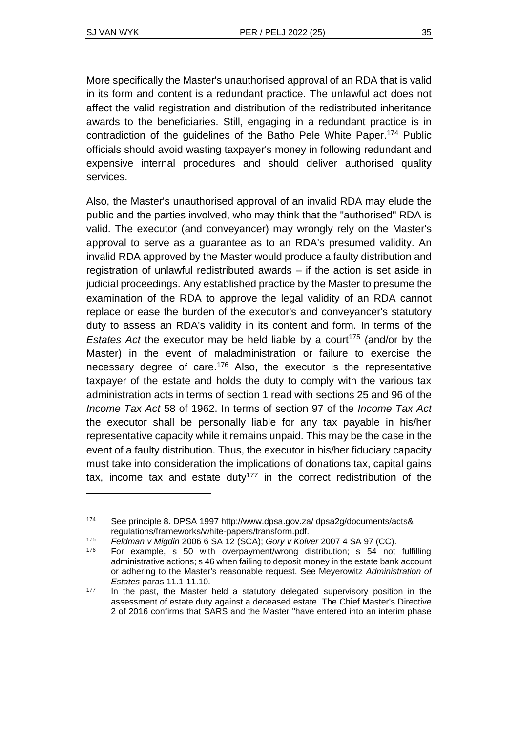More specifically the Master's unauthorised approval of an RDA that is valid in its form and content is a redundant practice. The unlawful act does not affect the valid registration and distribution of the redistributed inheritance awards to the beneficiaries. Still, engaging in a redundant practice is in contradiction of the guidelines of the Batho Pele White Paper.[174] Public officials should avoid wasting taxpayer's money in following redundant and expensive internal procedures and should deliver authorised quality services.

Also, the Master's unauthorised approval of an invalid RDA may elude the public and the parties involved, who may think that the "authorised" RDA is valid. The executor (and conveyancer) may wrongly rely on the Master's approval to serve as a guarantee as to an RDA's presumed validity. An invalid RDA approved by the Master would produce a faulty distribution and registration of unlawful redistributed awards – if the action is set aside in judicial proceedings. Any established practice by the Master to presume the examination of the RDA to approve the legal validity of an RDA cannot replace or ease the burden of the executor's and conveyancer's statutory duty to assess an RDA's validity in its content and form. In terms of the *Estates Act* the executor may be held liable by a court[175] (and/or by the Master) in the event of maladministration or failure to exercise the necessary degree of care.[176] Also, the executor is the representative taxpayer of the estate and holds the duty to comply with the various tax administration acts in terms of section 1 read with sections 25 and 96 of the *Income Tax Act* 58 of 1962. In terms of section 97 of the *Income Tax Act* the executor shall be personally liable for any tax payable in his/her representative capacity while it remains unpaid. This may be the case in the event of a faulty distribution. Thus, the executor in his/her fiduciary capacity must take into consideration the implications of donations tax, capital gains tax, income tax and estate duty[177] in the correct redistribution of the

---

[174] See principle 8. DPSA 1997 http://www.dpsa.gov.za/ dpsa2g/documents/acts& regulations/frameworks/white-papers/transform.pdf.

[175] *Feldman v Migdin* 2006 6 SA 12 (SCA); *Gory v Kolver* 2007 4 SA 97 (CC).

[176] For example, s 50 with overpayment/wrong distribution; s 54 not fulfilling administrative actions; s 46 when failing to deposit money in the estate bank account or adhering to the Master's reasonable request. See Meyerowitz *Administration of Estates* paras 11.1-11.10.

[177] In the past, the Master held a statutory delegated supervisory position in the assessment of estate duty against a deceased estate. The Chief Master's Directive 2 of 2016 confirms that SARS and the Master "have entered into an interim phase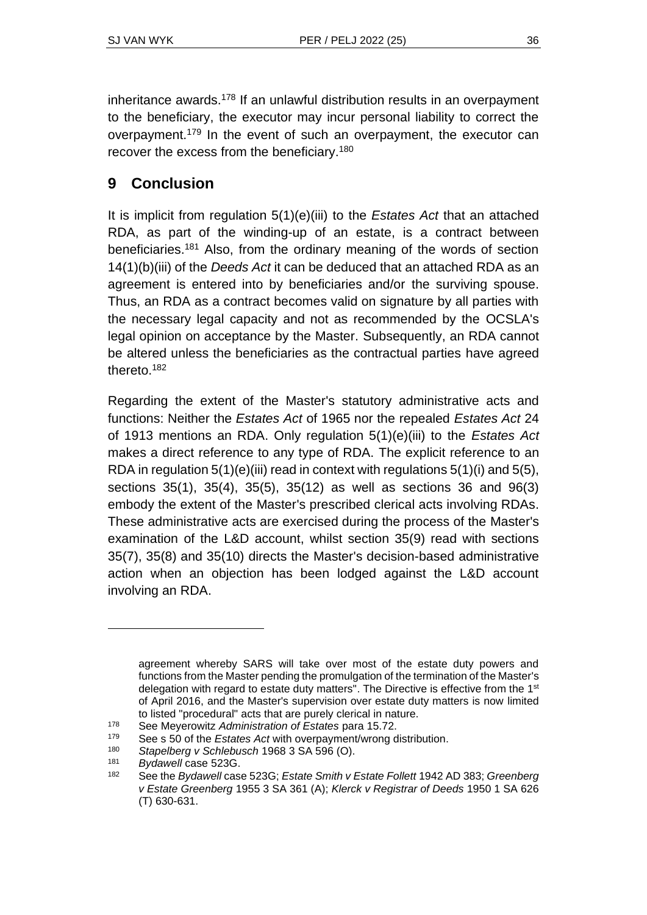inheritance awards.[178] If an unlawful distribution results in an overpayment to the beneficiary, the executor may incur personal liability to correct the overpayment.[179] In the event of such an overpayment, the executor can recover the excess from the beneficiary.[180]

## 9 Conclusion

It is implicit from regulation 5(1)(e)(iii) to the *Estates Act* that an attached RDA, as part of the winding-up of an estate, is a contract between beneficiaries.[181] Also, from the ordinary meaning of the words of section 14(1)(b)(iii) of the *Deeds Act* it can be deduced that an attached RDA as an agreement is entered into by beneficiaries and/or the surviving spouse. Thus, an RDA as a contract becomes valid on signature by all parties with the necessary legal capacity and not as recommended by the OCSLA's legal opinion on acceptance by the Master. Subsequently, an RDA cannot be altered unless the beneficiaries as the contractual parties have agreed thereto.[182]

Regarding the extent of the Master's statutory administrative acts and functions: Neither the *Estates Act* of 1965 nor the repealed *Estates Act* 24 of 1913 mentions an RDA. Only regulation 5(1)(e)(iii) to the *Estates Act* makes a direct reference to any type of RDA. The explicit reference to an RDA in regulation 5(1)(e)(iii) read in context with regulations 5(1)(i) and 5(5), sections 35(1), 35(4), 35(5), 35(12) as well as sections 36 and 96(3) embody the extent of the Master's prescribed clerical acts involving RDAs. These administrative acts are exercised during the process of the Master's examination of the L&D account, whilst section 35(9) read with sections 35(7), 35(8) and 35(10) directs the Master's decision-based administrative action when an objection has been lodged against the L&D account involving an RDA.

---

agreement whereby SARS will take over most of the estate duty powers and functions from the Master pending the promulgation of the termination of the Master's delegation with regard to estate duty matters". The Directive is effective from the 1st of April 2016, and the Master's supervision over estate duty matters is now limited to listed "procedural" acts that are purely clerical in nature.

[178] See Meyerowitz *Administration of Estates* para 15.72.

[179] See s 50 of the *Estates Act* with overpayment/wrong distribution.

[180] *Stapelberg v Schlebusch* 1968 3 SA 596 (O).

[181] *Bydawell* case 523G.

[182] See the *Bydawell* case 523G; *Estate Smith v Estate Follett* 1942 AD 383; *Greenberg v Estate Greenberg* 1955 3 SA 361 (A); *Klerck v Registrar of Deeds* 1950 1 SA 626 (T) 630-631.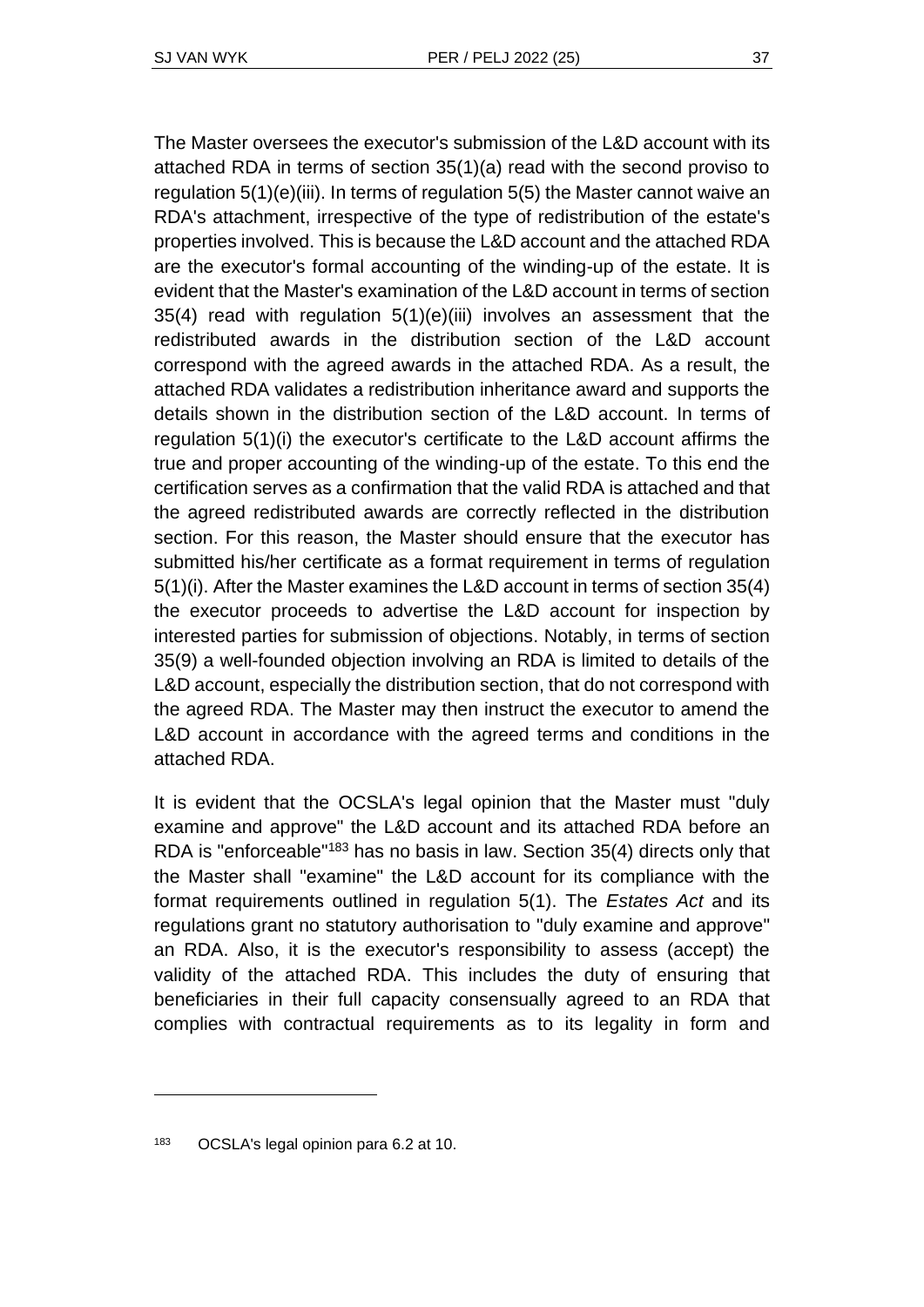The Master oversees the executor's submission of the L&D account with its attached RDA in terms of section 35(1)(a) read with the second proviso to regulation 5(1)(e)(iii). In terms of regulation 5(5) the Master cannot waive an RDA's attachment, irrespective of the type of redistribution of the estate's properties involved. This is because the L&D account and the attached RDA are the executor's formal accounting of the winding-up of the estate. It is evident that the Master's examination of the L&D account in terms of section 35(4) read with regulation 5(1)(e)(iii) involves an assessment that the redistributed awards in the distribution section of the L&D account correspond with the agreed awards in the attached RDA. As a result, the attached RDA validates a redistribution inheritance award and supports the details shown in the distribution section of the L&D account. In terms of regulation 5(1)(i) the executor's certificate to the L&D account affirms the true and proper accounting of the winding-up of the estate. To this end the certification serves as a confirmation that the valid RDA is attached and that the agreed redistributed awards are correctly reflected in the distribution section. For this reason, the Master should ensure that the executor has submitted his/her certificate as a format requirement in terms of regulation 5(1)(i). After the Master examines the L&D account in terms of section 35(4) the executor proceeds to advertise the L&D account for inspection by interested parties for submission of objections. Notably, in terms of section 35(9) a well-founded objection involving an RDA is limited to details of the L&D account, especially the distribution section, that do not correspond with the agreed RDA. The Master may then instruct the executor to amend the L&D account in accordance with the agreed terms and conditions in the attached RDA.

It is evident that the OCSLA's legal opinion that the Master must "duly examine and approve" the L&D account and its attached RDA before an RDA is "enforceable"[183] has no basis in law. Section 35(4) directs only that the Master shall "examine" the L&D account for its compliance with the format requirements outlined in regulation 5(1). The *Estates Act* and its regulations grant no statutory authorisation to "duly examine and approve" an RDA. Also, it is the executor's responsibility to assess (accept) the validity of the attached RDA. This includes the duty of ensuring that beneficiaries in their full capacity consensually agreed to an RDA that complies with contractual requirements as to its legality in form and

---

[183] OCSLA's legal opinion para 6.2 at 10.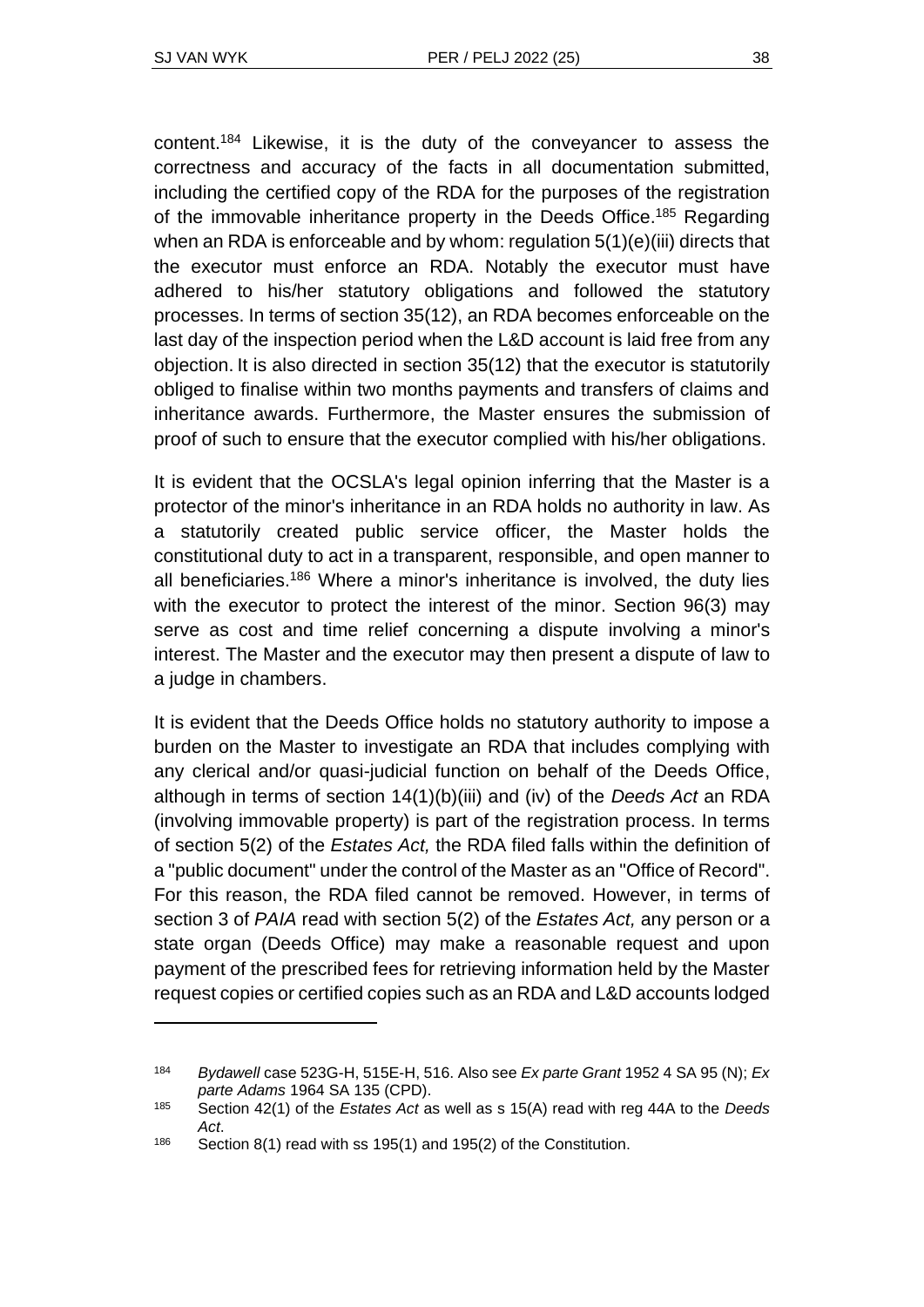content.[184] Likewise, it is the duty of the conveyancer to assess the correctness and accuracy of the facts in all documentation submitted, including the certified copy of the RDA for the purposes of the registration of the immovable inheritance property in the Deeds Office.[185] Regarding when an RDA is enforceable and by whom: regulation 5(1)(e)(iii) directs that the executor must enforce an RDA. Notably the executor must have adhered to his/her statutory obligations and followed the statutory processes. In terms of section 35(12), an RDA becomes enforceable on the last day of the inspection period when the L&D account is laid free from any objection. It is also directed in section 35(12) that the executor is statutorily obliged to finalise within two months payments and transfers of claims and inheritance awards. Furthermore, the Master ensures the submission of proof of such to ensure that the executor complied with his/her obligations.

It is evident that the OCSLA's legal opinion inferring that the Master is a protector of the minor's inheritance in an RDA holds no authority in law. As a statutorily created public service officer, the Master holds the constitutional duty to act in a transparent, responsible, and open manner to all beneficiaries.[186] Where a minor's inheritance is involved, the duty lies with the executor to protect the interest of the minor. Section 96(3) may serve as cost and time relief concerning a dispute involving a minor's interest. The Master and the executor may then present a dispute of law to a judge in chambers.

It is evident that the Deeds Office holds no statutory authority to impose a burden on the Master to investigate an RDA that includes complying with any clerical and/or quasi-judicial function on behalf of the Deeds Office, although in terms of section 14(1)(b)(iii) and (iv) of the *Deeds Act* an RDA (involving immovable property) is part of the registration process. In terms of section 5(2) of the *Estates Act,* the RDA filed falls within the definition of a "public document" under the control of the Master as an "Office of Record". For this reason, the RDA filed cannot be removed. However, in terms of section 3 of *PAIA* read with section 5(2) of the *Estates Act,* any person or a state organ (Deeds Office) may make a reasonable request and upon payment of the prescribed fees for retrieving information held by the Master request copies or certified copies such as an RDA and L&D accounts lodged

---

[184] *Bydawell* case 523G-H, 515E-H, 516. Also see *Ex parte Grant* 1952 4 SA 95 (N); *Ex parte Adams* 1964 SA 135 (CPD).

[185] Section 42(1) of the *Estates Act* as well as s 15(A) read with reg 44A to the *Deeds Act*.

[186] Section 8(1) read with ss 195(1) and 195(2) of the Constitution.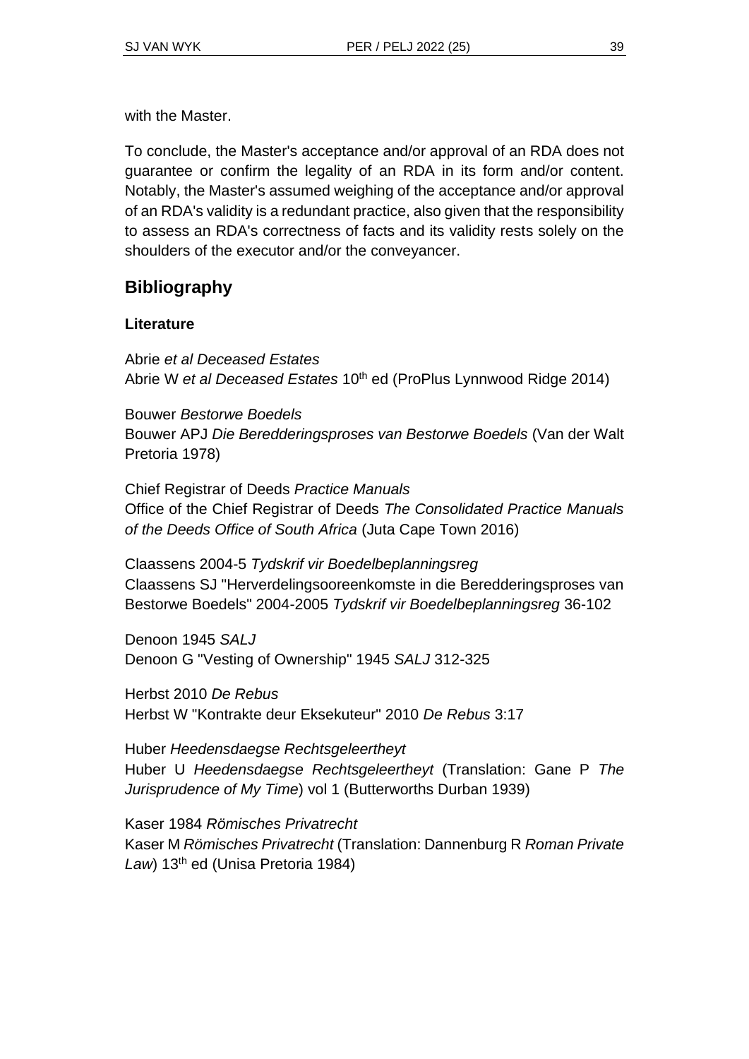with the Master.

To conclude, the Master's acceptance and/or approval of an RDA does not guarantee or confirm the legality of an RDA in its form and/or content. Notably, the Master's assumed weighing of the acceptance and/or approval of an RDA's validity is a redundant practice, also given that the responsibility to assess an RDA's correctness of facts and its validity rests solely on the shoulders of the executor and/or the conveyancer.

## Bibliography

### Literature

Abrie *et al Deceased Estates*
Abrie W *et al Deceased Estates* 10th ed (ProPlus Lynnwood Ridge 2014)

Bouwer *Bestorwe Boedels*
Bouwer APJ *Die Beredderingsproses van Bestorwe Boedels* (Van der Walt Pretoria 1978)

Chief Registrar of Deeds *Practice Manuals*
Office of the Chief Registrar of Deeds *The Consolidated Practice Manuals of the Deeds Office of South Africa* (Juta Cape Town 2016)

Claassens 2004-5 *Tydskrif vir Boedelbeplanningsreg*
Claassens SJ "Herverdelingsooreenkomste in die Beredderingsproses van Bestorwe Boedels" 2004-2005 *Tydskrif vir Boedelbeplanningsreg* 36-102

Denoon 1945 *SALJ*
Denoon G "Vesting of Ownership" 1945 *SALJ* 312-325

Herbst 2010 *De Rebus*
Herbst W "Kontrakte deur Eksekuteur" 2010 *De Rebus* 3:17

Huber *Heedensdaegse Rechtsgeleertheyt*
Huber U *Heedensdaegse Rechtsgeleertheyt* (Translation: Gane P *The Jurisprudence of My Time*) vol 1 (Butterworths Durban 1939)

Kaser 1984 *Römisches Privatrecht*
Kaser M *Römisches Privatrecht* (Translation: Dannenburg R *Roman Private Law*) 13th ed (Unisa Pretoria 1984)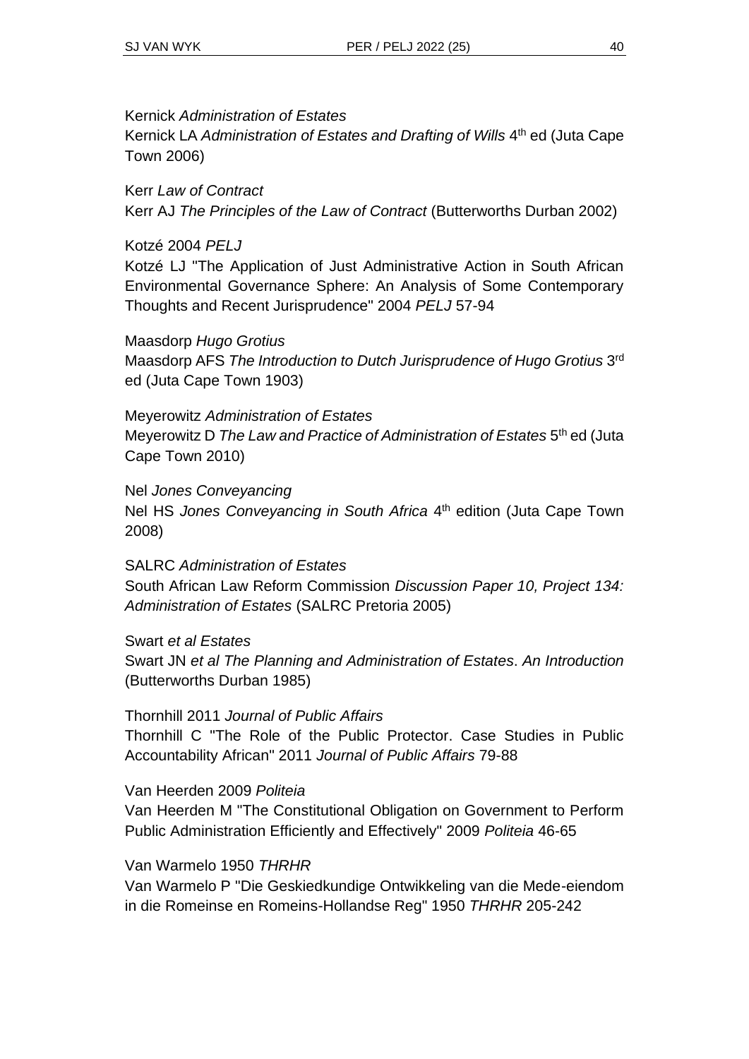Kernick *Administration of Estates*
Kernick LA *Administration of Estates and Drafting of Wills* 4th ed (Juta Cape Town 2006)

Kerr *Law of Contract*
Kerr AJ *The Principles of the Law of Contract* (Butterworths Durban 2002)

Kotzé 2004 *PELJ*
Kotzé LJ "The Application of Just Administrative Action in South African Environmental Governance Sphere: An Analysis of Some Contemporary Thoughts and Recent Jurisprudence" 2004 *PELJ* 57-94

Maasdorp *Hugo Grotius*
Maasdorp AFS *The Introduction to Dutch Jurisprudence of Hugo Grotius* 3rd ed (Juta Cape Town 1903)

Meyerowitz *Administration of Estates*
Meyerowitz D *The Law and Practice of Administration of Estates* 5th ed (Juta Cape Town 2010)

Nel *Jones Conveyancing*
Nel HS *Jones Conveyancing in South Africa* 4th edition (Juta Cape Town 2008)

SALRC *Administration of Estates*
South African Law Reform Commission *Discussion Paper 10, Project 134: Administration of Estates* (SALRC Pretoria 2005)

Swart *et al Estates*
Swart JN *et al The Planning and Administration of Estates*. *An Introduction* (Butterworths Durban 1985)

Thornhill 2011 *Journal of Public Affairs*
Thornhill C "The Role of the Public Protector. Case Studies in Public Accountability African" 2011 *Journal of Public Affairs* 79-88

Van Heerden 2009 *Politeia*
Van Heerden M "The Constitutional Obligation on Government to Perform Public Administration Efficiently and Effectively" 2009 *Politeia* 46-65

Van Warmelo 1950 *THRHR*
Van Warmelo P "Die Geskiedkundige Ontwikkeling van die Mede-eiendom in die Romeinse en Romeins-Hollandse Reg" 1950 *THRHR* 205-242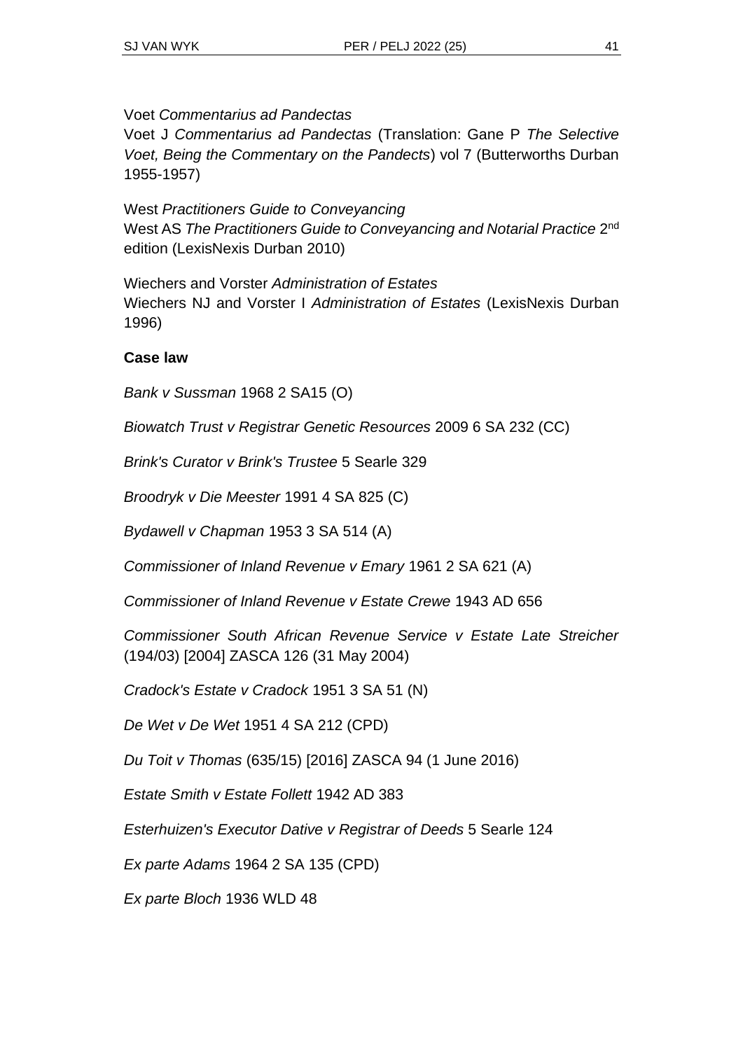Voet *Commentarius ad Pandectas*
Voet J *Commentarius ad Pandectas* (Translation: Gane P *The Selective Voet, Being the Commentary on the Pandects*) vol 7 (Butterworths Durban 1955-1957)

West *Practitioners Guide to Conveyancing*
West AS *The Practitioners Guide to Conveyancing and Notarial Practice* 2nd edition (LexisNexis Durban 2010)

Wiechers and Vorster *Administration of Estates*
Wiechers NJ and Vorster I *Administration of Estates* (LexisNexis Durban 1996)

**Case law**

*Bank v Sussman* 1968 2 SA15 (O)

*Biowatch Trust v Registrar Genetic Resources* 2009 6 SA 232 (CC)

*Brink's Curator v Brink's Trustee* 5 Searle 329

*Broodryk v Die Meester* 1991 4 SA 825 (C)

*Bydawell v Chapman* 1953 3 SA 514 (A)

*Commissioner of Inland Revenue v Emary* 1961 2 SA 621 (A)

*Commissioner of Inland Revenue v Estate Crewe* 1943 AD 656

*Commissioner South African Revenue Service v Estate Late Streicher* (194/03) [2004] ZASCA 126 (31 May 2004)

*Cradock's Estate v Cradock* 1951 3 SA 51 (N)

*De Wet v De Wet* 1951 4 SA 212 (CPD)

*Du Toit v Thomas* (635/15) [2016] ZASCA 94 (1 June 2016)

*Estate Smith v Estate Follett* 1942 AD 383

*Esterhuizen's Executor Dative v Registrar of Deeds* 5 Searle 124

*Ex parte Adams* 1964 2 SA 135 (CPD)

*Ex parte Bloch* 1936 WLD 48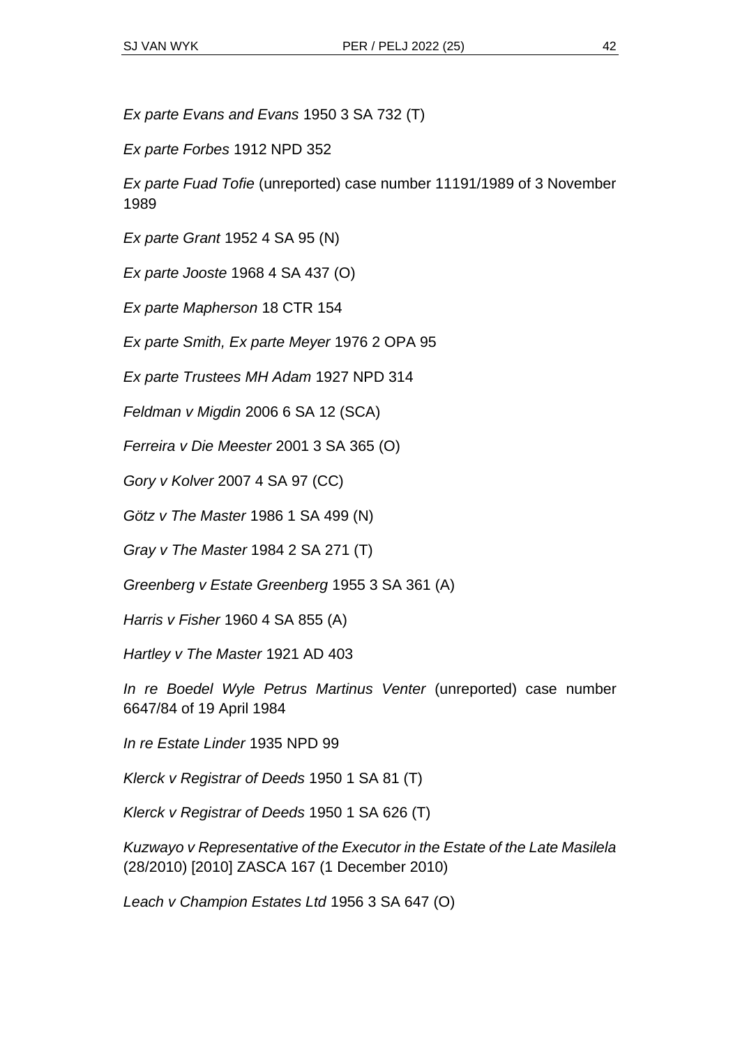*Ex parte Evans and Evans* 1950 3 SA 732 (T)

*Ex parte Forbes* 1912 NPD 352

*Ex parte Fuad Tofie* (unreported) case number 11191/1989 of 3 November 1989

*Ex parte Grant* 1952 4 SA 95 (N)

*Ex parte Jooste* 1968 4 SA 437 (O)

*Ex parte Mapherson* 18 CTR 154

*Ex parte Smith, Ex parte Meyer* 1976 2 OPA 95

*Ex parte Trustees MH Adam* 1927 NPD 314

*Feldman v Migdin* 2006 6 SA 12 (SCA)

*Ferreira v Die Meester* 2001 3 SA 365 (O)

*Gory v Kolver* 2007 4 SA 97 (CC)

*Götz v The Master* 1986 1 SA 499 (N)

*Gray v The Master* 1984 2 SA 271 (T)

*Greenberg v Estate Greenberg* 1955 3 SA 361 (A)

*Harris v Fisher* 1960 4 SA 855 (A)

*Hartley v The Master* 1921 AD 403

*In re Boedel Wyle Petrus Martinus Venter* (unreported) case number 6647/84 of 19 April 1984

*In re Estate Linder* 1935 NPD 99

*Klerck v Registrar of Deeds* 1950 1 SA 81 (T)

*Klerck v Registrar of Deeds* 1950 1 SA 626 (T)

*Kuzwayo v Representative of the Executor in the Estate of the Late Masilela* (28/2010) [2010] ZASCA 167 (1 December 2010)

*Leach v Champion Estates Ltd* 1956 3 SA 647 (O)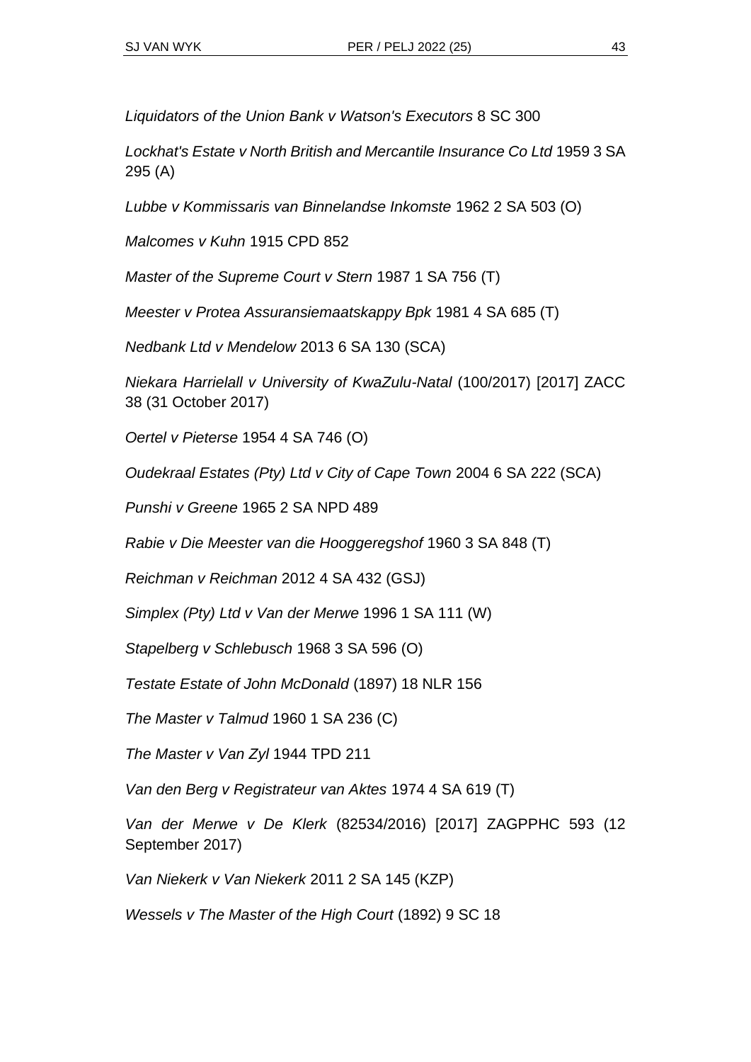*Liquidators of the Union Bank v Watson's Executors* 8 SC 300

*Lockhat's Estate v North British and Mercantile Insurance Co Ltd* 1959 3 SA 295 (A)

*Lubbe v Kommissaris van Binnelandse Inkomste* 1962 2 SA 503 (O)

*Malcomes v Kuhn* 1915 CPD 852

*Master of the Supreme Court v Stern* 1987 1 SA 756 (T)

*Meester v Protea Assuransiemaatskappy Bpk* 1981 4 SA 685 (T)

*Nedbank Ltd v Mendelow* 2013 6 SA 130 (SCA)

*Niekara Harrielall v University of KwaZulu-Natal* (100/2017) [2017] ZACC 38 (31 October 2017)

*Oertel v Pieterse* 1954 4 SA 746 (O)

*Oudekraal Estates (Pty) Ltd v City of Cape Town* 2004 6 SA 222 (SCA)

*Punshi v Greene* 1965 2 SA NPD 489

*Rabie v Die Meester van die Hooggeregshof* 1960 3 SA 848 (T)

*Reichman v Reichman* 2012 4 SA 432 (GSJ)

*Simplex (Pty) Ltd v Van der Merwe* 1996 1 SA 111 (W)

*Stapelberg v Schlebusch* 1968 3 SA 596 (O)

*Testate Estate of John McDonald* (1897) 18 NLR 156

*The Master v Talmud* 1960 1 SA 236 (C)

*The Master v Van Zyl* 1944 TPD 211

*Van den Berg v Registrateur van Aktes* 1974 4 SA 619 (T)

*Van der Merwe v De Klerk* (82534/2016) [2017] ZAGPPHC 593 (12 September 2017)

*Van Niekerk v Van Niekerk* 2011 2 SA 145 (KZP)

*Wessels v The Master of the High Court* (1892) 9 SC 18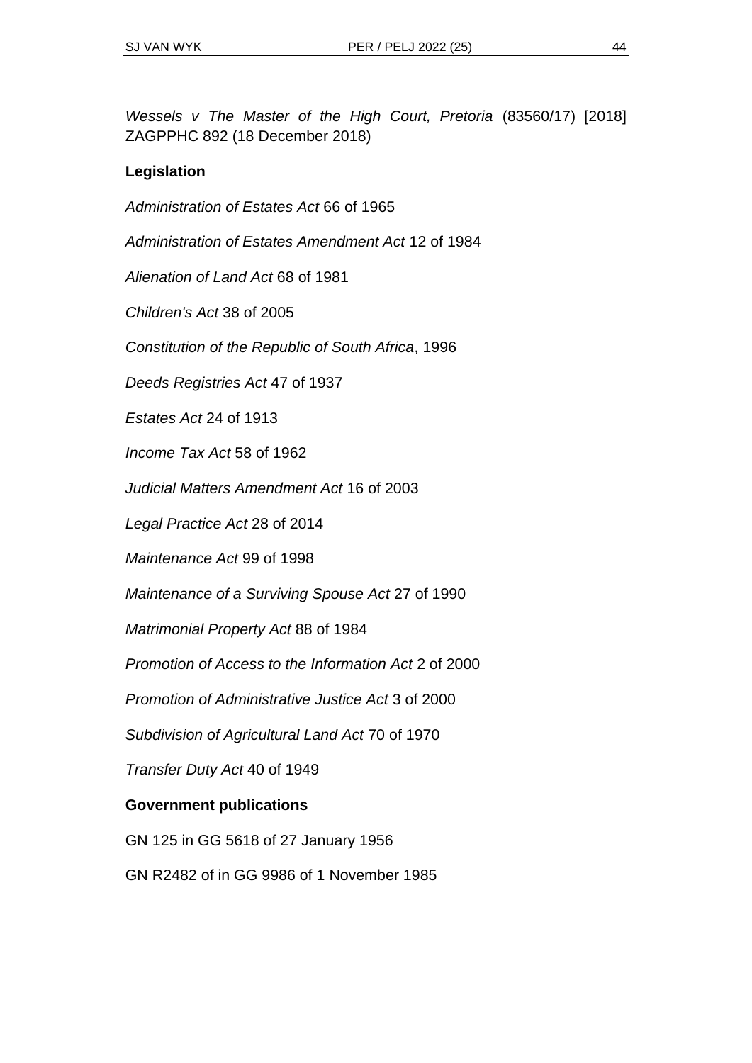*Wessels v The Master of the High Court, Pretoria* (83560/17) [2018] ZAGPPHC 892 (18 December 2018)

**Legislation**

*Administration of Estates Act* 66 of 1965

*Administration of Estates Amendment Act* 12 of 1984

*Alienation of Land Act* 68 of 1981

*Children's Act* 38 of 2005

*Constitution of the Republic of South Africa*, 1996

*Deeds Registries Act* 47 of 1937

*Estates Act* 24 of 1913

*Income Tax Act* 58 of 1962

*Judicial Matters Amendment Act* 16 of 2003

*Legal Practice Act* 28 of 2014

*Maintenance Act* 99 of 1998

*Maintenance of a Surviving Spouse Act* 27 of 1990

*Matrimonial Property Act* 88 of 1984

*Promotion of Access to the Information Act* 2 of 2000

*Promotion of Administrative Justice Act* 3 of 2000

*Subdivision of Agricultural Land Act* 70 of 1970

*Transfer Duty Act* 40 of 1949

**Government publications**

GN 125 in GG 5618 of 27 January 1956

GN R2482 of in GG 9986 of 1 November 1985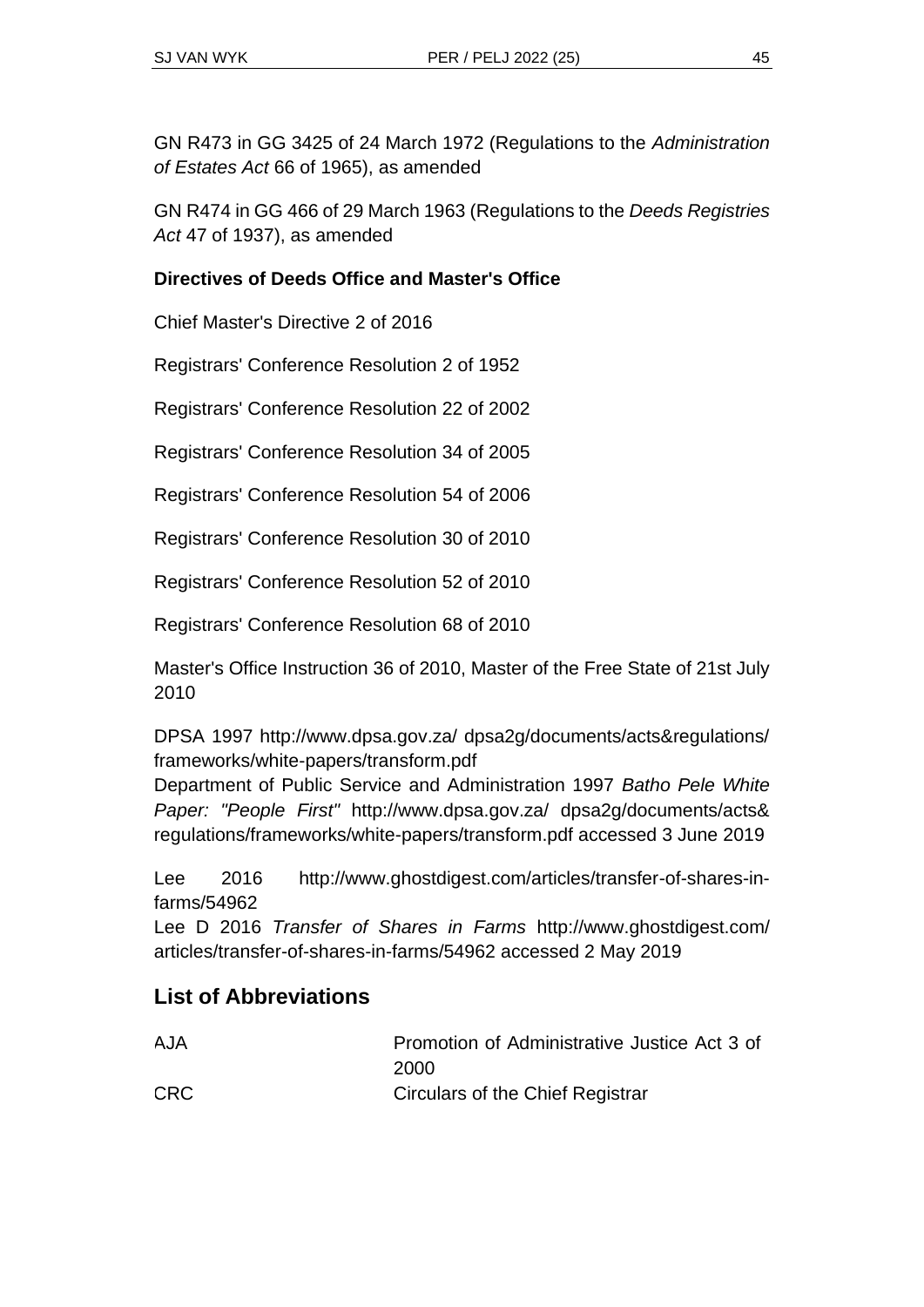GN R473 in GG 3425 of 24 March 1972 (Regulations to the *Administration of Estates Act* 66 of 1965), as amended

GN R474 in GG 466 of 29 March 1963 (Regulations to the *Deeds Registries Act* 47 of 1937), as amended

**Directives of Deeds Office and Master's Office**

Chief Master's Directive 2 of 2016

Registrars' Conference Resolution 2 of 1952

Registrars' Conference Resolution 22 of 2002

Registrars' Conference Resolution 34 of 2005

Registrars' Conference Resolution 54 of 2006

Registrars' Conference Resolution 30 of 2010

Registrars' Conference Resolution 52 of 2010

Registrars' Conference Resolution 68 of 2010

Master's Office Instruction 36 of 2010, Master of the Free State of 21st July 2010

DPSA 1997 http://www.dpsa.gov.za/ dpsa2g/documents/acts&regulations/frameworks/white-papers/transform.pdf
Department of Public Service and Administration 1997 *Batho Pele White Paper: "People First"* http://www.dpsa.gov.za/ dpsa2g/documents/acts&regulations/frameworks/white-papers/transform.pdf accessed 3 June 2019

Lee 2016 http://www.ghostdigest.com/articles/transfer-of-shares-in-farms/54962
Lee D 2016 *Transfer of Shares in Farms* http://www.ghostdigest.com/articles/transfer-of-shares-in-farms/54962 accessed 2 May 2019

## List of Abbreviations

| | |
|---|---|
| AJA | Promotion of Administrative Justice Act 3 of 2000 |
| CRC | Circulars of the Chief Registrar |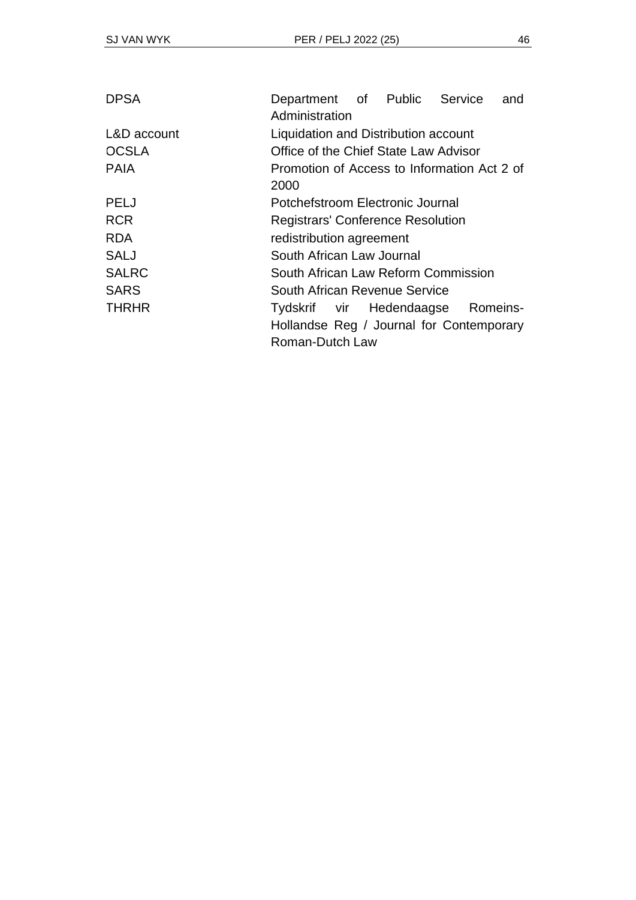| | |
|---|---|
| DPSA | Department of Public Service and Administration |
| L&D account | Liquidation and Distribution account |
| OCSLA | Office of the Chief State Law Advisor |
| PAIA | Promotion of Access to Information Act 2 of 2000 |
| PELJ | Potchefstroom Electronic Journal |
| RCR | Registrars' Conference Resolution |
| RDA | redistribution agreement |
| SALJ | South African Law Journal |
| SALRC | South African Law Reform Commission |
| SARS | South African Revenue Service |
| THRHR | Tydskrif vir Hedendaagse Romeins-Hollandse Reg / Journal for Contemporary Roman-Dutch Law |